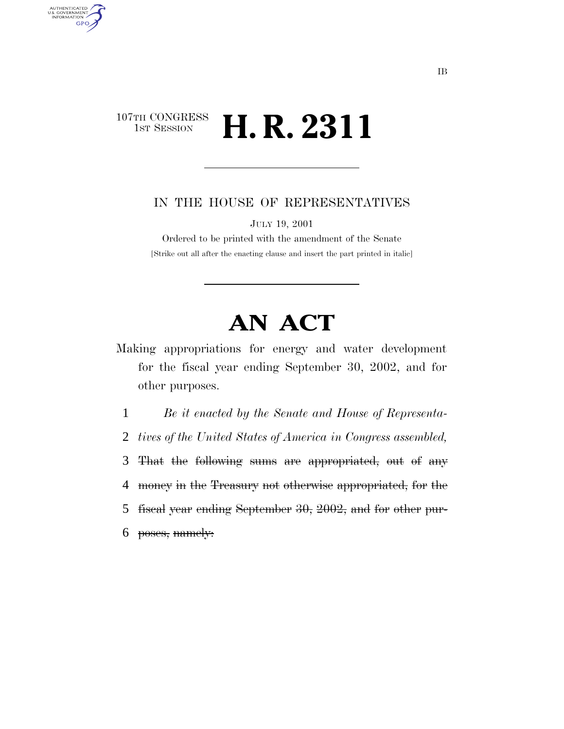IB

107TH CONGRESS
1ST SESSION

# H. R. 2311

IN THE HOUSE OF REPRESENTATIVES

JULY 19, 2001

Ordered to be printed with the amendment of the Senate

[Strike out all after the enacting clause and insert the part printed in italic]

# AN ACT

Making appropriations for energy and water development for the fiscal year ending September 30, 2002, and for other purposes.

1 *Be it enacted by the Senate and House of Representa-*
2 *tives of the United States of America in Congress assembled,*
3 ~~That the following sums are appropriated, out of any~~
4 ~~money in the Treasury not otherwise appropriated, for the~~
5 ~~fiscal year ending September 30, 2002, and for other pur-~~
6 ~~poses, namely:~~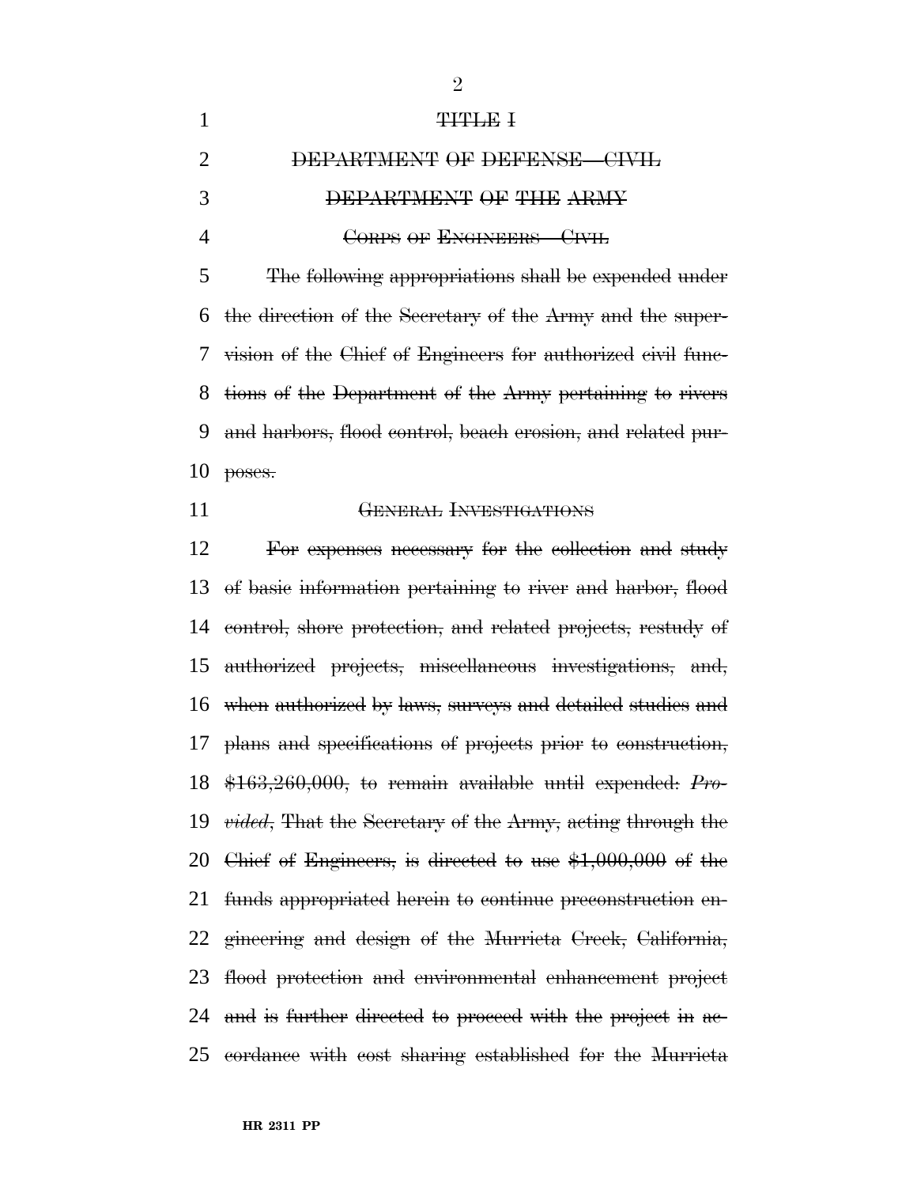TITLE I

DEPARTMENT OF DEFENSE—CIVIL

DEPARTMENT OF THE ARMY

CORPS OF ENGINEERS—CIVIL

The following appropriations shall be expended under the direction of the Secretary of the Army and the supervision of the Chief of Engineers for authorized civil functions of the Department of the Army pertaining to rivers and harbors, flood control, beach erosion, and related purposes.

GENERAL INVESTIGATIONS

For expenses necessary for the collection and study of basic information pertaining to river and harbor, flood control, shore protection, and related projects, restudy of authorized projects, miscellaneous investigations, and, when authorized by laws, surveys and detailed studies and plans and specifications of projects prior to construction, $163,260,000, to remain available until expended: *Provided*, That the Secretary of the Army, acting through the Chief of Engineers, is directed to use $1,000,000 of the funds appropriated herein to continue preconstruction engineering and design of the Murrieta Creek, California, flood protection and environmental enhancement project and is further directed to proceed with the project in accordance with cost sharing established for the Murrieta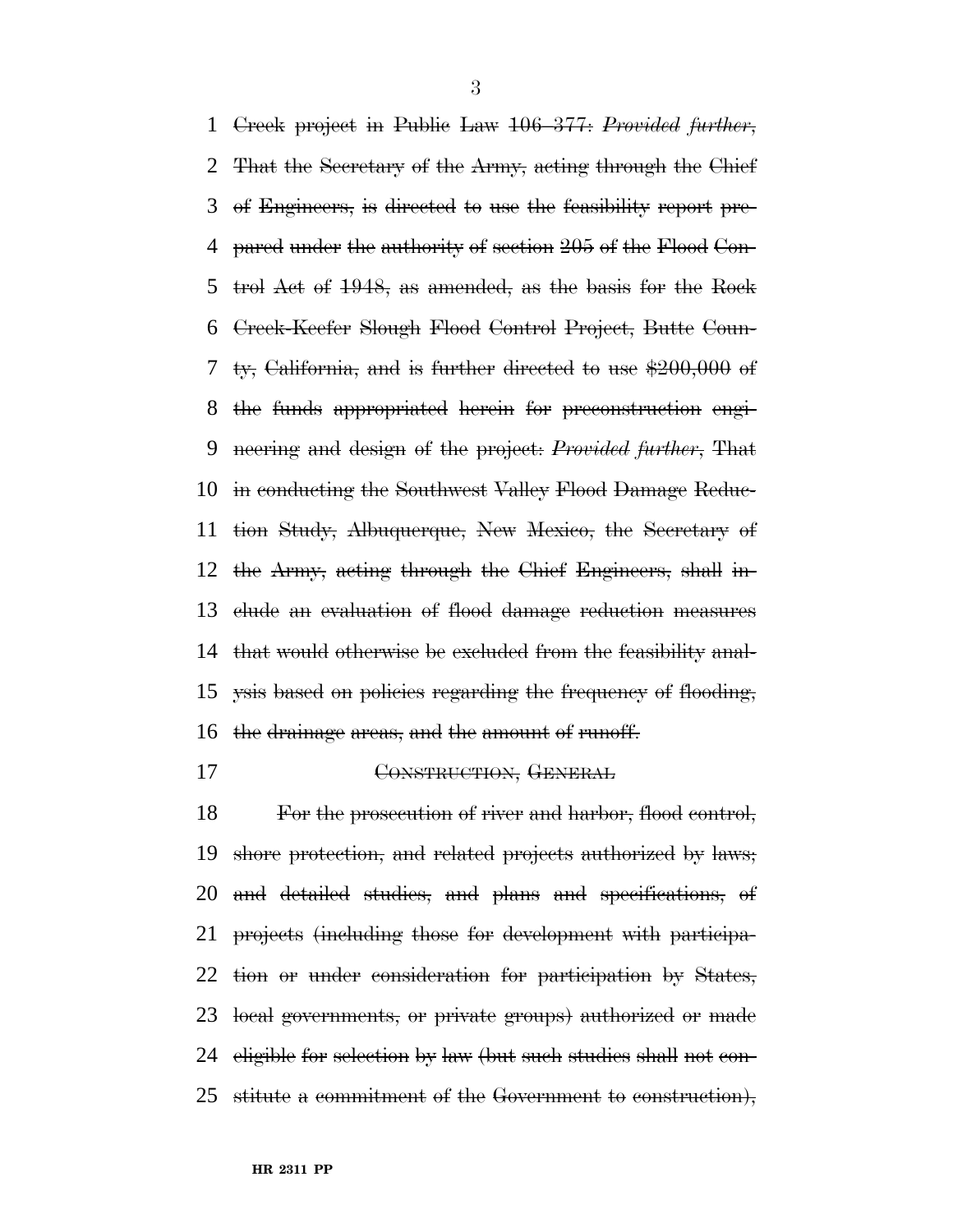~~Creek project in Public Law 106–377: *Provided further*, That the Secretary of the Army, acting through the Chief of Engineers, is directed to use the feasibility report prepared under the authority of section 205 of the Flood Control Act of 1948, as amended, as the basis for the Rock Creek-Keefer Slough Flood Control Project, Butte County, California, and is further directed to use $200,000 of the funds appropriated herein for preconstruction engineering and design of the project: *Provided further*, That in conducting the Southwest Valley Flood Damage Reduction Study, Albuquerque, New Mexico, the Secretary of the Army, acting through the Chief Engineers, shall include an evaluation of flood damage reduction measures that would otherwise be excluded from the feasibility analysis based on policies regarding the frequency of flooding, the drainage areas, and the amount of runoff.~~

~~CONSTRUCTION, GENERAL~~

~~For the prosecution of river and harbor, flood control, shore protection, and related projects authorized by laws; and detailed studies, and plans and specifications, of projects (including those for development with participation or under consideration for participation by States, local governments, or private groups) authorized or made eligible for selection by law (but such studies shall not constitute a commitment of the Government to construction),~~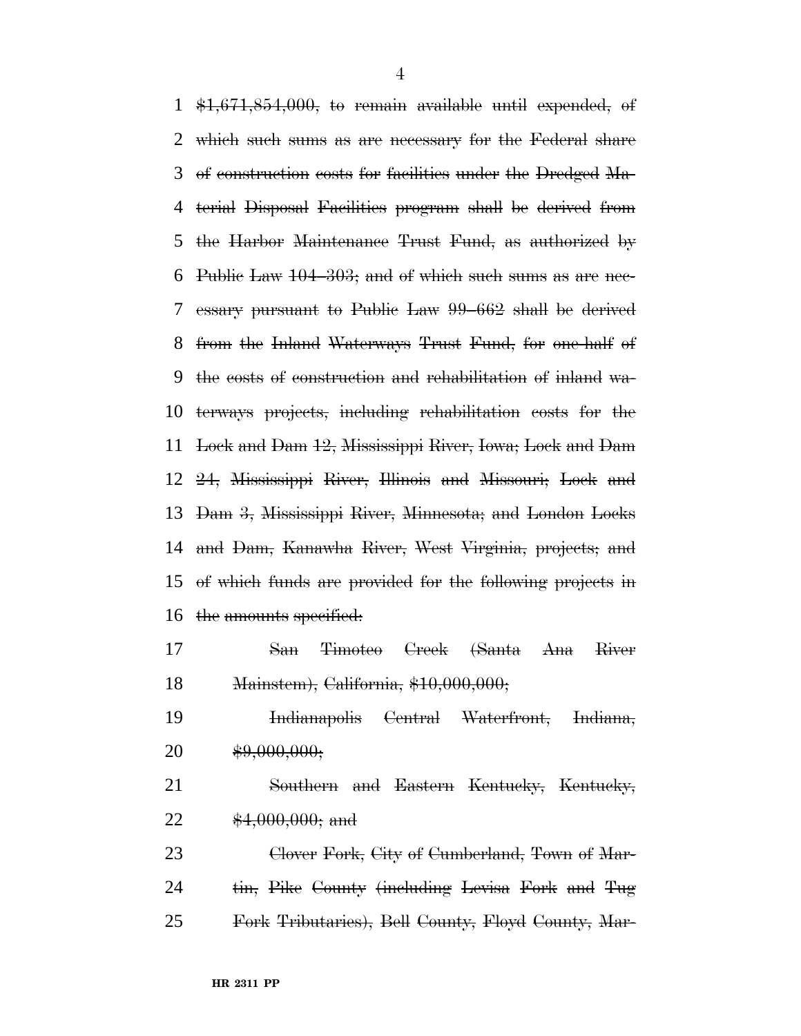~~$1,671,854,000, to remain available until expended, of which such sums as are necessary for the Federal share of construction costs for facilities under the Dredged Material Disposal Facilities program shall be derived from the Harbor Maintenance Trust Fund, as authorized by Public Law 104–303; and of which such sums as are necessary pursuant to Public Law 99–662 shall be derived from the Inland Waterways Trust Fund, for one-half of the costs of construction and rehabilitation of inland waterways projects, including rehabilitation costs for the Lock and Dam 12, Mississippi River, Iowa; Lock and Dam 24, Mississippi River, Illinois and Missouri; Lock and Dam 3, Mississippi River, Minnesota; and London Locks and Dam, Kanawha River, West Virginia, projects; and of which funds are provided for the following projects in the amounts specified:~~

~~San Timoteo Creek (Santa Ana River Mainstem), California, $10,000,000;~~

~~Indianapolis Central Waterfront, Indiana, $9,000,000;~~

~~Southern and Eastern Kentucky, Kentucky, $4,000,000; and~~

~~Clover Fork, City of Cumberland, Town of Martin, Pike County (including Levisa Fork and Tug Fork Tributaries), Bell County, Floyd County, Mar-~~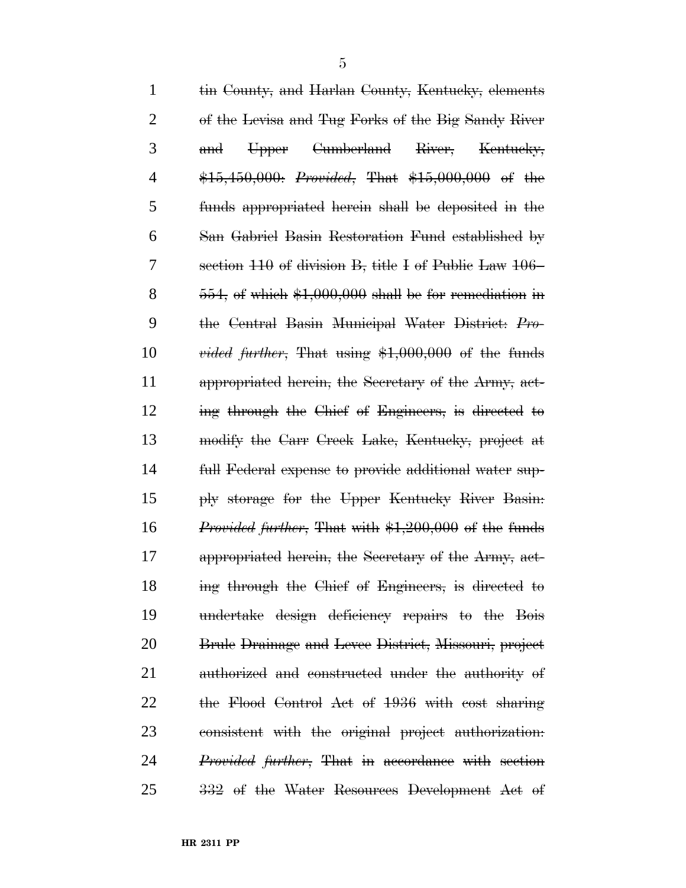1 tin County, and Harlan County, Kentucky, elements
2 of the Levisa and Tug Forks of the Big Sandy River
3 and Upper Cumberland River, Kentucky,
4 $15,450,000: *Provided*, That $15,000,000 of the
5 funds appropriated herein shall be deposited in the
6 San Gabriel Basin Restoration Fund established by
7 section 110 of division B, title I of Public Law 106–
8 554, of which $1,000,000 shall be for remediation in
9 the Central Basin Municipal Water District: *Pro-*
10 *vided further*, That using $1,000,000 of the funds
11 appropriated herein, the Secretary of the Army, act-
12 ing through the Chief of Engineers, is directed to
13 modify the Carr Creek Lake, Kentucky, project at
14 full Federal expense to provide additional water sup-
15 ply storage for the Upper Kentucky River Basin:
16 *Provided further*, That with $1,200,000 of the funds
17 appropriated herein, the Secretary of the Army, act-
18 ing through the Chief of Engineers, is directed to
19 undertake design deficiency repairs to the Bois
20 Brule Drainage and Levee District, Missouri, project
21 authorized and constructed under the authority of
22 the Flood Control Act of 1936 with cost sharing
23 consistent with the original project authorization:
24 *Provided further*, That in accordance with section
25 332 of the Water Resources Development Act of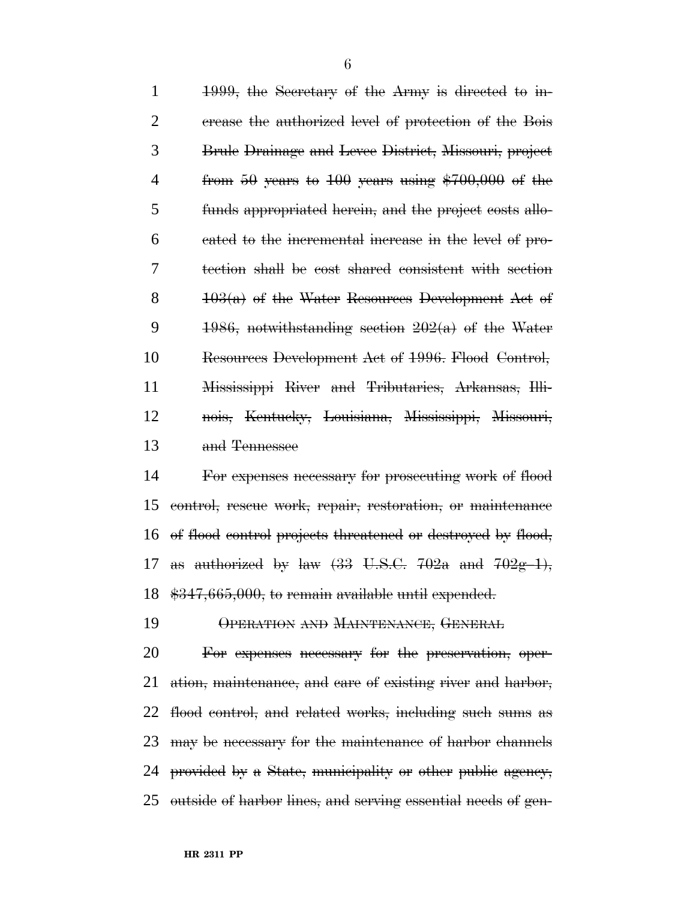~~1999, the Secretary of the Army is directed to increase the authorized level of protection of the Bois Brule Drainage and Levee District, Missouri, project from 50 years to 100 years using $700,000 of the funds appropriated herein, and the project costs allocated to the incremental increase in the level of protection shall be cost shared consistent with section 103(a) of the Water Resources Development Act of 1986, notwithstanding section 202(a) of the Water Resources Development Act of 1996. Flood Control, Mississippi River and Tributaries, Arkansas, Illinois, Kentucky, Louisiana, Mississippi, Missouri, and Tennessee~~

~~For expenses necessary for prosecuting work of flood control, rescue work, repair, restoration, or maintenance of flood control projects threatened or destroyed by flood, as authorized by law (33 U.S.C. 702a and 702g–1), $347,665,000, to remain available until expended.~~

~~OPERATION AND MAINTENANCE, GENERAL~~

~~For expenses necessary for the preservation, operation, maintenance, and care of existing river and harbor, flood control, and related works, including such sums as may be necessary for the maintenance of harbor channels provided by a State, municipality or other public agency, outside of harbor lines, and serving essential needs of gen-~~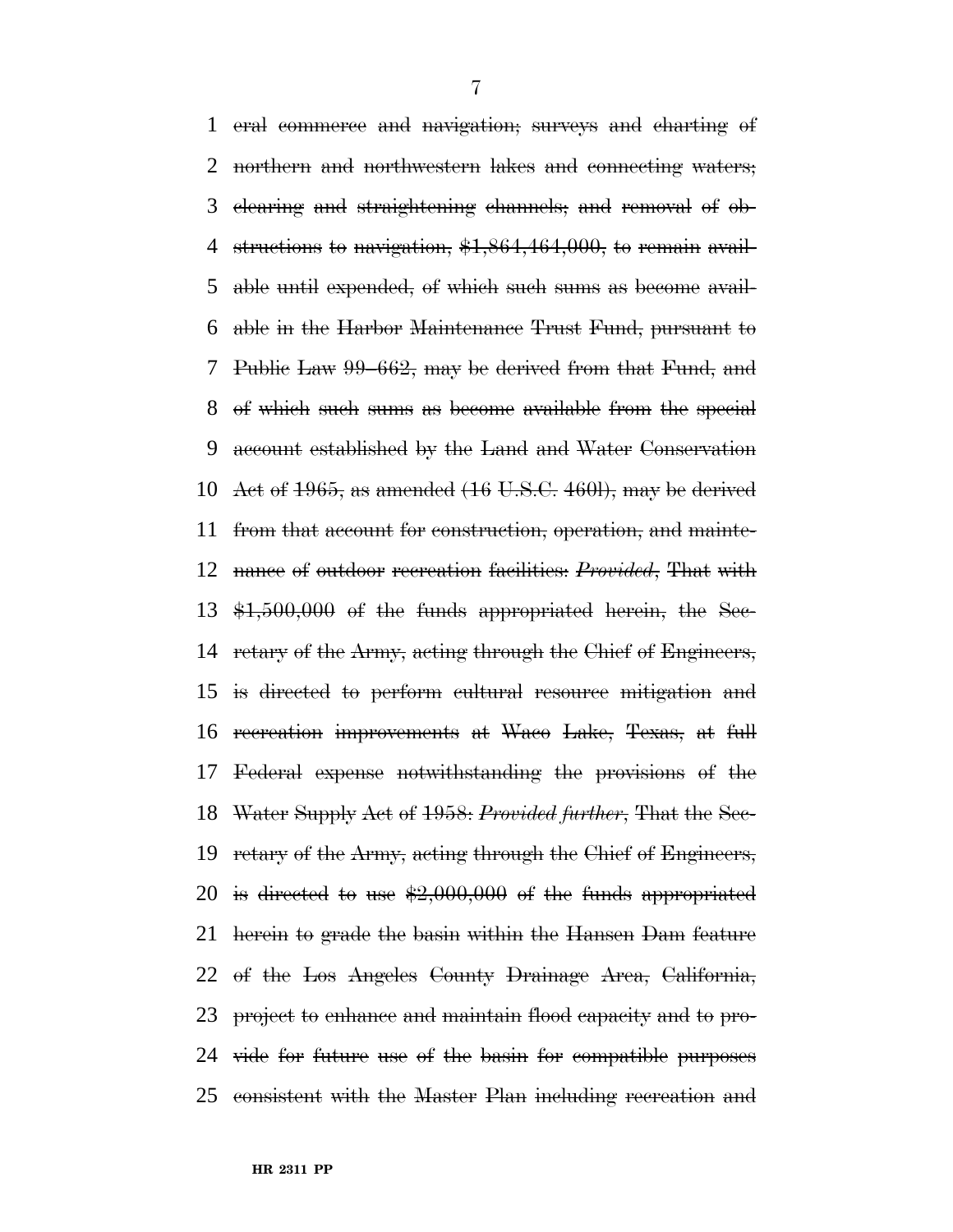eral commerce and navigation; surveys and charting of northern and northwestern lakes and connecting waters; clearing and straightening channels; and removal of obstructions to navigation, $1,864,464,000, to remain available until expended, of which such sums as become available in the Harbor Maintenance Trust Fund, pursuant to Public Law 99–662, may be derived from that Fund, and of which such sums as become available from the special account established by the Land and Water Conservation Act of 1965, as amended (16 U.S.C. 460l), may be derived from that account for construction, operation, and maintenance of outdoor recreation facilities: *Provided*, That with $1,500,000 of the funds appropriated herein, the Secretary of the Army, acting through the Chief of Engineers, is directed to perform cultural resource mitigation and recreation improvements at Waco Lake, Texas, at full Federal expense notwithstanding the provisions of the Water Supply Act of 1958: *Provided further*, That the Secretary of the Army, acting through the Chief of Engineers, is directed to use $2,000,000 of the funds appropriated herein to grade the basin within the Hansen Dam feature of the Los Angeles County Drainage Area, California, project to enhance and maintain flood capacity and to provide for future use of the basin for compatible purposes consistent with the Master Plan including recreation and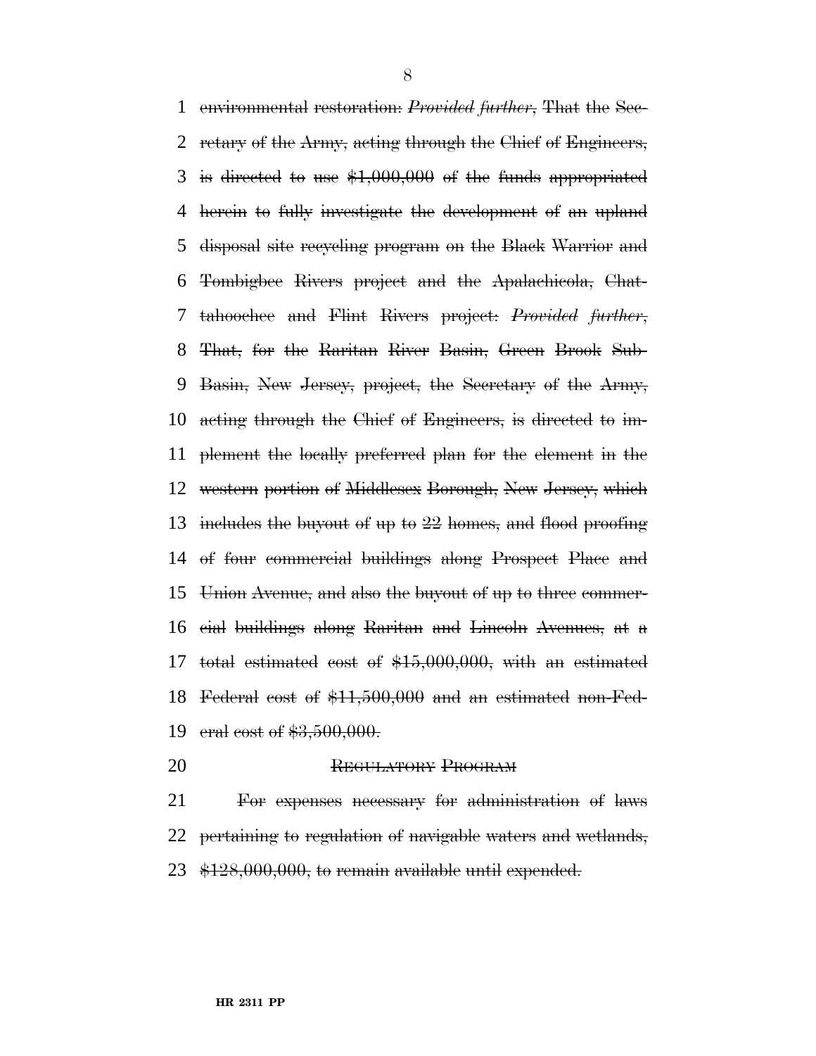1 ~~environmental restoration:~~ *Provided further*, ~~That the Sec-~~
2 ~~retary of the Army, acting through the Chief of Engineers,~~
3 ~~is directed to use $1,000,000 of the funds appropriated~~
4 ~~herein to fully investigate the development of an upland~~
5 ~~disposal site recycling program on the Black Warrior and~~
6 ~~Tombigbee Rivers project and the Apalachicola, Chat-~~
7 ~~tahoochee and Flint Rivers project:~~ *Provided further*,
8 ~~That, for the Raritan River Basin, Green Brook Sub-~~
9 ~~Basin, New Jersey, project, the Secretary of the Army,~~
10 ~~acting through the Chief of Engineers, is directed to im-~~
11 ~~plement the locally preferred plan for the element in the~~
12 ~~western portion of Middlesex Borough, New Jersey, which~~
13 ~~includes the buyout of up to 22 homes, and flood proofing~~
14 ~~of four commercial buildings along Prospect Place and~~
15 ~~Union Avenue, and also the buyout of up to three commer-~~
16 ~~cial buildings along Raritan and Lincoln Avenues, at a~~
17 ~~total estimated cost of $15,000,000, with an estimated~~
18 ~~Federal cost of $11,500,000 and an estimated non-Fed-~~
19 ~~eral cost of $3,500,000.~~

20 ~~REGULATORY PROGRAM~~

21 ~~For expenses necessary for administration of laws~~
22 ~~pertaining to regulation of navigable waters and wetlands,~~
23 ~~$128,000,000, to remain available until expended.~~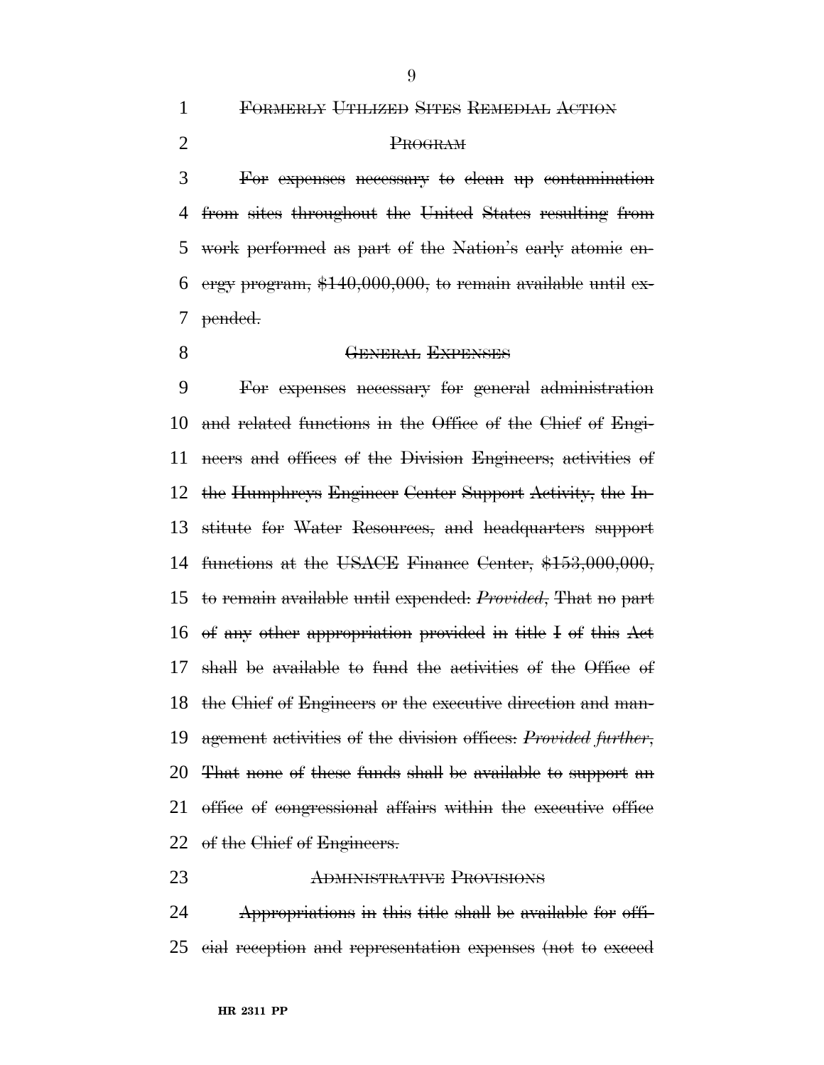FORMERLY UTILIZED SITES REMEDIAL ACTION PROGRAM

For expenses necessary to clean up contamination from sites throughout the United States resulting from work performed as part of the Nation's early atomic energy program, $140,000,000, to remain available until expended.

GENERAL EXPENSES

For expenses necessary for general administration and related functions in the Office of the Chief of Engineers and offices of the Division Engineers; activities of the Humphreys Engineer Center Support Activity, the Institute for Water Resources, and headquarters support functions at the USACE Finance Center, $153,000,000, to remain available until expended: *Provided*, That no part of any other appropriation provided in title I of this Act shall be available to fund the activities of the Office of the Chief of Engineers or the executive direction and management activities of the division offices: *Provided further*, That none of these funds shall be available to support an office of congressional affairs within the executive office of the Chief of Engineers.

ADMINISTRATIVE PROVISIONS

Appropriations in this title shall be available for official reception and representation expenses (not to exceed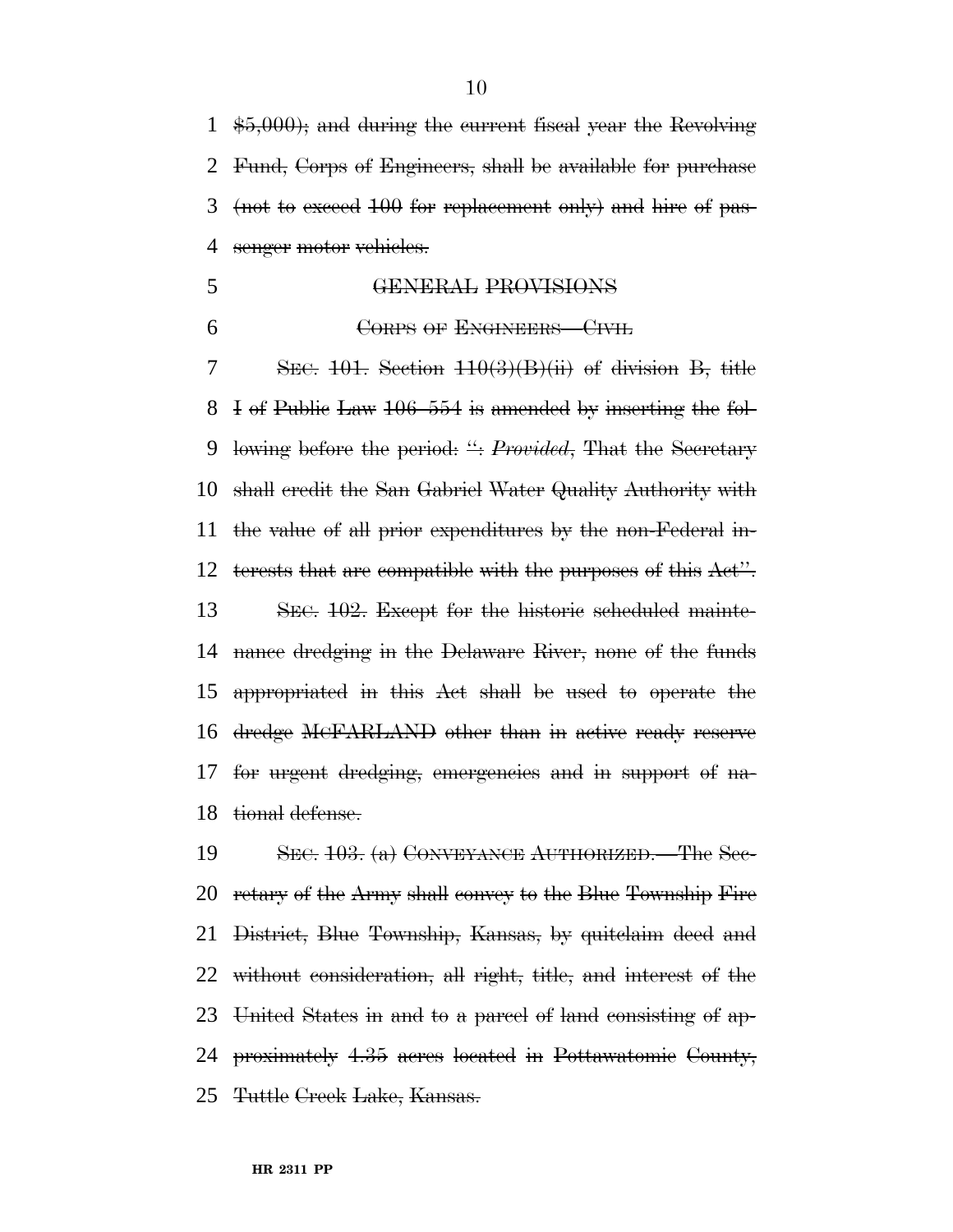$5,000); and during the current fiscal year the Revolving Fund, Corps of Engineers, shall be available for purchase (not to exceed 100 for replacement only) and hire of passenger motor vehicles.

GENERAL PROVISIONS

CORPS OF ENGINEERS—CIVIL

SEC. 101. Section 110(3)(B)(ii) of division B, title I of Public Law 106–554 is amended by inserting the following before the period: ": *Provided*, That the Secretary shall credit the San Gabriel Water Quality Authority with the value of all prior expenditures by the non-Federal interests that are compatible with the purposes of this Act".

SEC. 102. Except for the historic scheduled maintenance dredging in the Delaware River, none of the funds appropriated in this Act shall be used to operate the dredge MCFARLAND other than in active ready reserve for urgent dredging, emergencies and in support of national defense.

SEC. 103. (a) CONVEYANCE AUTHORIZED.—The Secretary of the Army shall convey to the Blue Township Fire District, Blue Township, Kansas, by quitclaim deed and without consideration, all right, title, and interest of the United States in and to a parcel of land consisting of approximately 4.35 acres located in Pottawatomie County, Tuttle Creek Lake, Kansas.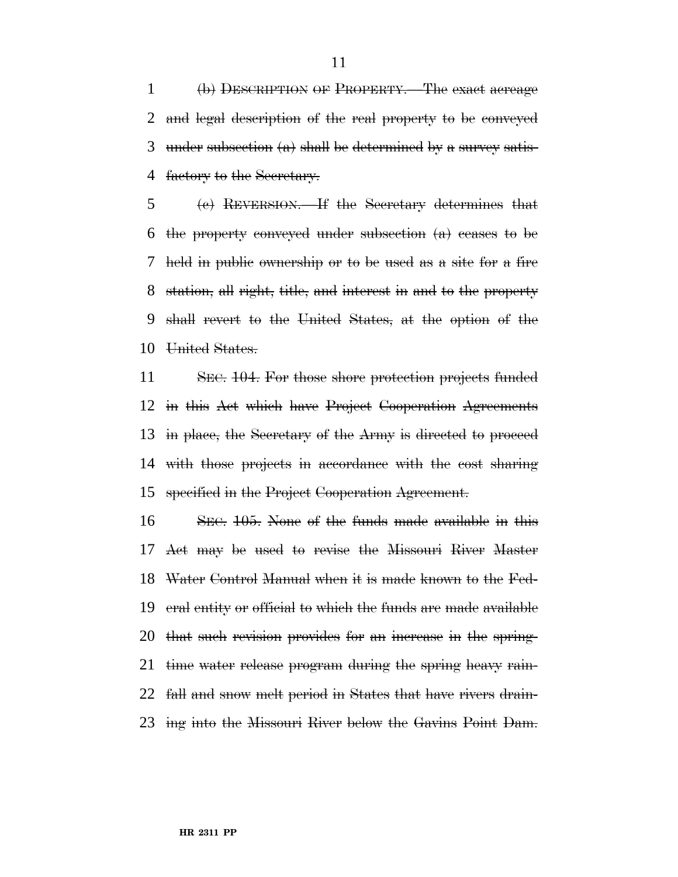~~(b) DESCRIPTION OF PROPERTY.—The exact acreage and legal description of the real property to be conveyed under subsection (a) shall be determined by a survey satisfactory to the Secretary.~~

~~(c) REVERSION.—If the Secretary determines that the property conveyed under subsection (a) ceases to be held in public ownership or to be used as a site for a fire station, all right, title, and interest in and to the property shall revert to the United States, at the option of the United States.~~

~~SEC. 104. For those shore protection projects funded in this Act which have Project Cooperation Agreements in place, the Secretary of the Army is directed to proceed with those projects in accordance with the cost sharing specified in the Project Cooperation Agreement.~~

~~SEC. 105. None of the funds made available in this Act may be used to revise the Missouri River Master Water Control Manual when it is made known to the Federal entity or official to which the funds are made available that such revision provides for an increase in the springtime water release program during the spring heavy rainfall and snow melt period in States that have rivers draining into the Missouri River below the Gavins Point Dam.~~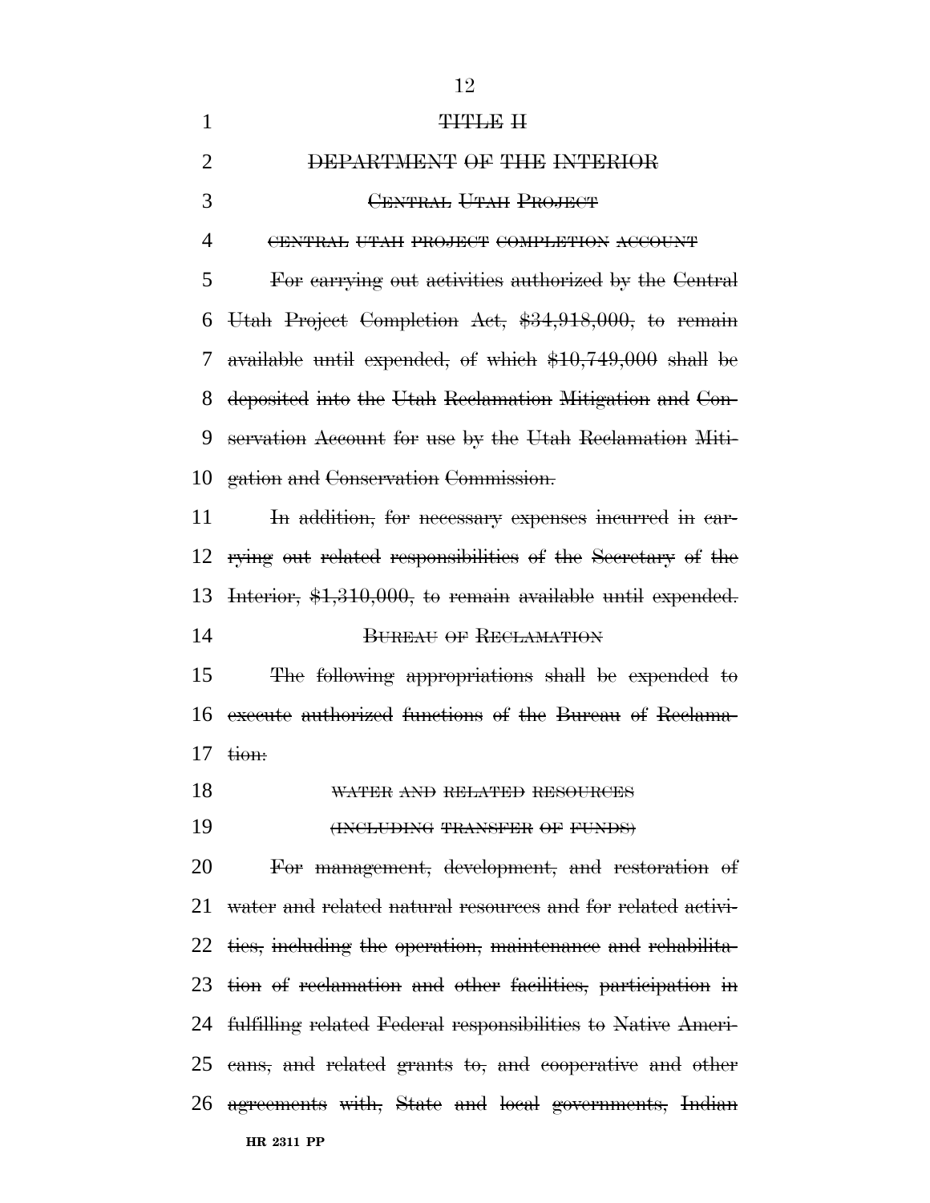~~TITLE II~~

~~DEPARTMENT OF THE INTERIOR~~

~~CENTRAL UTAH PROJECT~~

~~CENTRAL UTAH PROJECT COMPLETION ACCOUNT~~

~~For carrying out activities authorized by the Central Utah Project Completion Act, $34,918,000, to remain available until expended, of which $10,749,000 shall be deposited into the Utah Reclamation Mitigation and Conservation Account for use by the Utah Reclamation Mitigation and Conservation Commission.~~

~~In addition, for necessary expenses incurred in carrying out related responsibilities of the Secretary of the Interior, $1,310,000, to remain available until expended.~~

~~BUREAU OF RECLAMATION~~

~~The following appropriations shall be expended to execute authorized functions of the Bureau of Reclamation:~~

~~WATER AND RELATED RESOURCES~~

~~(INCLUDING TRANSFER OF FUNDS)~~

~~For management, development, and restoration of water and related natural resources and for related activities, including the operation, maintenance and rehabilitation of reclamation and other facilities, participation in fulfilling related Federal responsibilities to Native Americans, and related grants to, and cooperative and other agreements with, State and local governments, Indian~~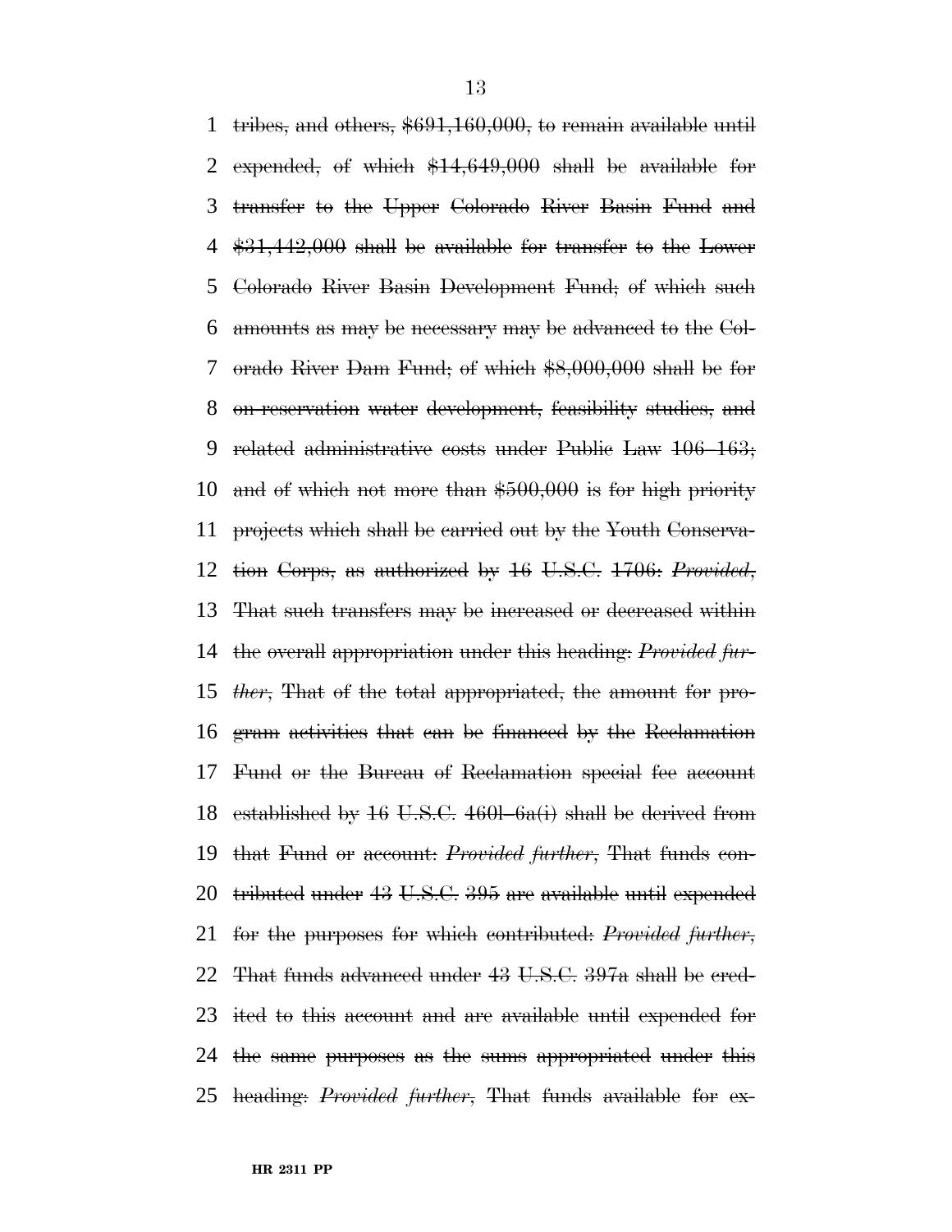1 tribes, and others, $691,160,000, to remain available until 2 expended, of which $14,649,000 shall be available for 3 transfer to the Upper Colorado River Basin Fund and 4 $31,442,000 shall be available for transfer to the Lower 5 Colorado River Basin Development Fund; of which such 6 amounts as may be necessary may be advanced to the Col- 7 orado River Dam Fund; of which $8,000,000 shall be for 8 on-reservation water development, feasibility studies, and 9 related administrative costs under Public Law 106–163; 10 and of which not more than $500,000 is for high priority 11 projects which shall be carried out by the Youth Conserva- 12 tion Corps, as authorized by 16 U.S.C. 1706: *Provided*, 13 That such transfers may be increased or decreased within 14 the overall appropriation under this heading: *Provided fur-* 15 *ther*, That of the total appropriated, the amount for pro- 16 gram activities that can be financed by the Reclamation 17 Fund or the Bureau of Reclamation special fee account 18 established by 16 U.S.C. 460l–6a(i) shall be derived from 19 that Fund or account: *Provided further*, That funds con- 20 tributed under 43 U.S.C. 395 are available until expended 21 for the purposes for which contributed: *Provided further*, 22 That funds advanced under 43 U.S.C. 397a shall be cred- 23 ited to this account and are available until expended for 24 the same purposes as the sums appropriated under this 25 heading: *Provided further*, That funds available for ex-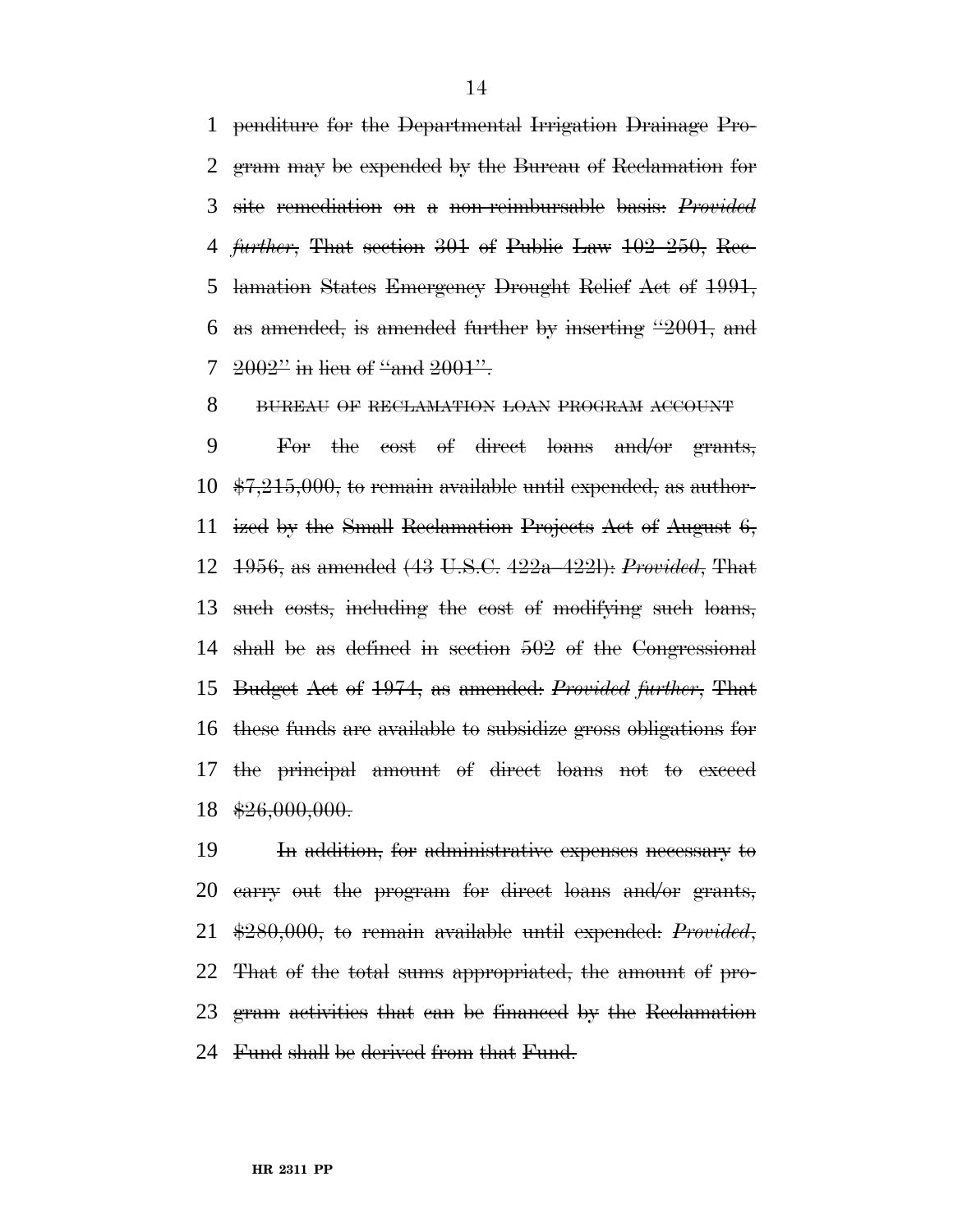penditure for the Departmental Irrigation Drainage Program may be expended by the Bureau of Reclamation for site remediation on a non-reimbursable basis: *Provided further*, That section 301 of Public Law 102–250, Reclamation States Emergency Drought Relief Act of 1991, as amended, is amended further by inserting "2001, and 2002" in lieu of "and 2001".

BUREAU OF RECLAMATION LOAN PROGRAM ACCOUNT

For the cost of direct loans and/or grants, $7,215,000, to remain available until expended, as authorized by the Small Reclamation Projects Act of August 6, 1956, as amended (43 U.S.C. 422a–422l): *Provided*, That such costs, including the cost of modifying such loans, shall be as defined in section 502 of the Congressional Budget Act of 1974, as amended: *Provided further*, That these funds are available to subsidize gross obligations for the principal amount of direct loans not to exceed $26,000,000.

In addition, for administrative expenses necessary to carry out the program for direct loans and/or grants, $280,000, to remain available until expended: *Provided*, That of the total sums appropriated, the amount of program activities that can be financed by the Reclamation Fund shall be derived from that Fund.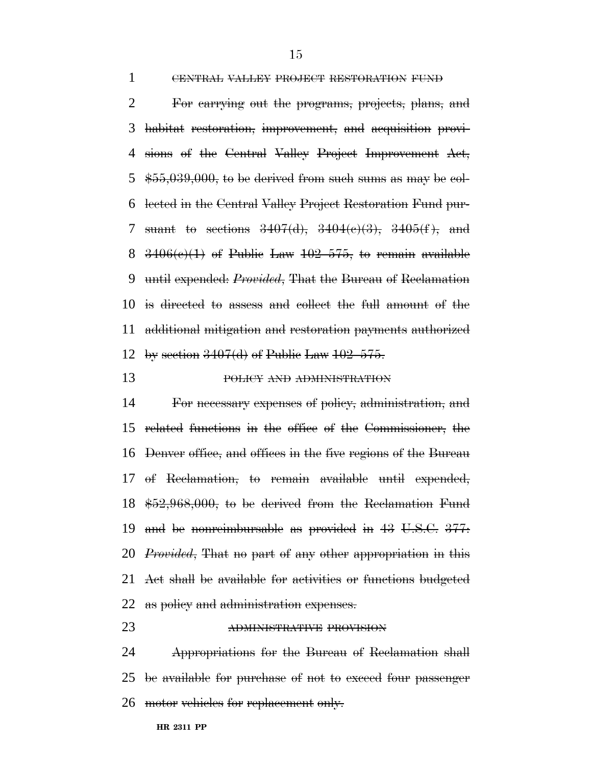~~CENTRAL VALLEY PROJECT RESTORATION FUND~~

~~For carrying out the programs, projects, plans, and habitat restoration, improvement, and acquisition provisions of the Central Valley Project Improvement Act, $55,039,000, to be derived from such sums as may be collected in the Central Valley Project Restoration Fund pursuant to sections 3407(d), 3404(c)(3), 3405(f), and 3406(c)(1) of Public Law 102–575, to remain available until expended: *Provided*, That the Bureau of Reclamation is directed to assess and collect the full amount of the additional mitigation and restoration payments authorized by section 3407(d) of Public Law 102–575.~~

~~POLICY AND ADMINISTRATION~~

~~For necessary expenses of policy, administration, and related functions in the office of the Commissioner, the Denver office, and offices in the five regions of the Bureau of Reclamation, to remain available until expended, $52,968,000, to be derived from the Reclamation Fund and be nonreimbursable as provided in 43 U.S.C. 377: *Provided*, That no part of any other appropriation in this Act shall be available for activities or functions budgeted as policy and administration expenses.~~

~~ADMINISTRATIVE PROVISION~~

~~Appropriations for the Bureau of Reclamation shall be available for purchase of not to exceed four passenger motor vehicles for replacement only.~~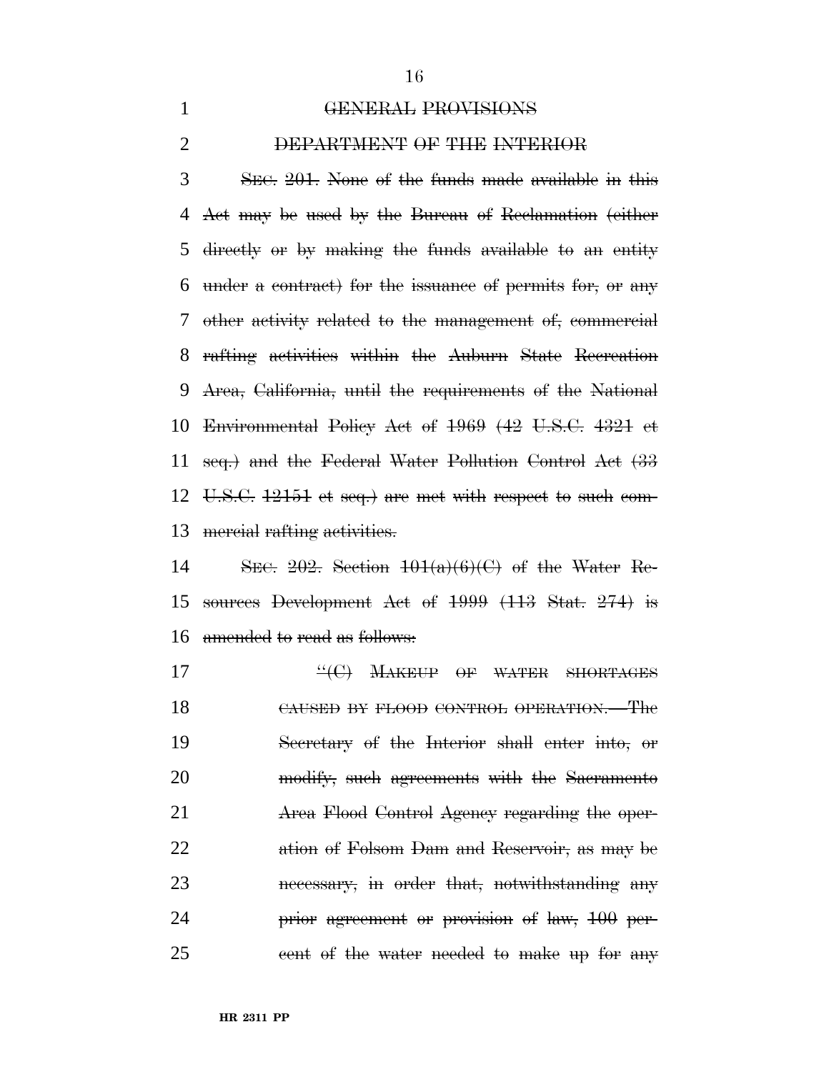~~GENERAL PROVISIONS~~

~~DEPARTMENT OF THE INTERIOR~~

~~SEC. 201. None of the funds made available in this Act may be used by the Bureau of Reclamation (either directly or by making the funds available to an entity under a contract) for the issuance of permits for, or any other activity related to the management of, commercial rafting activities within the Auburn State Recreation Area, California, until the requirements of the National Environmental Policy Act of 1969 (42 U.S.C. 4321 et seq.) and the Federal Water Pollution Control Act (33 U.S.C. 12151 et seq.) are met with respect to such commercial rafting activities.~~

~~SEC. 202. Section 101(a)(6)(C) of the Water Resources Development Act of 1999 (113 Stat. 274) is amended to read as follows:~~

~~"(C) MAKEUP OF WATER SHORTAGES CAUSED BY FLOOD CONTROL OPERATION.—The Secretary of the Interior shall enter into, or modify, such agreements with the Sacramento Area Flood Control Agency regarding the operation of Folsom Dam and Reservoir, as may be necessary, in order that, notwithstanding any prior agreement or provision of law, 100 percent of the water needed to make up for any~~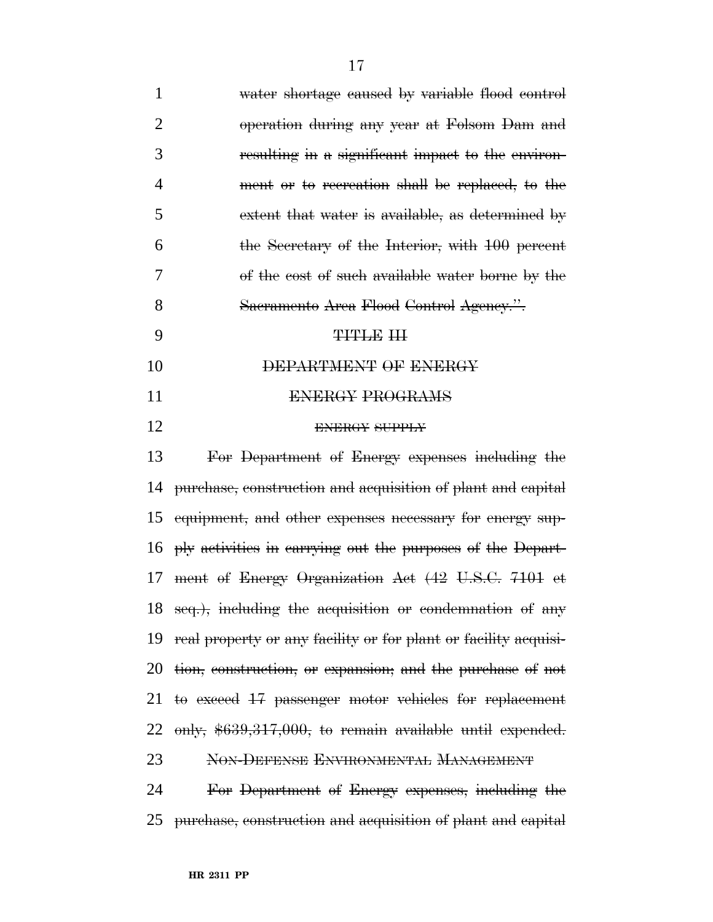water shortage caused by variable flood control operation during any year at Folsom Dam and resulting in a significant impact to the environment or to recreation shall be replaced, to the extent that water is available, as determined by the Secretary of the Interior, with 100 percent of the cost of such available water borne by the Sacramento Area Flood Control Agency.".

TITLE III

DEPARTMENT OF ENERGY

ENERGY PROGRAMS

ENERGY SUPPLY

For Department of Energy expenses including the purchase, construction and acquisition of plant and capital equipment, and other expenses necessary for energy supply activities in carrying out the purposes of the Department of Energy Organization Act (42 U.S.C. 7101 et seq.), including the acquisition or condemnation of any real property or any facility or for plant or facility acquisition, construction, or expansion; and the purchase of not to exceed 17 passenger motor vehicles for replacement only, $639,317,000, to remain available until expended.

NON-DEFENSE ENVIRONMENTAL MANAGEMENT

For Department of Energy expenses, including the purchase, construction and acquisition of plant and capital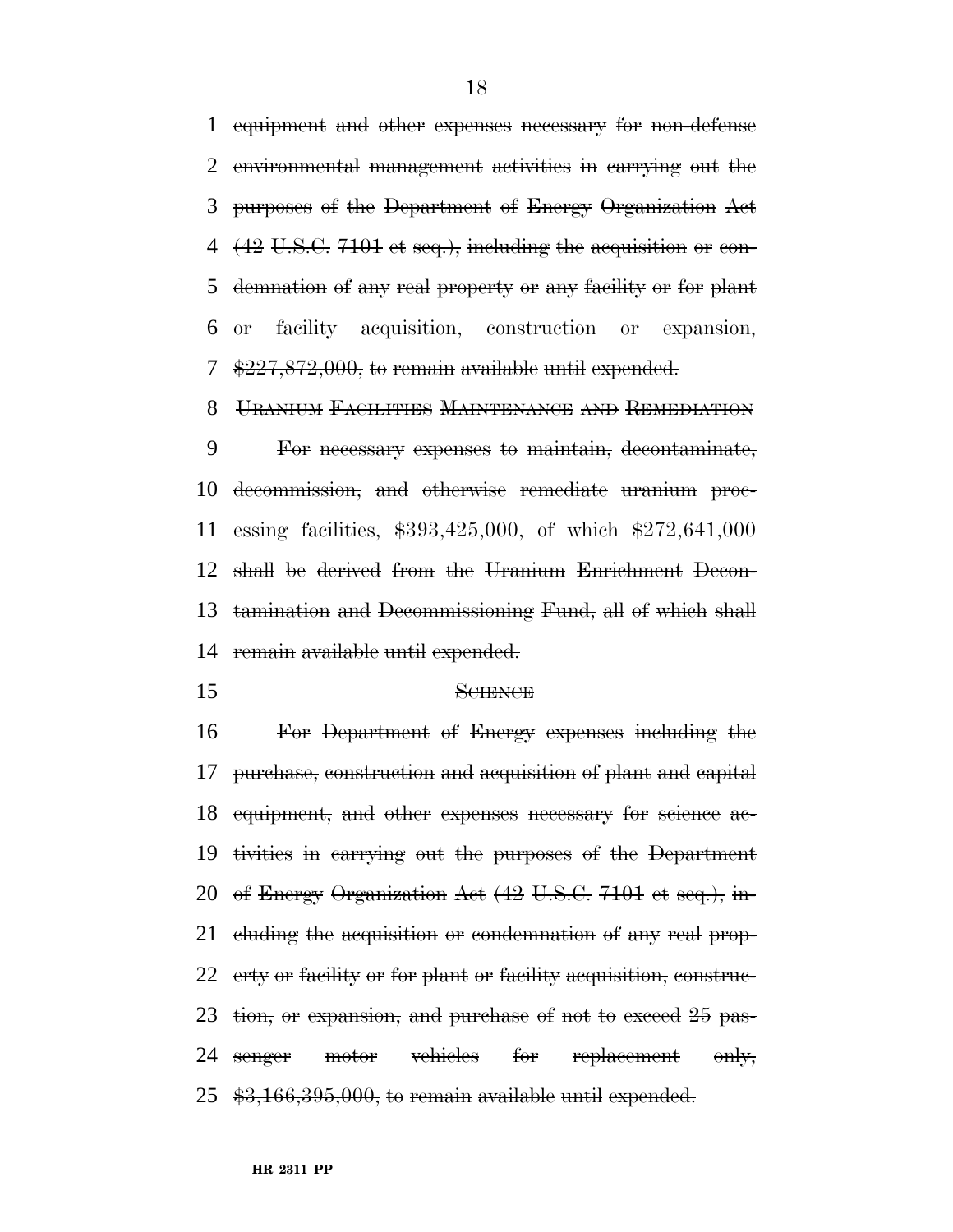~~equipment and other expenses necessary for non-defense environmental management activities in carrying out the purposes of the Department of Energy Organization Act (42 U.S.C. 7101 et seq.), including the acquisition or condemnation of any real property or any facility or for plant or facility acquisition, construction or expansion, $227,872,000, to remain available until expended.~~

~~URANIUM FACILITIES MAINTENANCE AND REMEDIATION~~

~~For necessary expenses to maintain, decontaminate, decommission, and otherwise remediate uranium processing facilities, $393,425,000, of which $272,641,000 shall be derived from the Uranium Enrichment Decontamination and Decommissioning Fund, all of which shall remain available until expended.~~

~~SCIENCE~~

~~For Department of Energy expenses including the purchase, construction and acquisition of plant and capital equipment, and other expenses necessary for science activities in carrying out the purposes of the Department of Energy Organization Act (42 U.S.C. 7101 et seq.), including the acquisition or condemnation of any real property or facility or for plant or facility acquisition, construction, or expansion, and purchase of not to exceed 25 passenger motor vehicles for replacement only, $3,166,395,000, to remain available until expended.~~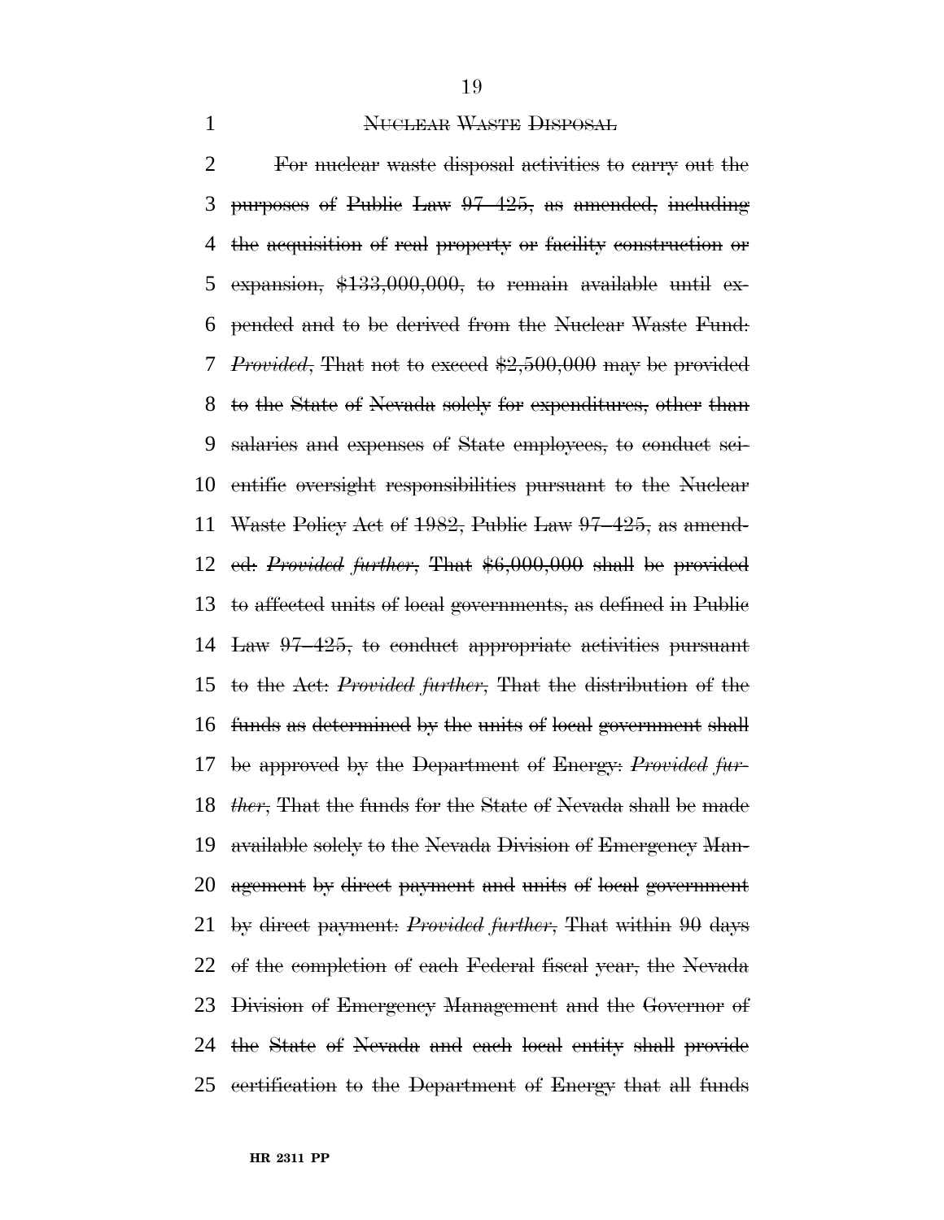~~NUCLEAR WASTE DISPOSAL~~

~~For nuclear waste disposal activities to carry out the purposes of Public Law 97–425, as amended, including the acquisition of real property or facility construction or expansion, $133,000,000, to remain available until expended and to be derived from the Nuclear Waste Fund: *Provided*, That not to exceed $2,500,000 may be provided to the State of Nevada solely for expenditures, other than salaries and expenses of State employees, to conduct scientific oversight responsibilities pursuant to the Nuclear Waste Policy Act of 1982, Public Law 97–425, as amended: *Provided further*, That $6,000,000 shall be provided to affected units of local governments, as defined in Public Law 97–425, to conduct appropriate activities pursuant to the Act: *Provided further*, That the distribution of the funds as determined by the units of local government shall be approved by the Department of Energy: *Provided further*, That the funds for the State of Nevada shall be made available solely to the Nevada Division of Emergency Management by direct payment and units of local government by direct payment: *Provided further*, That within 90 days of the completion of each Federal fiscal year, the Nevada Division of Emergency Management and the Governor of the State of Nevada and each local entity shall provide certification to the Department of Energy that all funds~~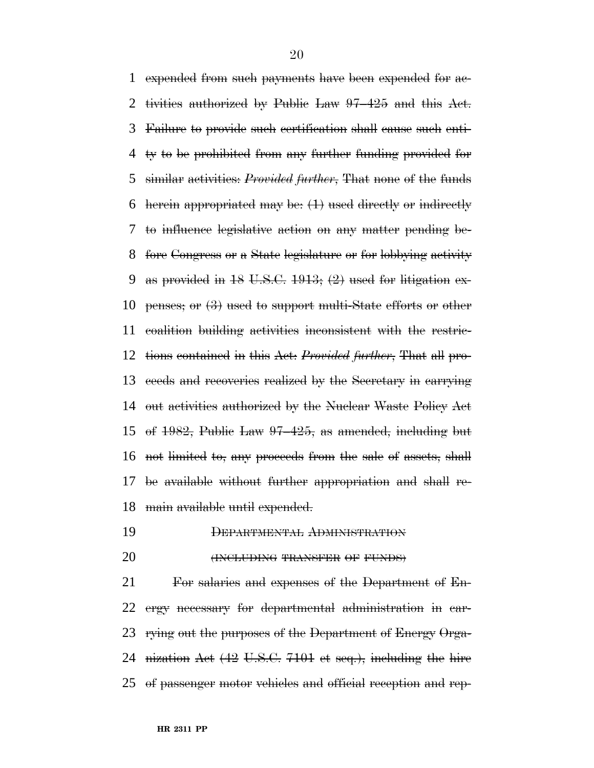~~expended from such payments have been expended for activities authorized by Public Law 97–425 and this Act. Failure to provide such certification shall cause such entity to be prohibited from any further funding provided for similar activities: *Provided further*, That none of the funds herein appropriated may be: (1) used directly or indirectly to influence legislative action on any matter pending before Congress or a State legislature or for lobbying activity as provided in 18 U.S.C. 1913; (2) used for litigation expenses; or (3) used to support multi-State efforts or other coalition building activities inconsistent with the restrictions contained in this Act: *Provided further*, That all proceeds and recoveries realized by the Secretary in carrying out activities authorized by the Nuclear Waste Policy Act of 1982, Public Law 97–425, as amended, including but not limited to, any proceeds from the sale of assets, shall be available without further appropriation and shall remain available until expended.~~

~~DEPARTMENTAL ADMINISTRATION~~

~~(INCLUDING TRANSFER OF FUNDS)~~

~~For salaries and expenses of the Department of Energy necessary for departmental administration in carrying out the purposes of the Department of Energy Organization Act (42 U.S.C. 7101 et seq.), including the hire of passenger motor vehicles and official reception and rep-~~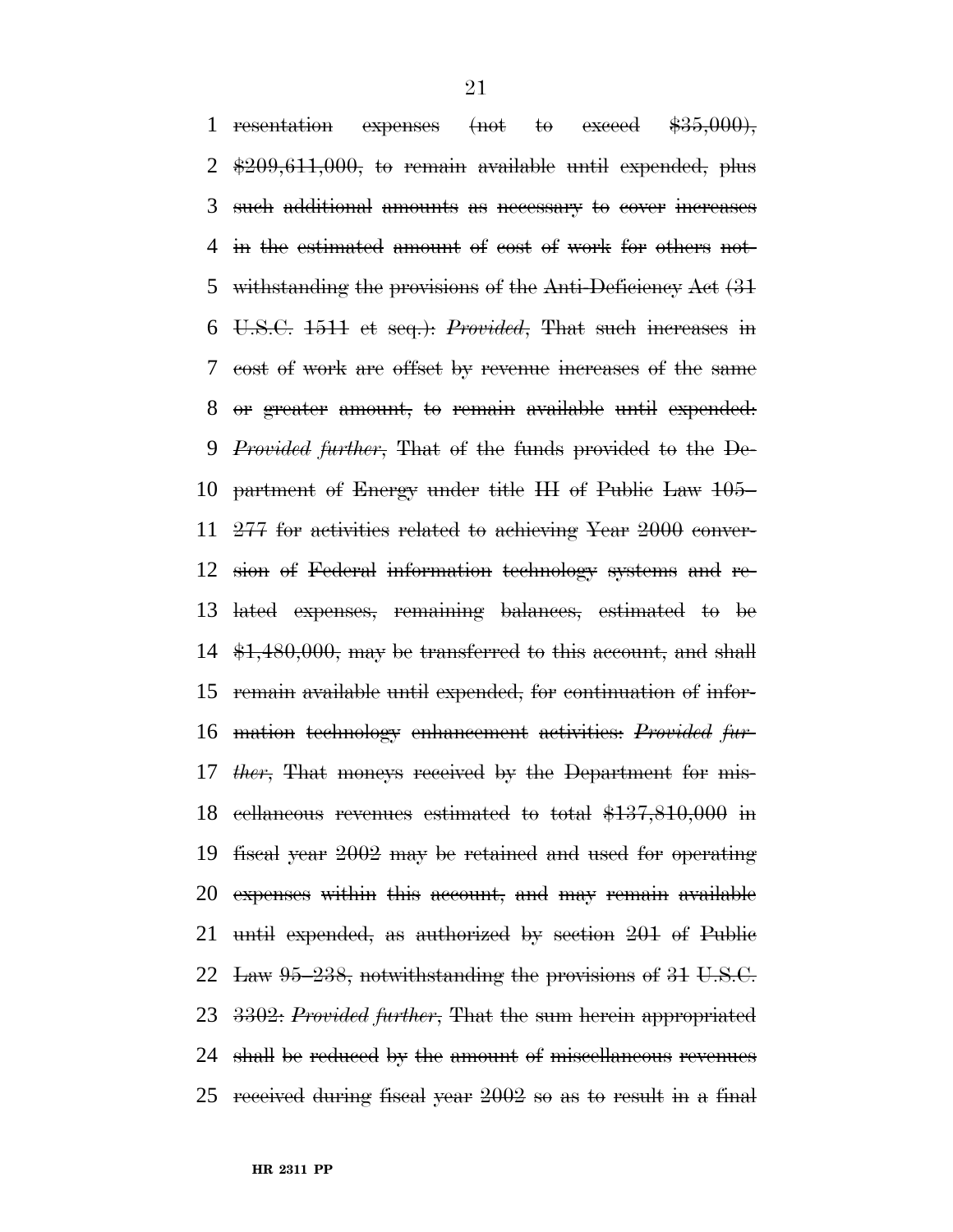1 ~~resentation expenses (not to exceed $35,000),~~
2 ~~$209,611,000, to remain available until expended, plus~~
3 ~~such additional amounts as necessary to cover increases~~
4 ~~in the estimated amount of cost of work for others not-~~
5 ~~withstanding the provisions of the Anti-Deficiency Act (31~~
6 ~~U.S.C. 1511 et seq.): *Provided*, That such increases in~~
7 ~~cost of work are offset by revenue increases of the same~~
8 ~~or greater amount, to remain available until expended:~~
9 ~~*Provided further*, That of the funds provided to the De-~~
10 ~~partment of Energy under title III of Public Law 105–~~
11 ~~277 for activities related to achieving Year 2000 conver-~~
12 ~~sion of Federal information technology systems and re-~~
13 ~~lated expenses, remaining balances, estimated to be~~
14 ~~$1,480,000, may be transferred to this account, and shall~~
15 ~~remain available until expended, for continuation of infor-~~
16 ~~mation technology enhancement activities: *Provided fur-*~~
17 ~~*ther*, That moneys received by the Department for mis-~~
18 ~~cellaneous revenues estimated to total $137,810,000 in~~
19 ~~fiscal year 2002 may be retained and used for operating~~
20 ~~expenses within this account, and may remain available~~
21 ~~until expended, as authorized by section 201 of Public~~
22 ~~Law 95–238, notwithstanding the provisions of 31 U.S.C.~~
23 ~~3302: *Provided further*, That the sum herein appropriated~~
24 ~~shall be reduced by the amount of miscellaneous revenues~~
25 ~~received during fiscal year 2002 so as to result in a final~~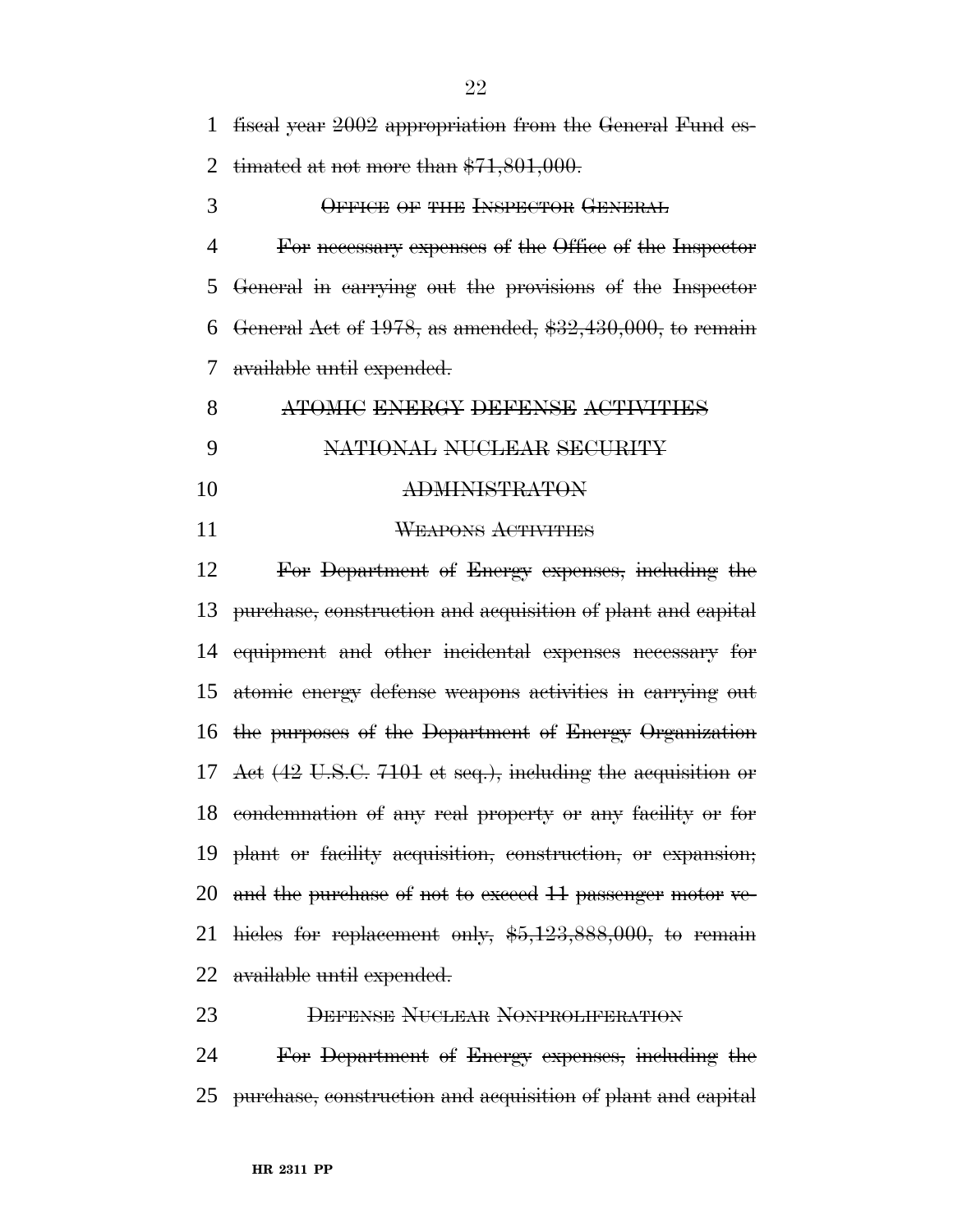fiscal year 2002 appropriation from the General Fund estimated at not more than $71,801,000.

OFFICE OF THE INSPECTOR GENERAL

For necessary expenses of the Office of the Inspector General in carrying out the provisions of the Inspector General Act of 1978, as amended, $32,430,000, to remain available until expended.

ATOMIC ENERGY DEFENSE ACTIVITIES

NATIONAL NUCLEAR SECURITY ADMINISTRATON

WEAPONS ACTIVITIES

For Department of Energy expenses, including the purchase, construction and acquisition of plant and capital equipment and other incidental expenses necessary for atomic energy defense weapons activities in carrying out the purposes of the Department of Energy Organization Act (42 U.S.C. 7101 et seq.), including the acquisition or condemnation of any real property or any facility or for plant or facility acquisition, construction, or expansion; and the purchase of not to exceed 11 passenger motor vehicles for replacement only, $5,123,888,000, to remain available until expended.

DEFENSE NUCLEAR NONPROLIFERATION

For Department of Energy expenses, including the purchase, construction and acquisition of plant and capital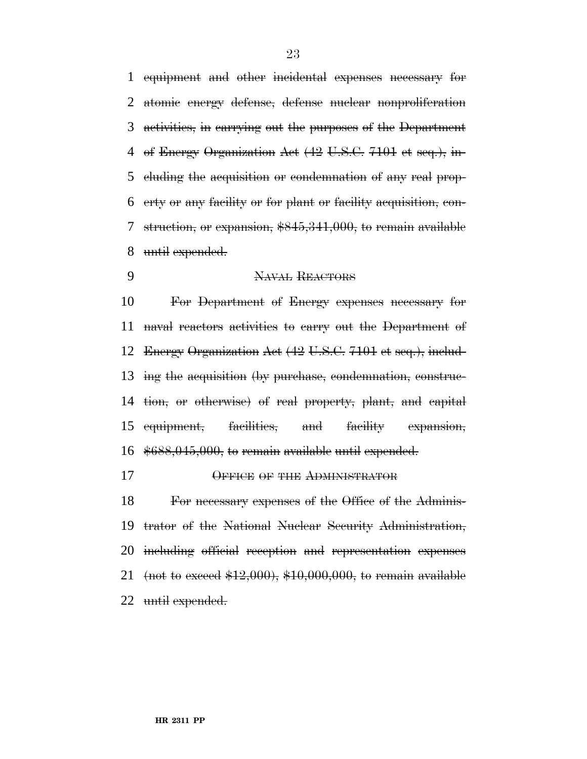~~equipment and other incidental expenses necessary for atomic energy defense, defense nuclear nonproliferation activities, in carrying out the purposes of the Department of Energy Organization Act (42 U.S.C. 7101 et seq.), including the acquisition or condemnation of any real property or any facility or for plant or facility acquisition, construction, or expansion, $845,341,000, to remain available until expended.~~

~~NAVAL REACTORS~~

~~For Department of Energy expenses necessary for naval reactors activities to carry out the Department of Energy Organization Act (42 U.S.C. 7101 et seq.), including the acquisition (by purchase, condemnation, construction, or otherwise) of real property, plant, and capital equipment, facilities, and facility expansion, $688,045,000, to remain available until expended.~~

~~OFFICE OF THE ADMINISTRATOR~~

~~For necessary expenses of the Office of the Administrator of the National Nuclear Security Administration, including official reception and representation expenses (not to exceed $12,000), $10,000,000, to remain available until expended.~~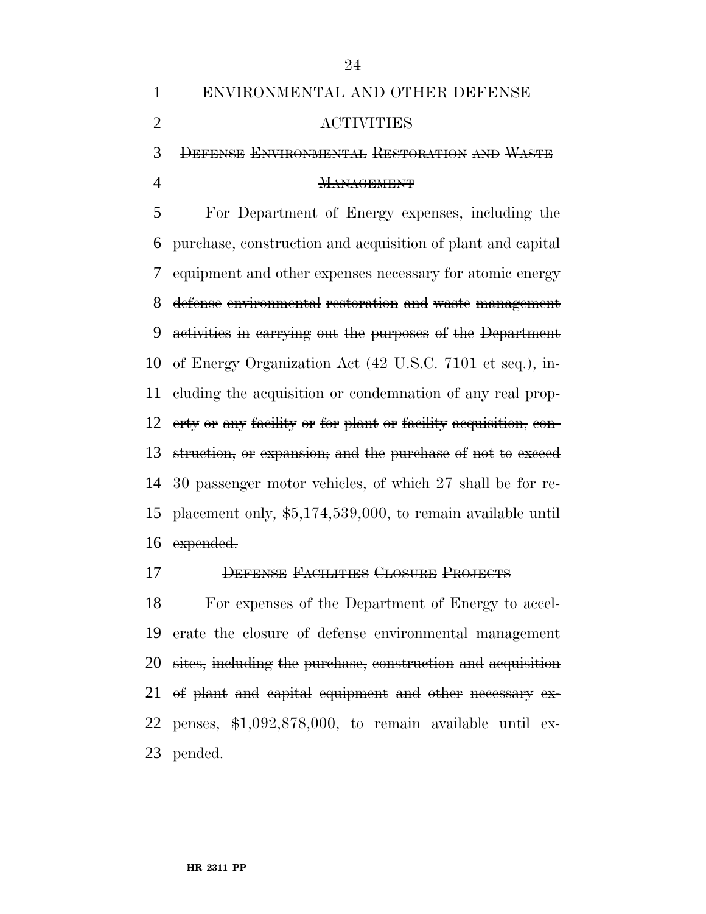~~ENVIRONMENTAL AND OTHER DEFENSE ACTIVITIES~~

~~DEFENSE ENVIRONMENTAL RESTORATION AND WASTE MANAGEMENT~~

~~For Department of Energy expenses, including the purchase, construction and acquisition of plant and capital equipment and other expenses necessary for atomic energy defense environmental restoration and waste management activities in carrying out the purposes of the Department of Energy Organization Act (42 U.S.C. 7101 et seq.), including the acquisition or condemnation of any real property or any facility or for plant or facility acquisition, construction, or expansion; and the purchase of not to exceed 30 passenger motor vehicles, of which 27 shall be for replacement only, $5,174,539,000, to remain available until expended.~~

~~DEFENSE FACILITIES CLOSURE PROJECTS~~

~~For expenses of the Department of Energy to accelerate the closure of defense environmental management sites, including the purchase, construction and acquisition of plant and capital equipment and other necessary expenses, $1,092,878,000, to remain available until expended.~~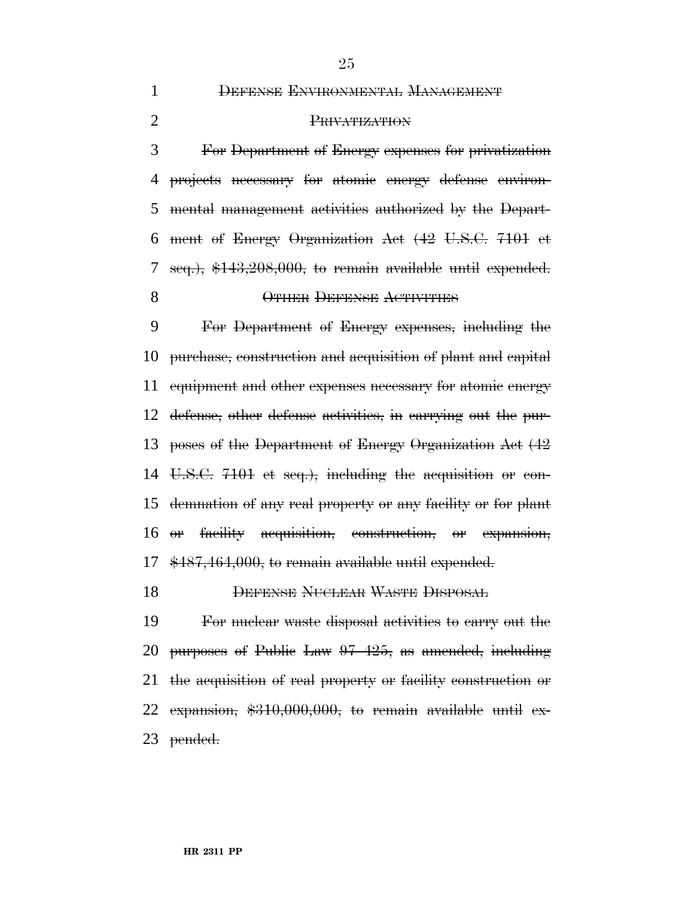~~DEFENSE ENVIRONMENTAL MANAGEMENT PRIVATIZATION~~

~~For Department of Energy expenses for privatization projects necessary for atomic energy defense environmental management activities authorized by the Department of Energy Organization Act (42 U.S.C. 7101 et seq.), $143,208,000, to remain available until expended.~~

~~OTHER DEFENSE ACTIVITIES~~

~~For Department of Energy expenses, including the purchase, construction and acquisition of plant and capital equipment and other expenses necessary for atomic energy defense, other defense activities, in carrying out the purposes of the Department of Energy Organization Act (42 U.S.C. 7101 et seq.), including the acquisition or condemnation of any real property or any facility or for plant or facility acquisition, construction, or expansion, $487,464,000, to remain available until expended.~~

~~DEFENSE NUCLEAR WASTE DISPOSAL~~

~~For nuclear waste disposal activities to carry out the purposes of Public Law 97–425, as amended, including the acquisition of real property or facility construction or expansion, $310,000,000, to remain available until expended.~~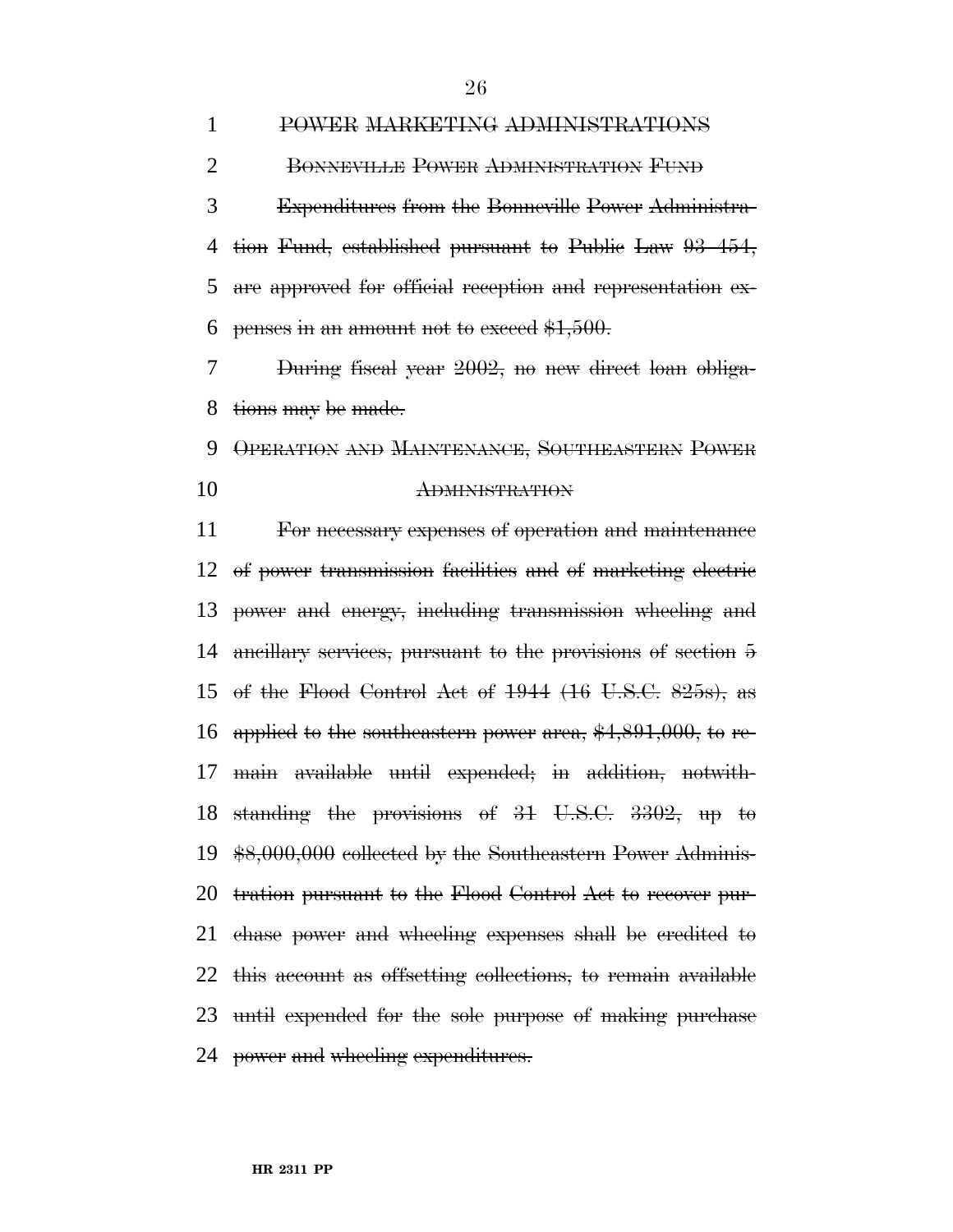~~POWER MARKETING ADMINISTRATIONS~~

~~BONNEVILLE POWER ADMINISTRATION FUND~~

~~Expenditures from the Bonneville Power Administration Fund, established pursuant to Public Law 93–454, are approved for official reception and representation expenses in an amount not to exceed $1,500.~~

~~During fiscal year 2002, no new direct loan obligations may be made.~~

~~OPERATION AND MAINTENANCE, SOUTHEASTERN POWER ADMINISTRATION~~

~~For necessary expenses of operation and maintenance of power transmission facilities and of marketing electric power and energy, including transmission wheeling and ancillary services, pursuant to the provisions of section 5 of the Flood Control Act of 1944 (16 U.S.C. 825s), as applied to the southeastern power area, $4,891,000, to remain available until expended; in addition, notwithstanding the provisions of 31 U.S.C. 3302, up to $8,000,000 collected by the Southeastern Power Administration pursuant to the Flood Control Act to recover purchase power and wheeling expenses shall be credited to this account as offsetting collections, to remain available until expended for the sole purpose of making purchase power and wheeling expenditures.~~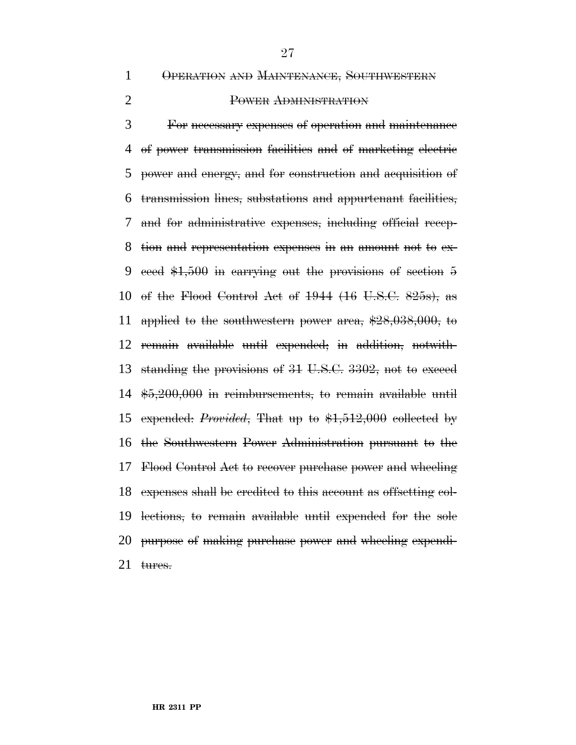~~OPERATION AND MAINTENANCE, SOUTHWESTERN POWER ADMINISTRATION~~

~~For necessary expenses of operation and maintenance of power transmission facilities and of marketing electric power and energy, and for construction and acquisition of transmission lines, substations and appurtenant facilities, and for administrative expenses, including official reception and representation expenses in an amount not to exceed $1,500 in carrying out the provisions of section 5 of the Flood Control Act of 1944 (16 U.S.C. 825s), as applied to the southwestern power area, $28,038,000, to remain available until expended; in addition, notwithstanding the provisions of 31 U.S.C. 3302, not to exceed $5,200,000 in reimbursements, to remain available until expended: *Provided*, That up to $1,512,000 collected by the Southwestern Power Administration pursuant to the Flood Control Act to recover purchase power and wheeling expenses shall be credited to this account as offsetting collections, to remain available until expended for the sole purpose of making purchase power and wheeling expenditures.~~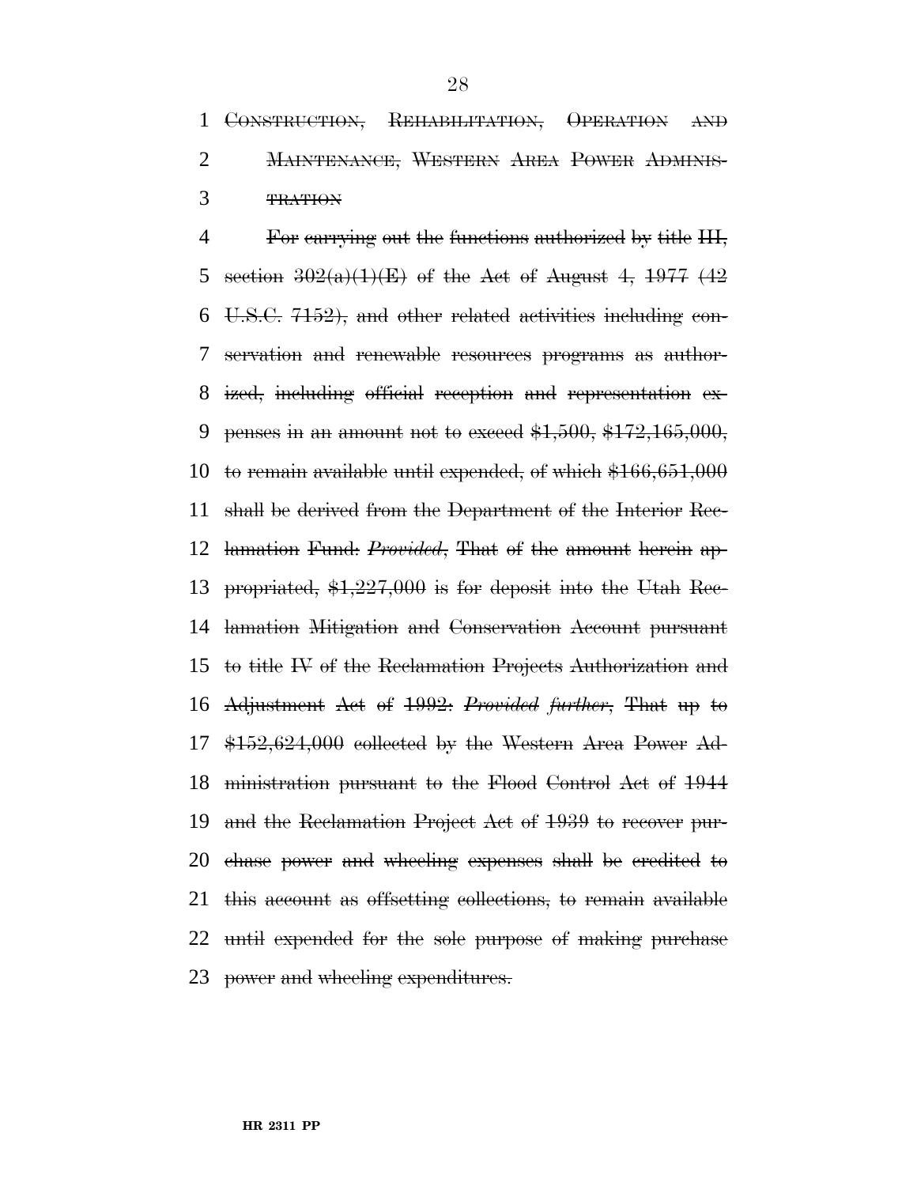~~CONSTRUCTION, REHABILITATION, OPERATION AND MAINTENANCE, WESTERN AREA POWER ADMINISTRATION~~

~~For carrying out the functions authorized by title III, section 302(a)(1)(E) of the Act of August 4, 1977 (42 U.S.C. 7152), and other related activities including conservation and renewable resources programs as authorized, including official reception and representation expenses in an amount not to exceed $1,500, $172,165,000, to remain available until expended, of which $166,651,000 shall be derived from the Department of the Interior Reclamation Fund: *Provided*, That of the amount herein appropriated, $1,227,000 is for deposit into the Utah Reclamation Mitigation and Conservation Account pursuant to title IV of the Reclamation Projects Authorization and Adjustment Act of 1992: *Provided further*, That up to $152,624,000 collected by the Western Area Power Administration pursuant to the Flood Control Act of 1944 and the Reclamation Project Act of 1939 to recover purchase power and wheeling expenses shall be credited to this account as offsetting collections, to remain available until expended for the sole purpose of making purchase power and wheeling expenditures.~~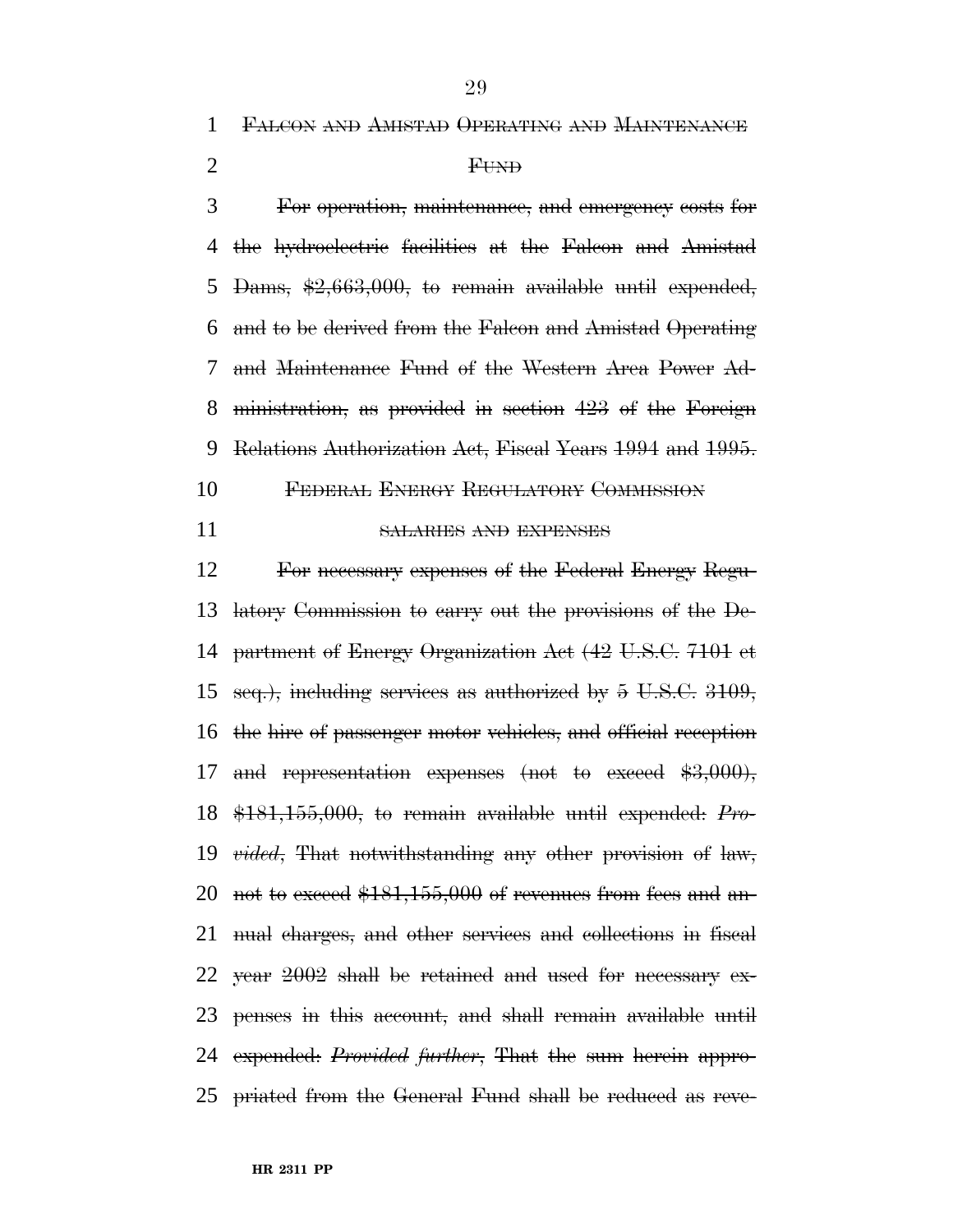FALCON AND AMISTAD OPERATING AND MAINTENANCE FUND

For operation, maintenance, and emergency costs for the hydroelectric facilities at the Falcon and Amistad Dams, $2,663,000, to remain available until expended, and to be derived from the Falcon and Amistad Operating and Maintenance Fund of the Western Area Power Administration, as provided in section 423 of the Foreign Relations Authorization Act, Fiscal Years 1994 and 1995.

FEDERAL ENERGY REGULATORY COMMISSION

SALARIES AND EXPENSES

For necessary expenses of the Federal Energy Regulatory Commission to carry out the provisions of the Department of Energy Organization Act (42 U.S.C. 7101 et seq.), including services as authorized by 5 U.S.C. 3109, the hire of passenger motor vehicles, and official reception and representation expenses (not to exceed $3,000), $181,155,000, to remain available until expended: *Provided*, That notwithstanding any other provision of law, not to exceed $181,155,000 of revenues from fees and annual charges, and other services and collections in fiscal year 2002 shall be retained and used for necessary expenses in this account, and shall remain available until expended: *Provided further*, That the sum herein appropriated from the General Fund shall be reduced as reve-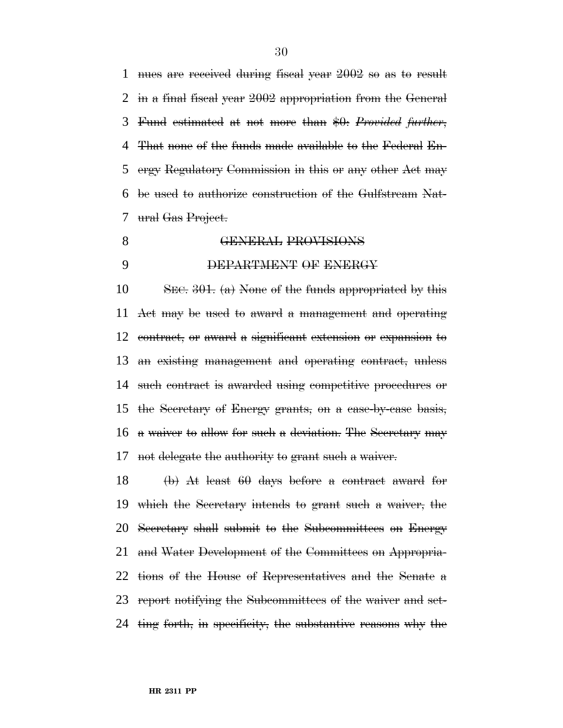nues are received during fiscal year 2002 so as to result in a final fiscal year 2002 appropriation from the General Fund estimated at not more than $0: *Provided further*, That none of the funds made available to the Federal Energy Regulatory Commission in this or any other Act may be used to authorize construction of the Gulfstream Natural Gas Project.

GENERAL PROVISIONS

DEPARTMENT OF ENERGY

SEC. 301. (a) None of the funds appropriated by this Act may be used to award a management and operating contract, or award a significant extension or expansion to an existing management and operating contract, unless such contract is awarded using competitive procedures or the Secretary of Energy grants, on a case-by-case basis, a waiver to allow for such a deviation. The Secretary may not delegate the authority to grant such a waiver.

(b) At least 60 days before a contract award for which the Secretary intends to grant such a waiver, the Secretary shall submit to the Subcommittees on Energy and Water Development of the Committees on Appropriations of the House of Representatives and the Senate a report notifying the Subcommittees of the waiver and setting forth, in specificity, the substantive reasons why the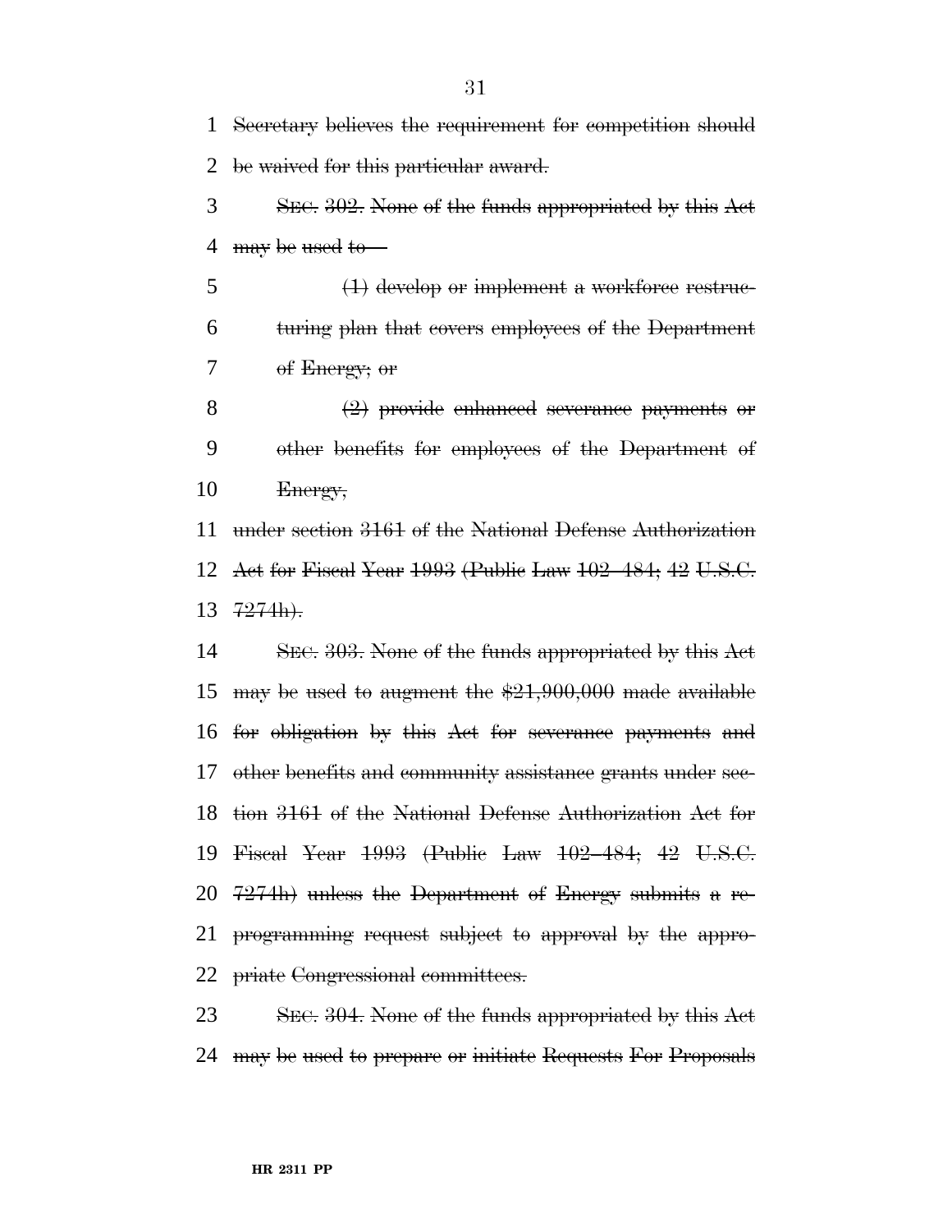Secretary believes the requirement for competition should be waived for this particular award.

SEC. 302. None of the funds appropriated by this Act may be used to—

(1) develop or implement a workforce restructuring plan that covers employees of the Department of Energy; or

(2) provide enhanced severance payments or other benefits for employees of the Department of Energy,

under section 3161 of the National Defense Authorization Act for Fiscal Year 1993 (Public Law 102–484; 42 U.S.C. 7274h).

SEC. 303. None of the funds appropriated by this Act may be used to augment the $21,900,000 made available for obligation by this Act for severance payments and other benefits and community assistance grants under section 3161 of the National Defense Authorization Act for Fiscal Year 1993 (Public Law 102–484; 42 U.S.C. 7274h) unless the Department of Energy submits a reprogramming request subject to approval by the appropriate Congressional committees.

SEC. 304. None of the funds appropriated by this Act may be used to prepare or initiate Requests For Proposals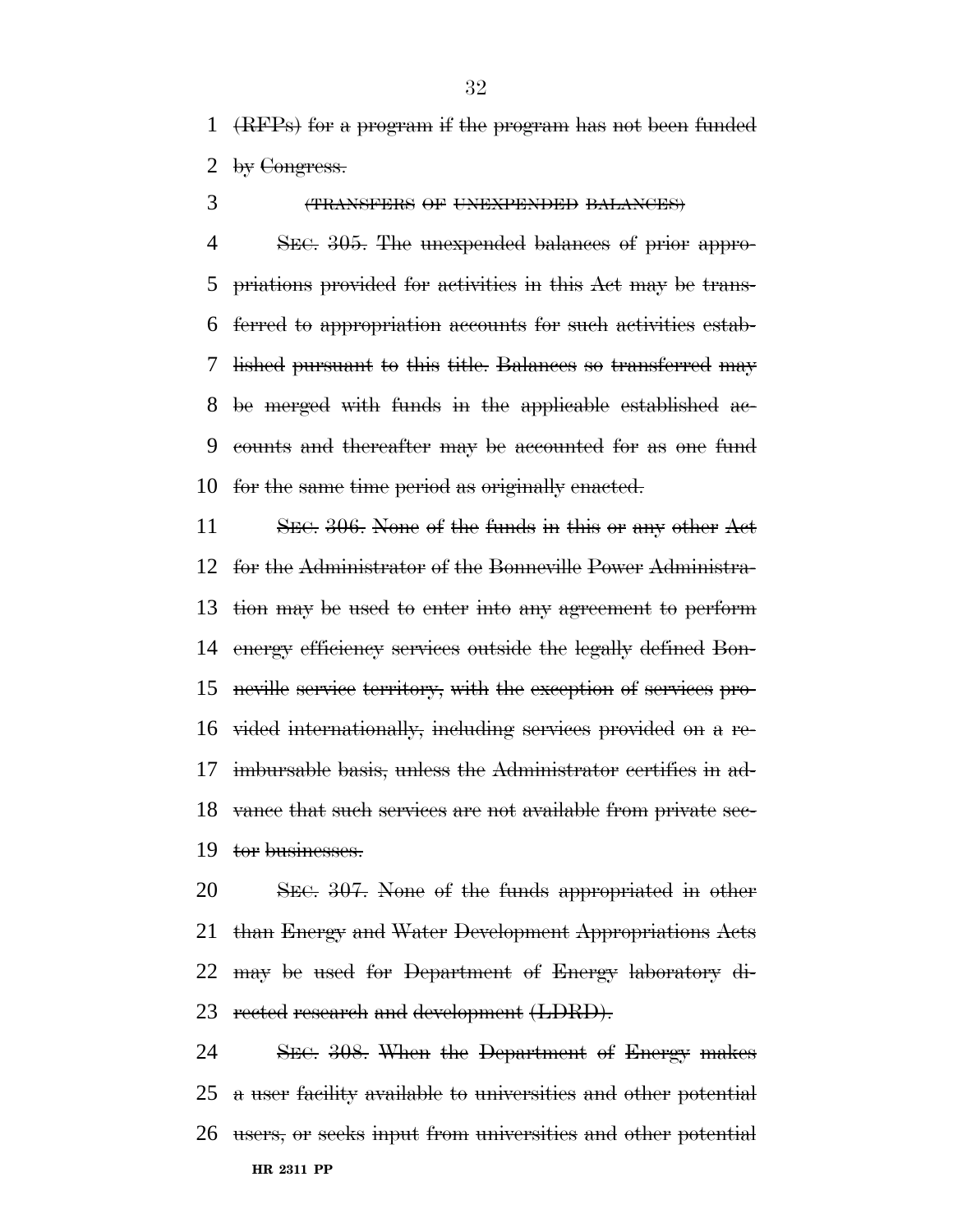(RFPs) for a program if the program has not been funded by Congress.

(TRANSFERS OF UNEXPENDED BALANCES)

SEC. 305. The unexpended balances of prior appropriations provided for activities in this Act may be transferred to appropriation accounts for such activities established pursuant to this title. Balances so transferred may be merged with funds in the applicable established accounts and thereafter may be accounted for as one fund for the same time period as originally enacted.

SEC. 306. None of the funds in this or any other Act for the Administrator of the Bonneville Power Administration may be used to enter into any agreement to perform energy efficiency services outside the legally defined Bonneville service territory, with the exception of services provided internationally, including services provided on a reimbursable basis, unless the Administrator certifies in advance that such services are not available from private sector businesses.

SEC. 307. None of the funds appropriated in other than Energy and Water Development Appropriations Acts may be used for Department of Energy laboratory directed research and development (LDRD).

SEC. 308. When the Department of Energy makes a user facility available to universities and other potential users, or seeks input from universities and other potential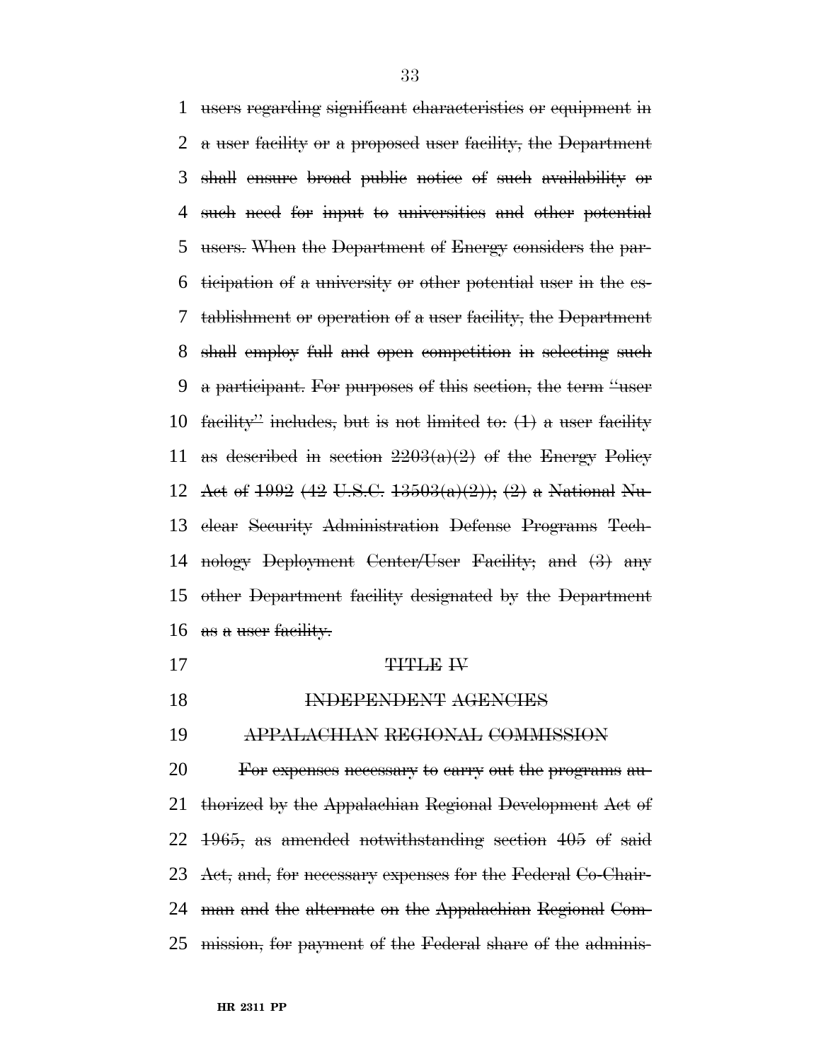users regarding significant characteristics or equipment in a user facility or a proposed user facility, the Department shall ensure broad public notice of such availability or such need for input to universities and other potential users. When the Department of Energy considers the participation of a university or other potential user in the establishment or operation of a user facility, the Department shall employ full and open competition in selecting such a participant. For purposes of this section, the term "user facility" includes, but is not limited to: (1) a user facility as described in section 2203(a)(2) of the Energy Policy Act of 1992 (42 U.S.C. 13503(a)(2)); (2) a National Nuclear Security Administration Defense Programs Technology Deployment Center/User Facility; and (3) any other Department facility designated by the Department as a user facility.

TITLE IV

INDEPENDENT AGENCIES

APPALACHIAN REGIONAL COMMISSION

For expenses necessary to carry out the programs authorized by the Appalachian Regional Development Act of 1965, as amended notwithstanding section 405 of said Act, and, for necessary expenses for the Federal Co-Chairman and the alternate on the Appalachian Regional Commission, for payment of the Federal share of the adminis-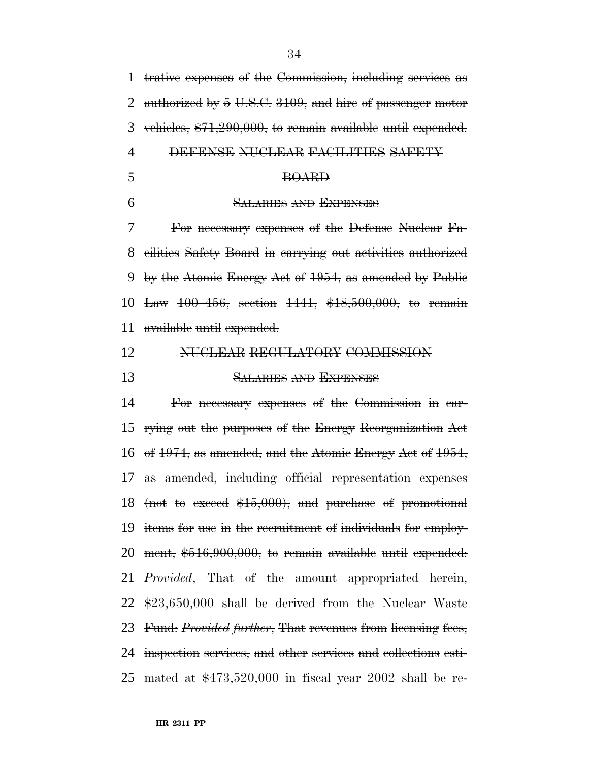trative expenses of the Commission, including services as authorized by 5 U.S.C. 3109, and hire of passenger motor vehicles, $71,290,000, to remain available until expended.

DEFENSE NUCLEAR FACILITIES SAFETY BOARD

SALARIES AND EXPENSES

For necessary expenses of the Defense Nuclear Facilities Safety Board in carrying out activities authorized by the Atomic Energy Act of 1954, as amended by Public Law 100–456, section 1441, $18,500,000, to remain available until expended.

NUCLEAR REGULATORY COMMISSION

SALARIES AND EXPENSES

For necessary expenses of the Commission in carrying out the purposes of the Energy Reorganization Act of 1974, as amended, and the Atomic Energy Act of 1954, as amended, including official representation expenses (not to exceed $15,000), and purchase of promotional items for use in the recruitment of individuals for employment, $516,900,000, to remain available until expended: *Provided*, That of the amount appropriated herein, $23,650,000 shall be derived from the Nuclear Waste Fund: *Provided further*, That revenues from licensing fees, inspection services, and other services and collections estimated at $473,520,000 in fiscal year 2002 shall be re-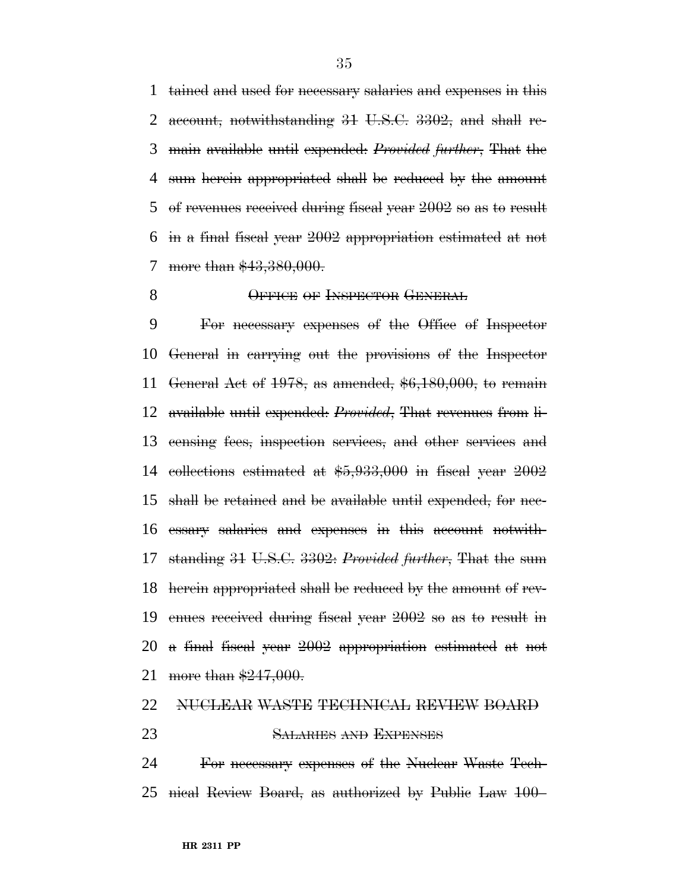tained and used for necessary salaries and expenses in this account, notwithstanding 31 U.S.C. 3302, and shall remain available until expended: *Provided further*, That the sum herein appropriated shall be reduced by the amount of revenues received during fiscal year 2002 so as to result in a final fiscal year 2002 appropriation estimated at not more than $43,380,000.

OFFICE OF INSPECTOR GENERAL

For necessary expenses of the Office of Inspector General in carrying out the provisions of the Inspector General Act of 1978, as amended, $6,180,000, to remain available until expended: *Provided*, That revenues from licensing fees, inspection services, and other services and collections estimated at $5,933,000 in fiscal year 2002 shall be retained and be available until expended, for necessary salaries and expenses in this account notwithstanding 31 U.S.C. 3302: *Provided further*, That the sum herein appropriated shall be reduced by the amount of revenues received during fiscal year 2002 so as to result in a final fiscal year 2002 appropriation estimated at not more than $247,000.

NUCLEAR WASTE TECHNICAL REVIEW BOARD

SALARIES AND EXPENSES

For necessary expenses of the Nuclear Waste Technical Review Board, as authorized by Public Law 100–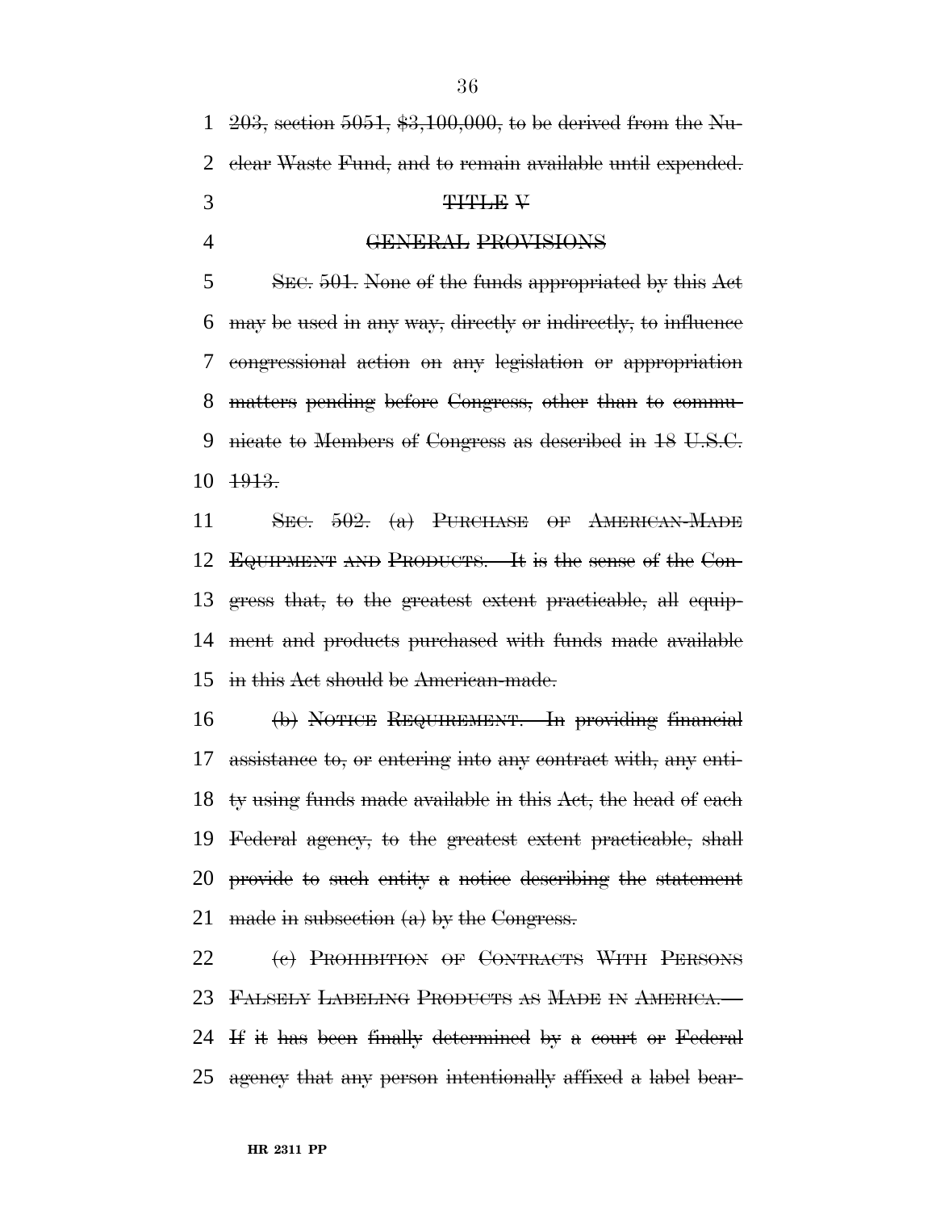~~203, section 5051, $3,100,000, to be derived from the Nuclear Waste Fund, and to remain available until expended.~~

## ~~TITLE V~~

## ~~GENERAL PROVISIONS~~

~~SEC. 501. None of the funds appropriated by this Act may be used in any way, directly or indirectly, to influence congressional action on any legislation or appropriation matters pending before Congress, other than to communicate to Members of Congress as described in 18 U.S.C. 1913.~~

~~SEC. 502. (a) PURCHASE OF AMERICAN-MADE EQUIPMENT AND PRODUCTS.—It is the sense of the Congress that, to the greatest extent practicable, all equipment and products purchased with funds made available in this Act should be American-made.~~

~~(b) NOTICE REQUIREMENT.—In providing financial assistance to, or entering into any contract with, any entity using funds made available in this Act, the head of each Federal agency, to the greatest extent practicable, shall provide to such entity a notice describing the statement made in subsection (a) by the Congress.~~

~~(c) PROHIBITION OF CONTRACTS WITH PERSONS FALSELY LABELING PRODUCTS AS MADE IN AMERICA.—If it has been finally determined by a court or Federal agency that any person intentionally affixed a label bear-~~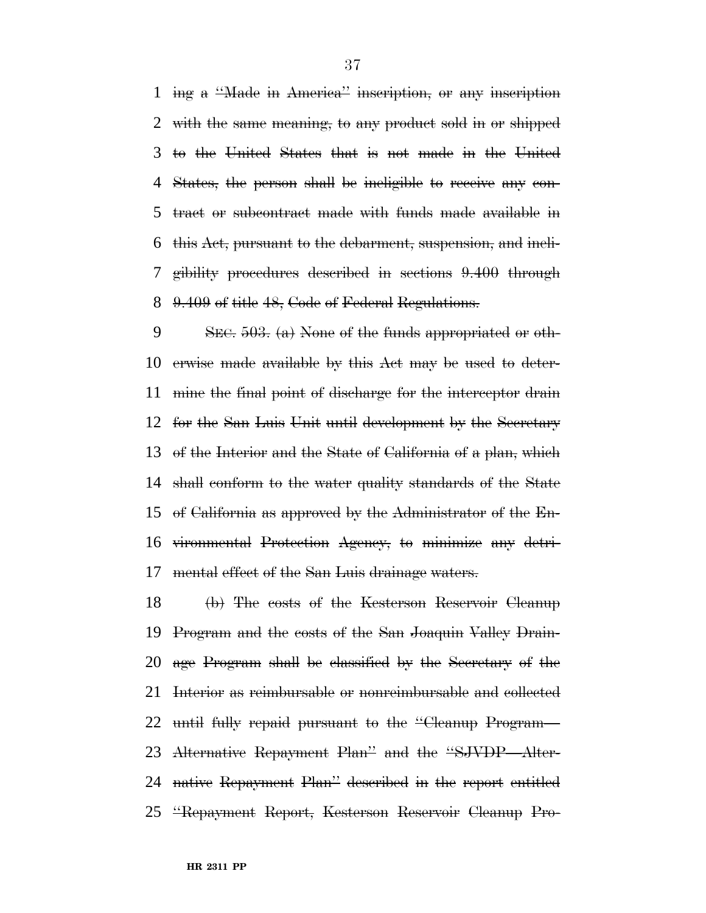ing a "Made in America" inscription, or any inscription with the same meaning, to any product sold in or shipped to the United States that is not made in the United States, the person shall be ineligible to receive any contract or subcontract made with funds made available in this Act, pursuant to the debarment, suspension, and ineligibility procedures described in sections 9.400 through 9.409 of title 48, Code of Federal Regulations.

SEC. 503. (a) None of the funds appropriated or otherwise made available by this Act may be used to determine the final point of discharge for the interceptor drain for the San Luis Unit until development by the Secretary of the Interior and the State of California of a plan, which shall conform to the water quality standards of the State of California as approved by the Administrator of the Environmental Protection Agency, to minimize any detrimental effect of the San Luis drainage waters.

(b) The costs of the Kesterson Reservoir Cleanup Program and the costs of the San Joaquin Valley Drainage Program shall be classified by the Secretary of the Interior as reimbursable or nonreimbursable and collected until fully repaid pursuant to the "Cleanup Program—Alternative Repayment Plan" and the "SJVDP—Alternative Repayment Plan" described in the report entitled "Repayment Report, Kesterson Reservoir Cleanup Pro-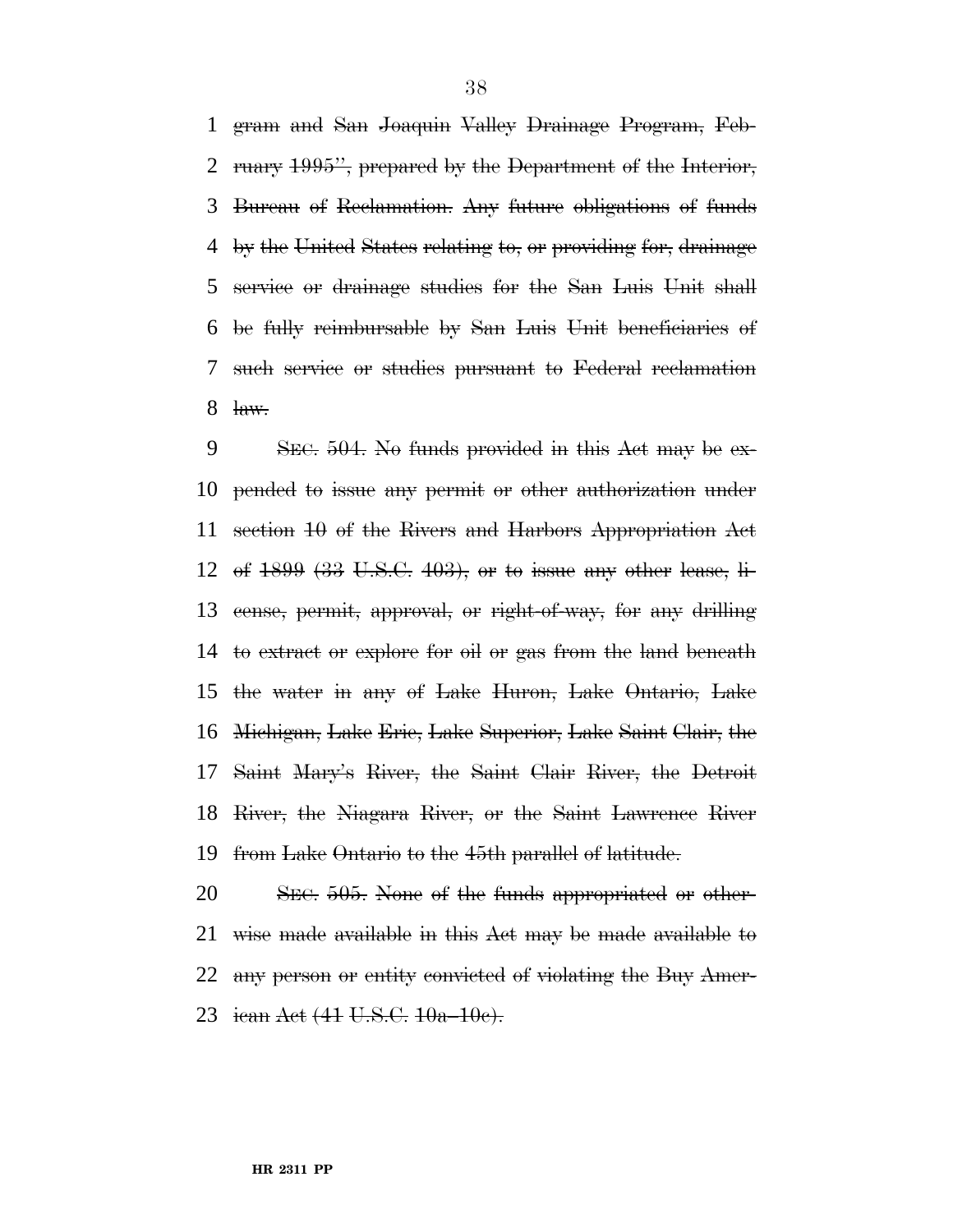~~gram and San Joaquin Valley Drainage Program, February 1995'', prepared by the Department of the Interior, Bureau of Reclamation. Any future obligations of funds by the United States relating to, or providing for, drainage service or drainage studies for the San Luis Unit shall be fully reimbursable by San Luis Unit beneficiaries of such service or studies pursuant to Federal reclamation law.~~

~~SEC. 504. No funds provided in this Act may be expended to issue any permit or other authorization under section 10 of the Rivers and Harbors Appropriation Act of 1899 (33 U.S.C. 403), or to issue any other lease, license, permit, approval, or right-of-way, for any drilling to extract or explore for oil or gas from the land beneath the water in any of Lake Huron, Lake Ontario, Lake Michigan, Lake Erie, Lake Superior, Lake Saint Clair, the Saint Mary's River, the Saint Clair River, the Detroit River, the Niagara River, or the Saint Lawrence River from Lake Ontario to the 45th parallel of latitude.~~

~~SEC. 505. None of the funds appropriated or otherwise made available in this Act may be made available to any person or entity convicted of violating the Buy American Act (41 U.S.C. 10a–10c).~~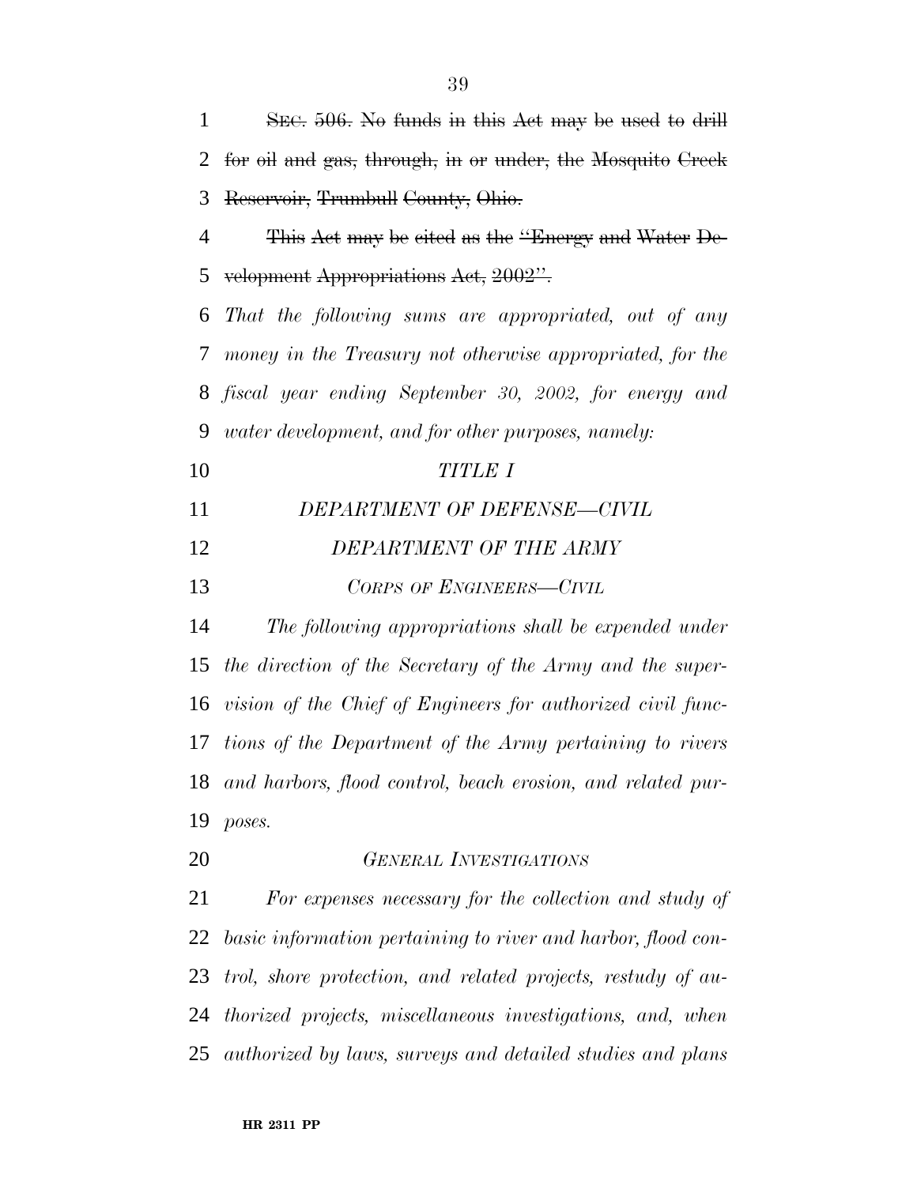~~SEC. 506. No funds in this Act may be used to drill for oil and gas, through, in or under, the Mosquito Creek Reservoir, Trumbull County, Ohio.~~

~~This Act may be cited as the "Energy and Water Development Appropriations Act, 2002".~~

*That the following sums are appropriated, out of any money in the Treasury not otherwise appropriated, for the fiscal year ending September 30, 2002, for energy and water development, and for other purposes, namely:*

*TITLE I*

*DEPARTMENT OF DEFENSE—CIVIL*

*DEPARTMENT OF THE ARMY*

*CORPS OF ENGINEERS—CIVIL*

*The following appropriations shall be expended under the direction of the Secretary of the Army and the supervision of the Chief of Engineers for authorized civil functions of the Department of the Army pertaining to rivers and harbors, flood control, beach erosion, and related purposes.*

*GENERAL INVESTIGATIONS*

*For expenses necessary for the collection and study of basic information pertaining to river and harbor, flood control, shore protection, and related projects, restudy of authorized projects, miscellaneous investigations, and, when authorized by laws, surveys and detailed studies and plans*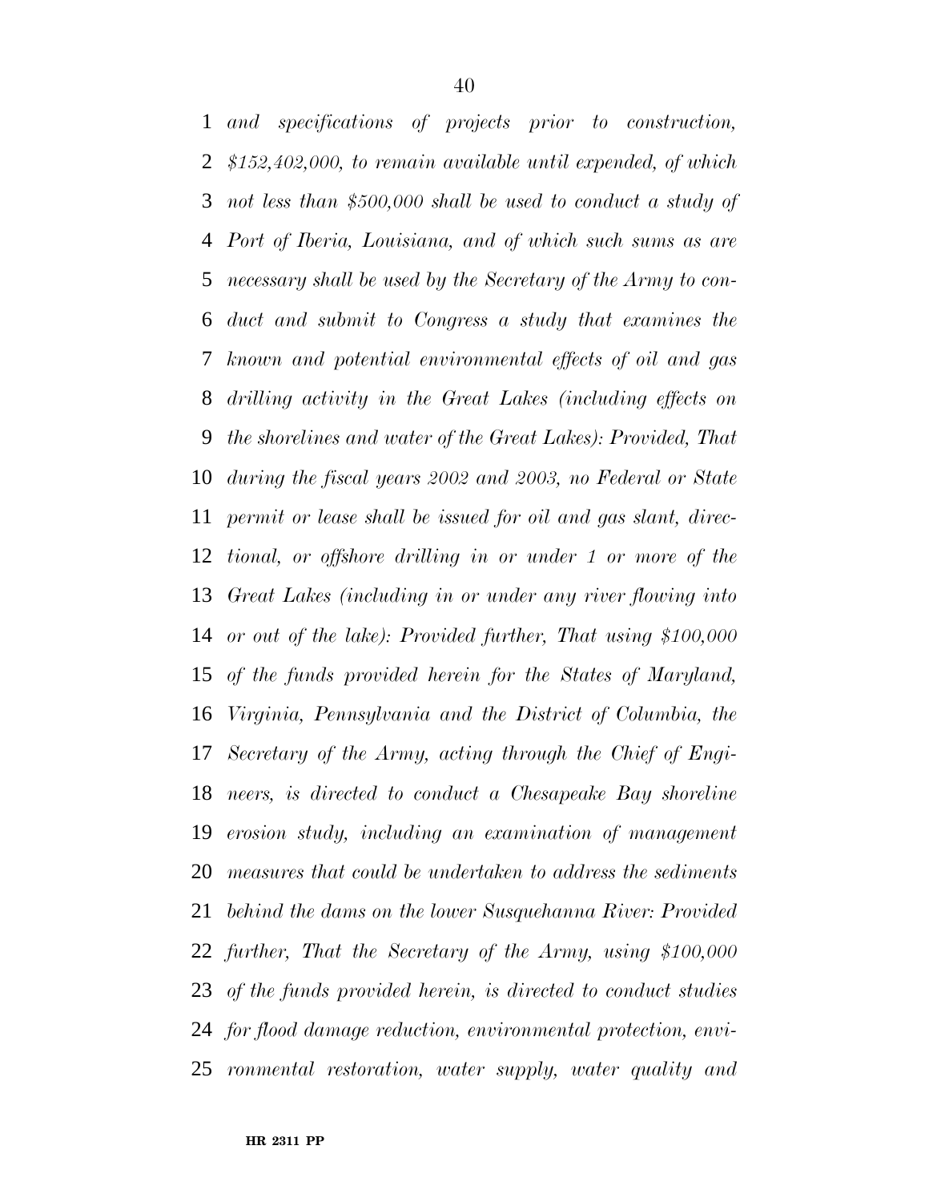*and specifications of projects prior to construction, $152,402,000, to remain available until expended, of which not less than $500,000 shall be used to conduct a study of Port of Iberia, Louisiana, and of which such sums as are necessary shall be used by the Secretary of the Army to conduct and submit to Congress a study that examines the known and potential environmental effects of oil and gas drilling activity in the Great Lakes (including effects on the shorelines and water of the Great Lakes): Provided, That during the fiscal years 2002 and 2003, no Federal or State permit or lease shall be issued for oil and gas slant, directional, or offshore drilling in or under 1 or more of the Great Lakes (including in or under any river flowing into or out of the lake): Provided further, That using $100,000 of the funds provided herein for the States of Maryland, Virginia, Pennsylvania and the District of Columbia, the Secretary of the Army, acting through the Chief of Engineers, is directed to conduct a Chesapeake Bay shoreline erosion study, including an examination of management measures that could be undertaken to address the sediments behind the dams on the lower Susquehanna River: Provided further, That the Secretary of the Army, using $100,000 of the funds provided herein, is directed to conduct studies for flood damage reduction, environmental protection, environmental restoration, water supply, water quality and*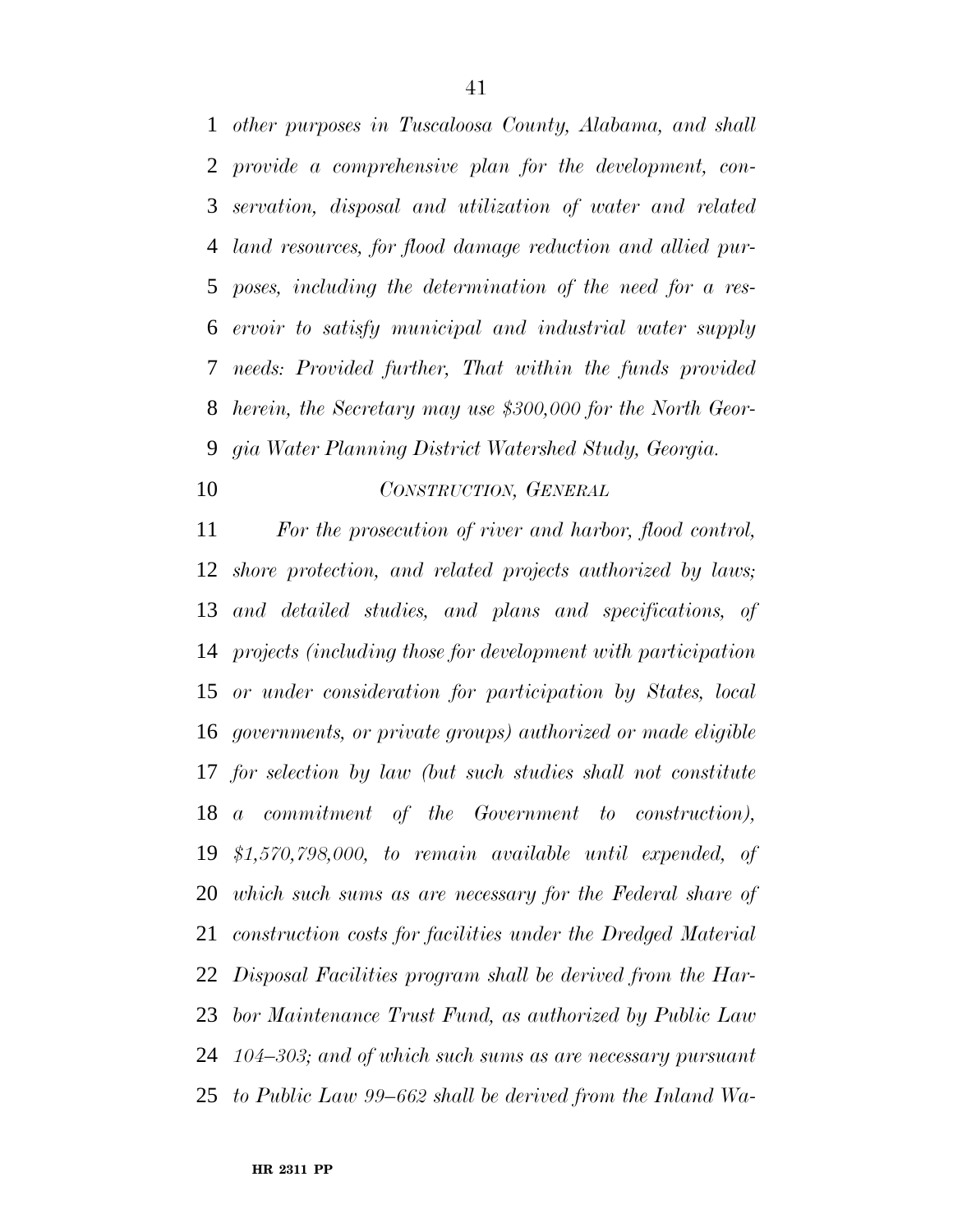*other purposes in Tuscaloosa County, Alabama, and shall provide a comprehensive plan for the development, conservation, disposal and utilization of water and related land resources, for flood damage reduction and allied purposes, including the determination of the need for a reservoir to satisfy municipal and industrial water supply needs: Provided further, That within the funds provided herein, the Secretary may use $300,000 for the North Georgia Water Planning District Watershed Study, Georgia.*

*CONSTRUCTION, GENERAL*

*For the prosecution of river and harbor, flood control, shore protection, and related projects authorized by laws; and detailed studies, and plans and specifications, of projects (including those for development with participation or under consideration for participation by States, local governments, or private groups) authorized or made eligible for selection by law (but such studies shall not constitute a commitment of the Government to construction), $1,570,798,000, to remain available until expended, of which such sums as are necessary for the Federal share of construction costs for facilities under the Dredged Material Disposal Facilities program shall be derived from the Harbor Maintenance Trust Fund, as authorized by Public Law 104–303; and of which such sums as are necessary pursuant to Public Law 99–662 shall be derived from the Inland Wa-*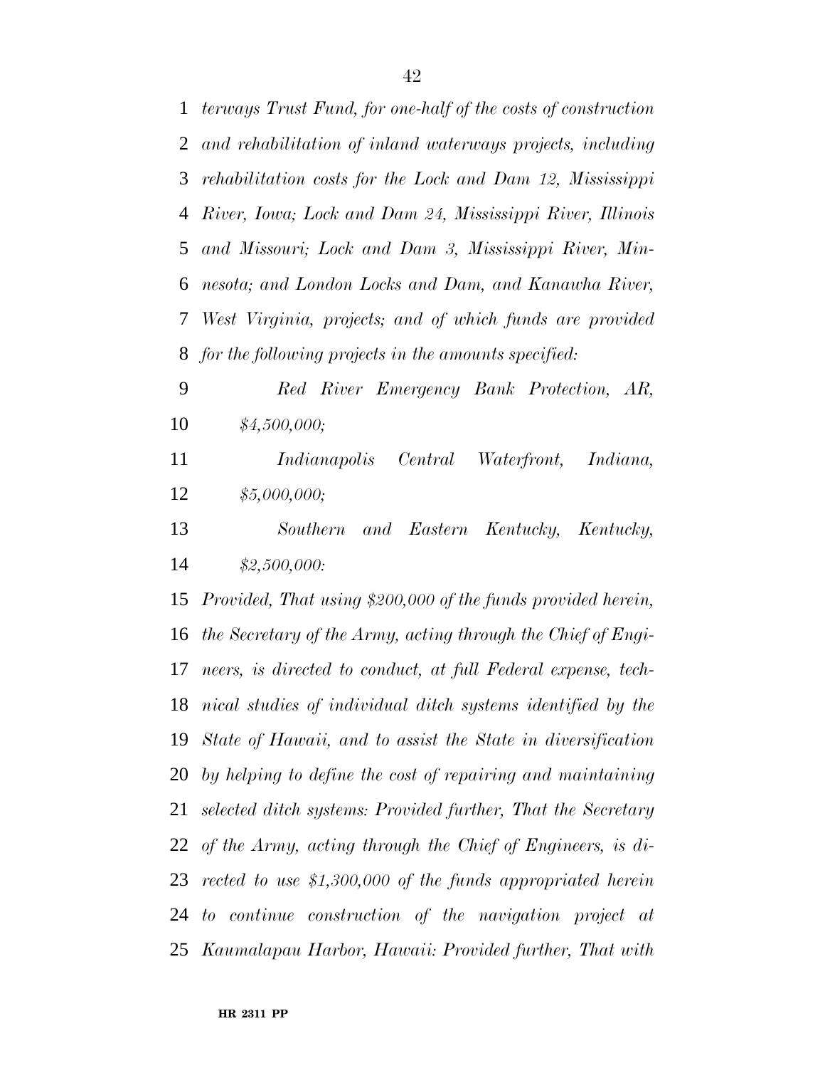*terways Trust Fund, for one-half of the costs of construction and rehabilitation of inland waterways projects, including rehabilitation costs for the Lock and Dam 12, Mississippi River, Iowa; Lock and Dam 24, Mississippi River, Illinois and Missouri; Lock and Dam 3, Mississippi River, Minnesota; and London Locks and Dam, and Kanawha River, West Virginia, projects; and of which funds are provided for the following projects in the amounts specified:*

*Red River Emergency Bank Protection, AR, $4,500,000;*

*Indianapolis Central Waterfront, Indiana, $5,000,000;*

*Southern and Eastern Kentucky, Kentucky, $2,500,000:*

*Provided, That using $200,000 of the funds provided herein, the Secretary of the Army, acting through the Chief of Engineers, is directed to conduct, at full Federal expense, technical studies of individual ditch systems identified by the State of Hawaii, and to assist the State in diversification by helping to define the cost of repairing and maintaining selected ditch systems: Provided further, That the Secretary of the Army, acting through the Chief of Engineers, is directed to use $1,300,000 of the funds appropriated herein to continue construction of the navigation project at Kaumalapau Harbor, Hawaii: Provided further, That with*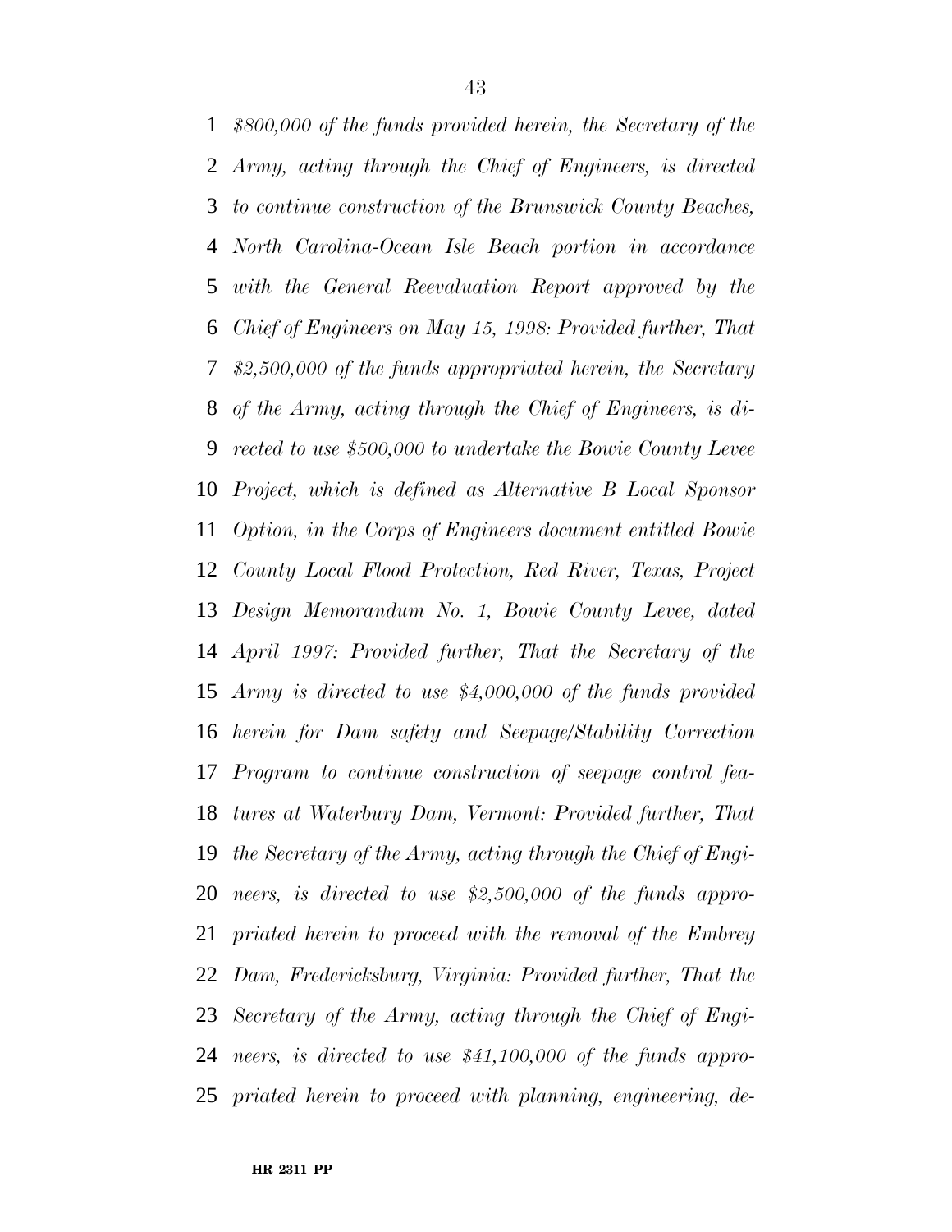*$800,000 of the funds provided herein, the Secretary of the Army, acting through the Chief of Engineers, is directed to continue construction of the Brunswick County Beaches, North Carolina-Ocean Isle Beach portion in accordance with the General Reevaluation Report approved by the Chief of Engineers on May 15, 1998: Provided further, That $2,500,000 of the funds appropriated herein, the Secretary of the Army, acting through the Chief of Engineers, is directed to use $500,000 to undertake the Bowie County Levee Project, which is defined as Alternative B Local Sponsor Option, in the Corps of Engineers document entitled Bowie County Local Flood Protection, Red River, Texas, Project Design Memorandum No. 1, Bowie County Levee, dated April 1997: Provided further, That the Secretary of the Army is directed to use $4,000,000 of the funds provided herein for Dam safety and Seepage/Stability Correction Program to continue construction of seepage control features at Waterbury Dam, Vermont: Provided further, That the Secretary of the Army, acting through the Chief of Engineers, is directed to use $2,500,000 of the funds appropriated herein to proceed with the removal of the Embrey Dam, Fredericksburg, Virginia: Provided further, That the Secretary of the Army, acting through the Chief of Engineers, is directed to use $41,100,000 of the funds appropriated herein to proceed with planning, engineering, de-*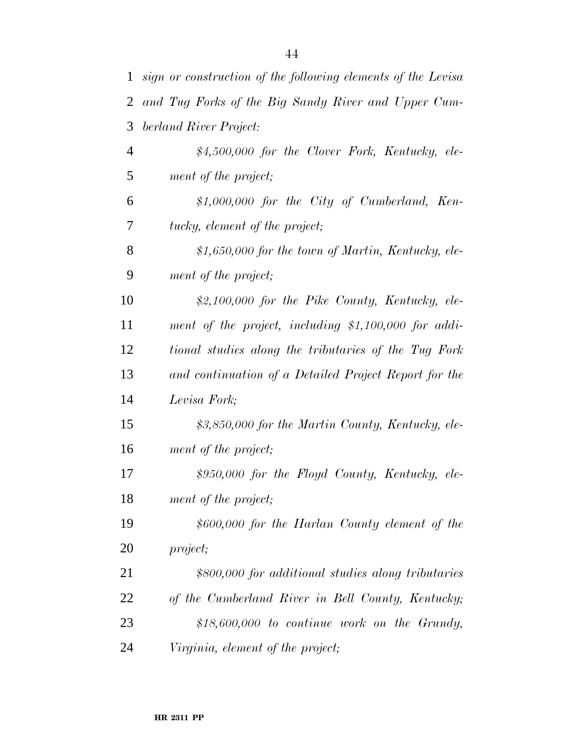*sign or construction of the following elements of the Levisa and Tug Forks of the Big Sandy River and Upper Cumberland River Project:*

*$4,500,000 for the Clover Fork, Kentucky, element of the project;*

*$1,000,000 for the City of Cumberland, Kentucky, element of the project;*

*$1,650,000 for the town of Martin, Kentucky, element of the project;*

*$2,100,000 for the Pike County, Kentucky, element of the project, including $1,100,000 for additional studies along the tributaries of the Tug Fork and continuation of a Detailed Project Report for the Levisa Fork;*

*$3,850,000 for the Martin County, Kentucky, element of the project;*

*$950,000 for the Floyd County, Kentucky, element of the project;*

*$600,000 for the Harlan County element of the project;*

*$800,000 for additional studies along tributaries of the Cumberland River in Bell County, Kentucky;*

*$18,600,000 to continue work on the Grundy, Virginia, element of the project;*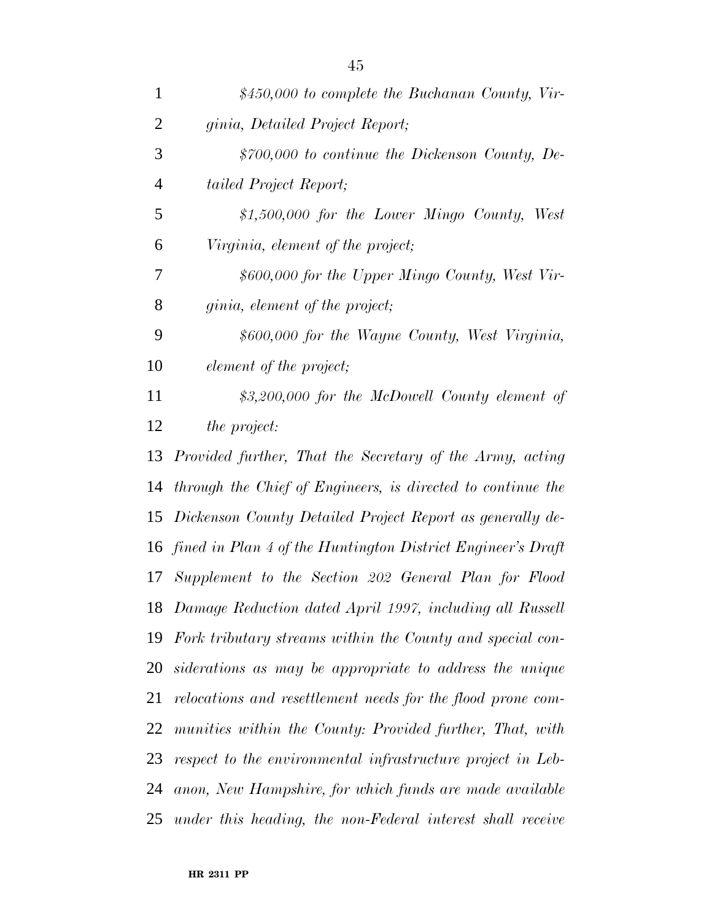*$450,000 to complete the Buchanan County, Virginia, Detailed Project Report;*

*$700,000 to continue the Dickenson County, Detailed Project Report;*

*$1,500,000 for the Lower Mingo County, West Virginia, element of the project;*

*$600,000 for the Upper Mingo County, West Virginia, element of the project;*

*$600,000 for the Wayne County, West Virginia, element of the project;*

*$3,200,000 for the McDowell County element of the project:*

*Provided further, That the Secretary of the Army, acting through the Chief of Engineers, is directed to continue the Dickenson County Detailed Project Report as generally defined in Plan 4 of the Huntington District Engineer's Draft Supplement to the Section 202 General Plan for Flood Damage Reduction dated April 1997, including all Russell Fork tributary streams within the County and special considerations as may be appropriate to address the unique relocations and resettlement needs for the flood prone communities within the County: Provided further, That, with respect to the environmental infrastructure project in Lebanon, New Hampshire, for which funds are made available under this heading, the non-Federal interest shall receive*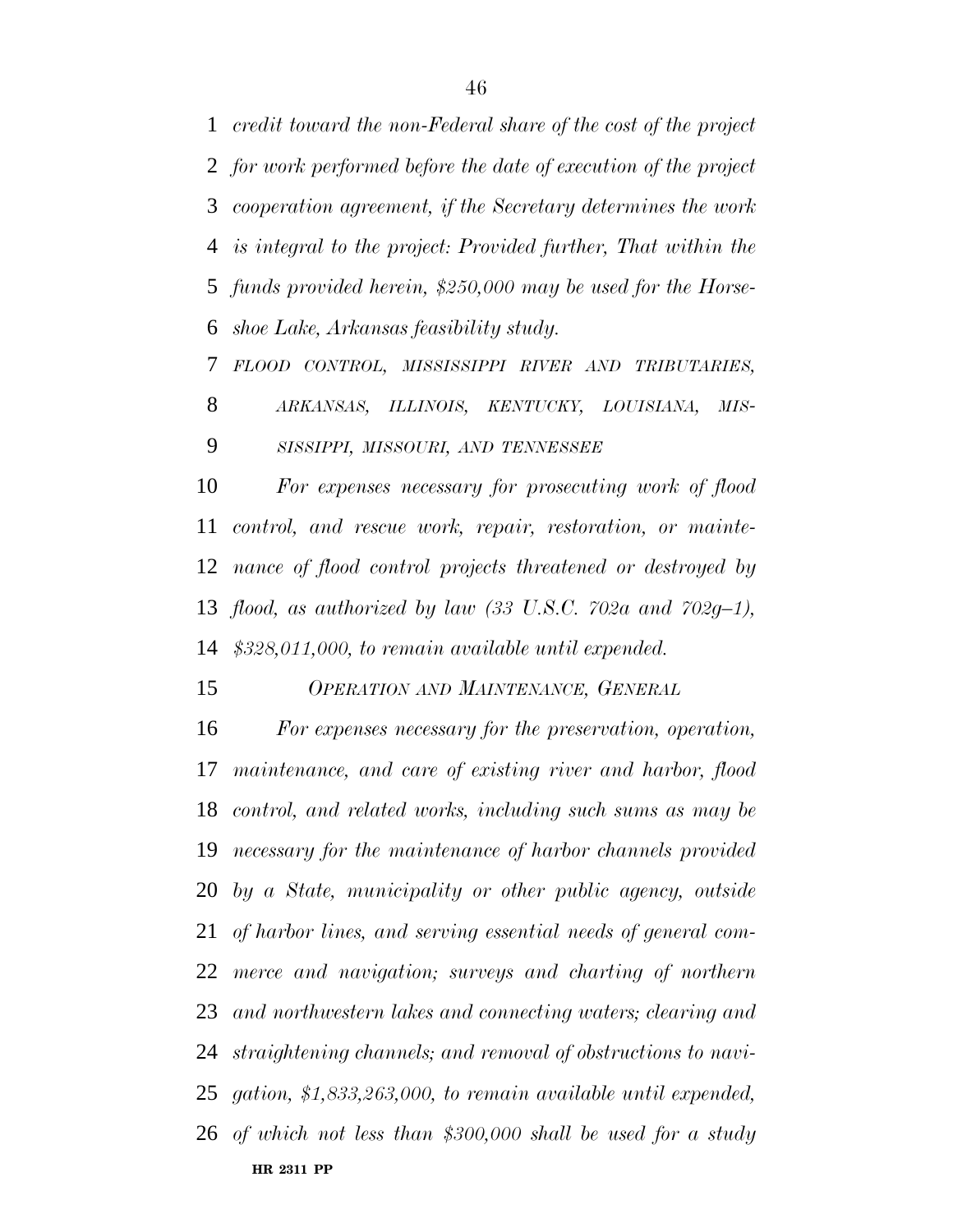*credit toward the non-Federal share of the cost of the project for work performed before the date of execution of the project cooperation agreement, if the Secretary determines the work is integral to the project: Provided further, That within the funds provided herein, $250,000 may be used for the Horseshoe Lake, Arkansas feasibility study.*

*FLOOD CONTROL, MISSISSIPPI RIVER AND TRIBUTARIES, ARKANSAS, ILLINOIS, KENTUCKY, LOUISIANA, MISSISSIPPI, MISSOURI, AND TENNESSEE*

*For expenses necessary for prosecuting work of flood control, and rescue work, repair, restoration, or maintenance of flood control projects threatened or destroyed by flood, as authorized by law (33 U.S.C. 702a and 702g–1), $328,011,000, to remain available until expended.*

*OPERATION AND MAINTENANCE, GENERAL*

*For expenses necessary for the preservation, operation, maintenance, and care of existing river and harbor, flood control, and related works, including such sums as may be necessary for the maintenance of harbor channels provided by a State, municipality or other public agency, outside of harbor lines, and serving essential needs of general commerce and navigation; surveys and charting of northern and northwestern lakes and connecting waters; clearing and straightening channels; and removal of obstructions to navigation, $1,833,263,000, to remain available until expended, of which not less than $300,000 shall be used for a study*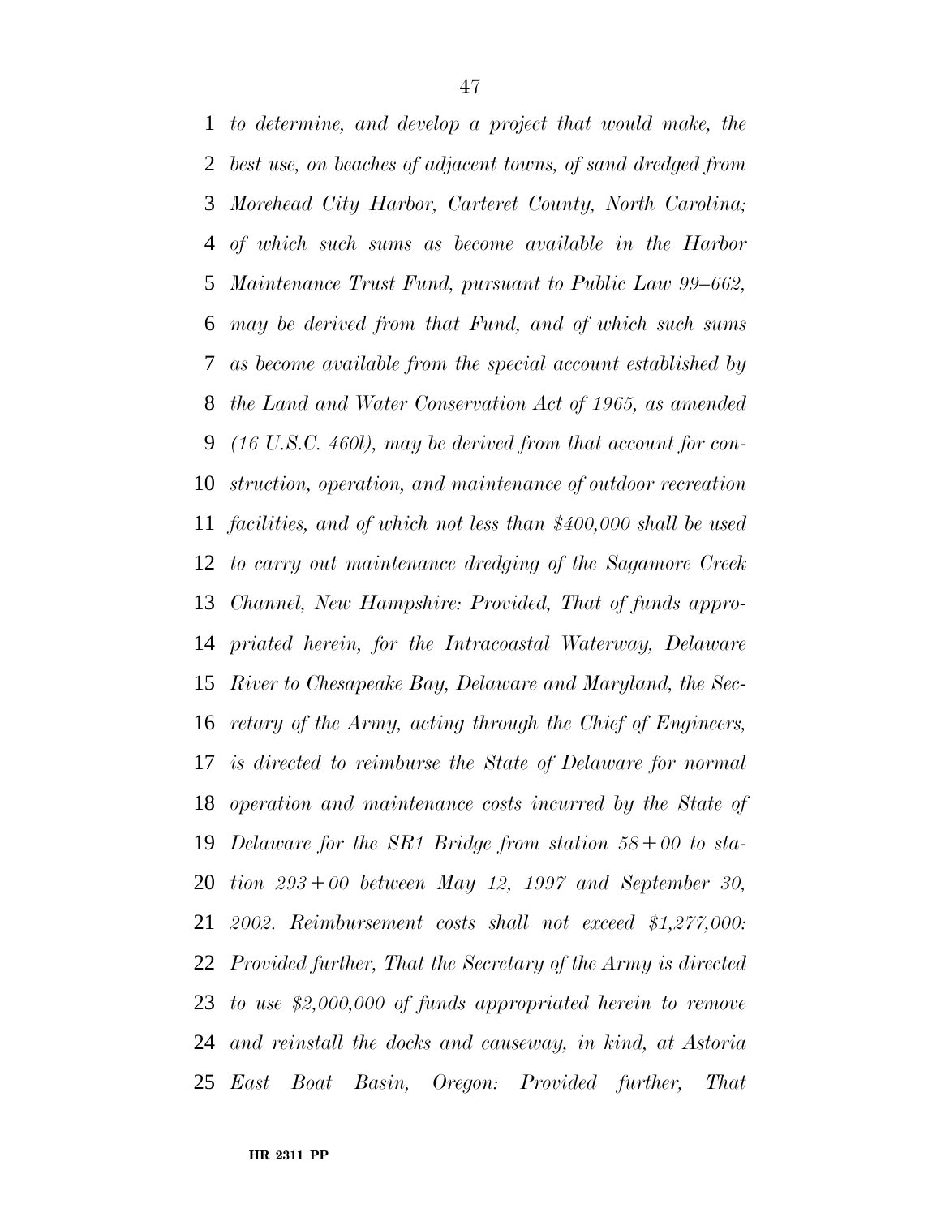*to determine, and develop a project that would make, the best use, on beaches of adjacent towns, of sand dredged from Morehead City Harbor, Carteret County, North Carolina; of which such sums as become available in the Harbor Maintenance Trust Fund, pursuant to Public Law 99–662, may be derived from that Fund, and of which such sums as become available from the special account established by the Land and Water Conservation Act of 1965, as amended (16 U.S.C. 460l), may be derived from that account for construction, operation, and maintenance of outdoor recreation facilities, and of which not less than $400,000 shall be used to carry out maintenance dredging of the Sagamore Creek Channel, New Hampshire: Provided, That of funds appropriated herein, for the Intracoastal Waterway, Delaware River to Chesapeake Bay, Delaware and Maryland, the Secretary of the Army, acting through the Chief of Engineers, is directed to reimburse the State of Delaware for normal operation and maintenance costs incurred by the State of Delaware for the SR1 Bridge from station 58+00 to station 293+00 between May 12, 1997 and September 30, 2002. Reimbursement costs shall not exceed $1,277,000: Provided further, That the Secretary of the Army is directed to use $2,000,000 of funds appropriated herein to remove and reinstall the docks and causeway, in kind, at Astoria East Boat Basin, Oregon: Provided further, That*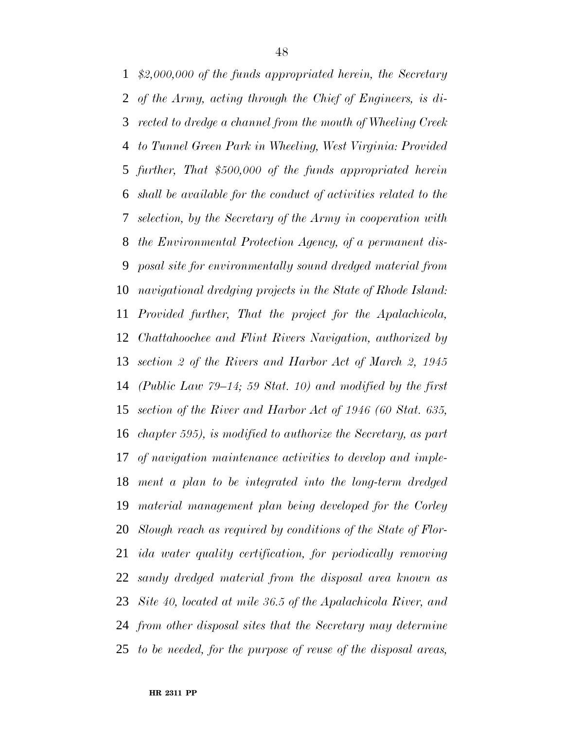*$2,000,000 of the funds appropriated herein, the Secretary of the Army, acting through the Chief of Engineers, is directed to dredge a channel from the mouth of Wheeling Creek to Tunnel Green Park in Wheeling, West Virginia: Provided further, That $500,000 of the funds appropriated herein shall be available for the conduct of activities related to the selection, by the Secretary of the Army in cooperation with the Environmental Protection Agency, of a permanent disposal site for environmentally sound dredged material from navigational dredging projects in the State of Rhode Island: Provided further, That the project for the Apalachicola, Chattahoochee and Flint Rivers Navigation, authorized by section 2 of the Rivers and Harbor Act of March 2, 1945 (Public Law 79–14; 59 Stat. 10) and modified by the first section of the River and Harbor Act of 1946 (60 Stat. 635, chapter 595), is modified to authorize the Secretary, as part of navigation maintenance activities to develop and implement a plan to be integrated into the long-term dredged material management plan being developed for the Corley Slough reach as required by conditions of the State of Florida water quality certification, for periodically removing sandy dredged material from the disposal area known as Site 40, located at mile 36.5 of the Apalachicola River, and from other disposal sites that the Secretary may determine to be needed, for the purpose of reuse of the disposal areas,*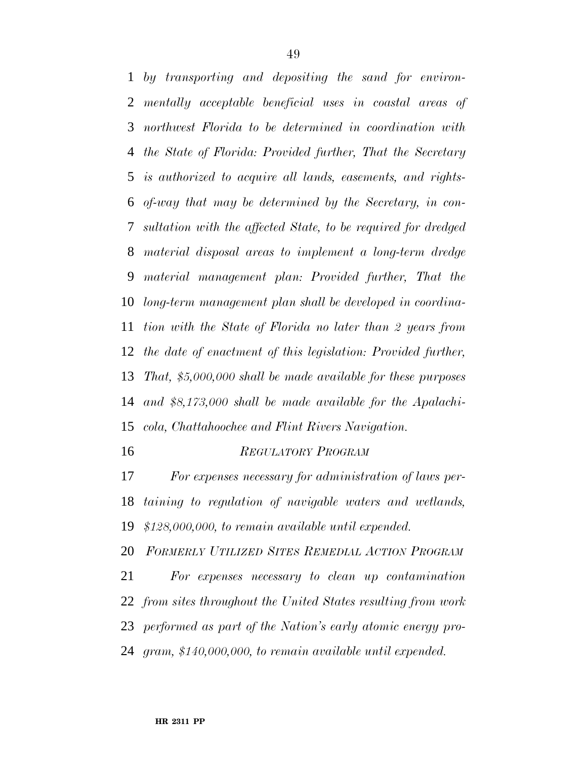*by transporting and depositing the sand for environmentally acceptable beneficial uses in coastal areas of northwest Florida to be determined in coordination with the State of Florida: Provided further, That the Secretary is authorized to acquire all lands, easements, and rights-of-way that may be determined by the Secretary, in consultation with the affected State, to be required for dredged material disposal areas to implement a long-term dredge material management plan: Provided further, That the long-term management plan shall be developed in coordination with the State of Florida no later than 2 years from the date of enactment of this legislation: Provided further, That, $5,000,000 shall be made available for these purposes and $8,173,000 shall be made available for the Apalachicola, Chattahoochee and Flint Rivers Navigation.*

*REGULATORY PROGRAM*

*For expenses necessary for administration of laws pertaining to regulation of navigable waters and wetlands, $128,000,000, to remain available until expended.*

*FORMERLY UTILIZED SITES REMEDIAL ACTION PROGRAM*

*For expenses necessary to clean up contamination from sites throughout the United States resulting from work performed as part of the Nation's early atomic energy program, $140,000,000, to remain available until expended.*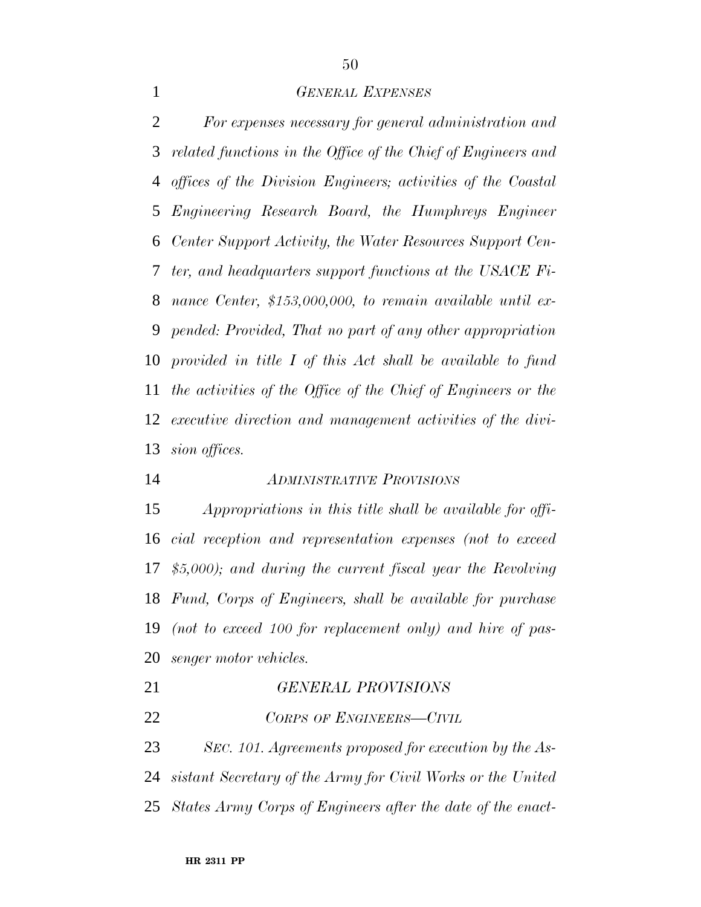### *GENERAL EXPENSES*

*For expenses necessary for general administration and related functions in the Office of the Chief of Engineers and offices of the Division Engineers; activities of the Coastal Engineering Research Board, the Humphreys Engineer Center Support Activity, the Water Resources Support Center, and headquarters support functions at the USACE Finance Center, $153,000,000, to remain available until expended: Provided, That no part of any other appropriation provided in title I of this Act shall be available to fund the activities of the Office of the Chief of Engineers or the executive direction and management activities of the division offices.*

### *ADMINISTRATIVE PROVISIONS*

*Appropriations in this title shall be available for official reception and representation expenses (not to exceed $5,000); and during the current fiscal year the Revolving Fund, Corps of Engineers, shall be available for purchase (not to exceed 100 for replacement only) and hire of passenger motor vehicles.*

## *GENERAL PROVISIONS*

### *CORPS OF ENGINEERS—CIVIL*

*SEC. 101. Agreements proposed for execution by the Assistant Secretary of the Army for Civil Works or the United States Army Corps of Engineers after the date of the enact-*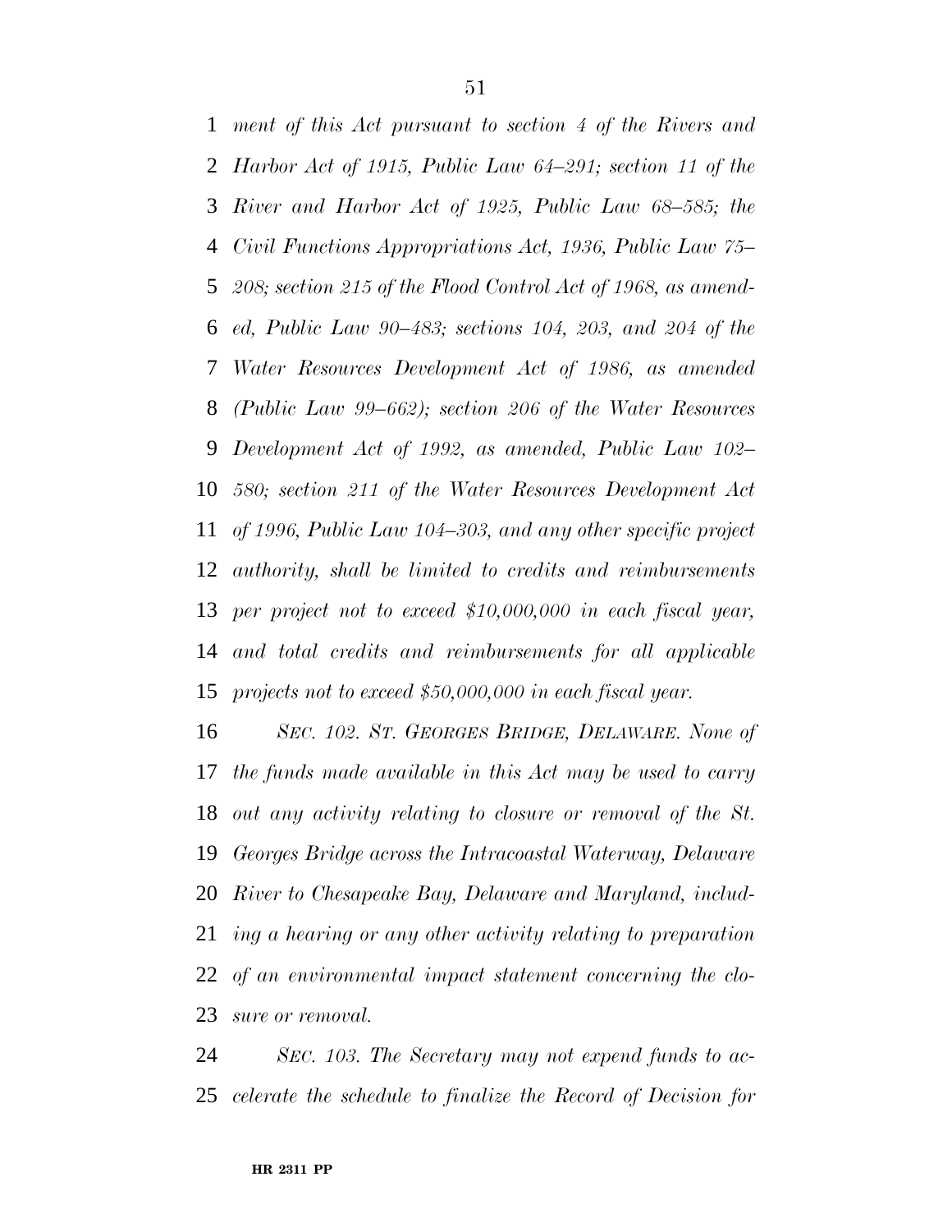*ment of this Act pursuant to section 4 of the Rivers and Harbor Act of 1915, Public Law 64–291; section 11 of the River and Harbor Act of 1925, Public Law 68–585; the Civil Functions Appropriations Act, 1936, Public Law 75–208; section 215 of the Flood Control Act of 1968, as amended, Public Law 90–483; sections 104, 203, and 204 of the Water Resources Development Act of 1986, as amended (Public Law 99–662); section 206 of the Water Resources Development Act of 1992, as amended, Public Law 102–580; section 211 of the Water Resources Development Act of 1996, Public Law 104–303, and any other specific project authority, shall be limited to credits and reimbursements per project not to exceed $10,000,000 in each fiscal year, and total credits and reimbursements for all applicable projects not to exceed $50,000,000 in each fiscal year.*

*SEC. 102. ST. GEORGES BRIDGE, DELAWARE. None of the funds made available in this Act may be used to carry out any activity relating to closure or removal of the St. Georges Bridge across the Intracoastal Waterway, Delaware River to Chesapeake Bay, Delaware and Maryland, including a hearing or any other activity relating to preparation of an environmental impact statement concerning the closure or removal.*

*SEC. 103. The Secretary may not expend funds to accelerate the schedule to finalize the Record of Decision for*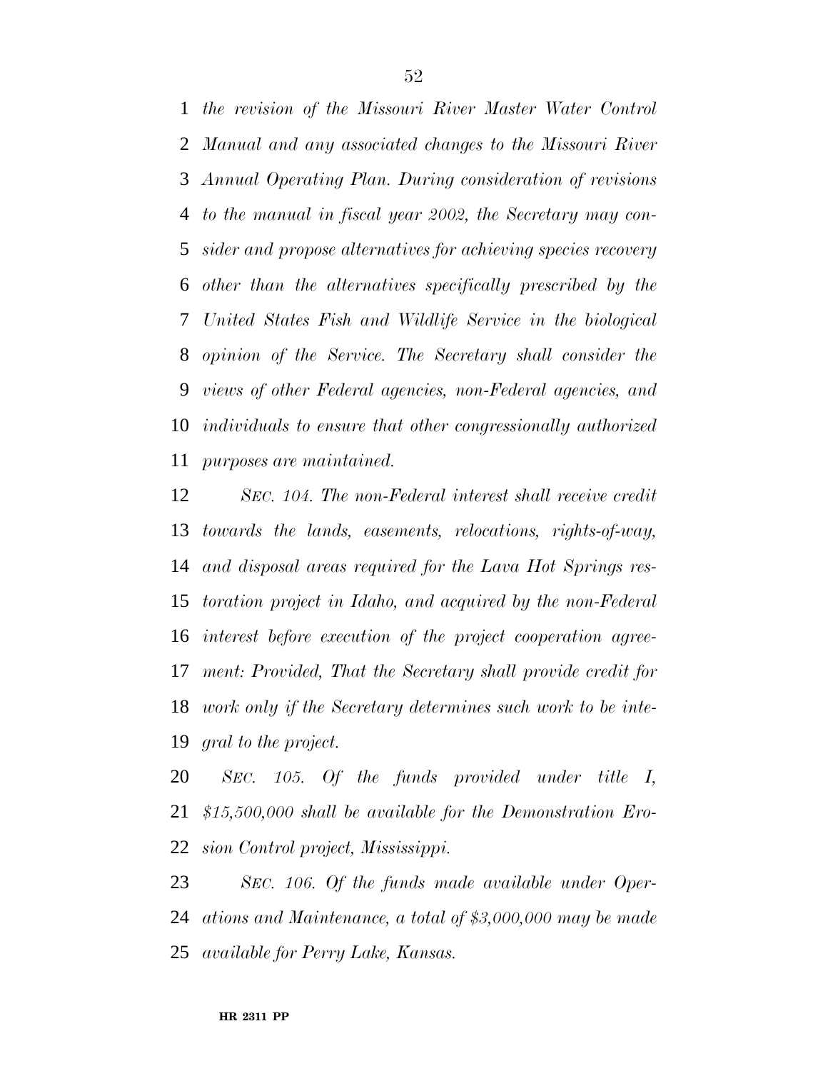*the revision of the Missouri River Master Water Control Manual and any associated changes to the Missouri River Annual Operating Plan. During consideration of revisions to the manual in fiscal year 2002, the Secretary may consider and propose alternatives for achieving species recovery other than the alternatives specifically prescribed by the United States Fish and Wildlife Service in the biological opinion of the Service. The Secretary shall consider the views of other Federal agencies, non-Federal agencies, and individuals to ensure that other congressionally authorized purposes are maintained.*

*SEC. 104. The non-Federal interest shall receive credit towards the lands, easements, relocations, rights-of-way, and disposal areas required for the Lava Hot Springs restoration project in Idaho, and acquired by the non-Federal interest before execution of the project cooperation agreement: Provided, That the Secretary shall provide credit for work only if the Secretary determines such work to be integral to the project.*

*SEC. 105. Of the funds provided under title I, $15,500,000 shall be available for the Demonstration Erosion Control project, Mississippi.*

*SEC. 106. Of the funds made available under Operations and Maintenance, a total of $3,000,000 may be made available for Perry Lake, Kansas.*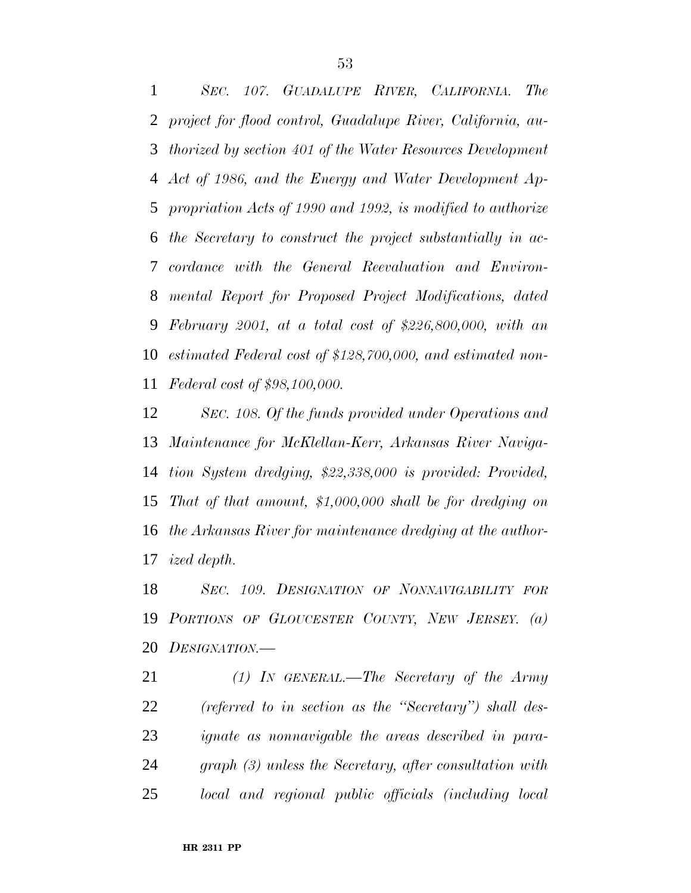*SEC. 107. GUADALUPE RIVER, CALIFORNIA. The project for flood control, Guadalupe River, California, authorized by section 401 of the Water Resources Development Act of 1986, and the Energy and Water Development Appropriation Acts of 1990 and 1992, is modified to authorize the Secretary to construct the project substantially in accordance with the General Reevaluation and Environmental Report for Proposed Project Modifications, dated February 2001, at a total cost of $226,800,000, with an estimated Federal cost of $128,700,000, and estimated non-Federal cost of $98,100,000.*

*SEC. 108. Of the funds provided under Operations and Maintenance for McKlellan-Kerr, Arkansas River Navigation System dredging, $22,338,000 is provided: Provided, That of that amount, $1,000,000 shall be for dredging on the Arkansas River for maintenance dredging at the authorized depth.*

*SEC. 109. DESIGNATION OF NONNAVIGABILITY FOR PORTIONS OF GLOUCESTER COUNTY, NEW JERSEY. (a) DESIGNATION.—*

*(1) IN GENERAL.—The Secretary of the Army (referred to in section as the ''Secretary'') shall designate as nonnavigable the areas described in paragraph (3) unless the Secretary, after consultation with local and regional public officials (including local*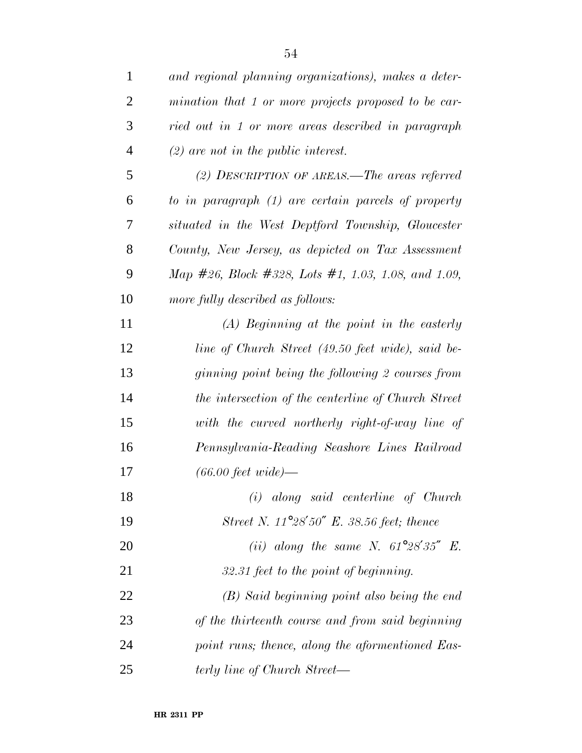*and regional planning organizations), makes a determination that 1 or more projects proposed to be carried out in 1 or more areas described in paragraph (2) are not in the public interest.*

*(2) DESCRIPTION OF AREAS.—The areas referred to in paragraph (1) are certain parcels of property situated in the West Deptford Township, Gloucester County, New Jersey, as depicted on Tax Assessment Map #26, Block #328, Lots #1, 1.03, 1.08, and 1.09, more fully described as follows:*

*(A) Beginning at the point in the easterly line of Church Street (49.50 feet wide), said beginning point being the following 2 courses from the intersection of the centerline of Church Street with the curved northerly right-of-way line of Pennsylvania-Reading Seashore Lines Railroad (66.00 feet wide)—*

*(i) along said centerline of Church Street N. 11°28′50″ E. 38.56 feet; thence*

*(ii) along the same N. 61°28′35″ E. 32.31 feet to the point of beginning.*

*(B) Said beginning point also being the end of the thirteenth course and from said beginning point runs; thence, along the aforementioned Easterly line of Church Street—*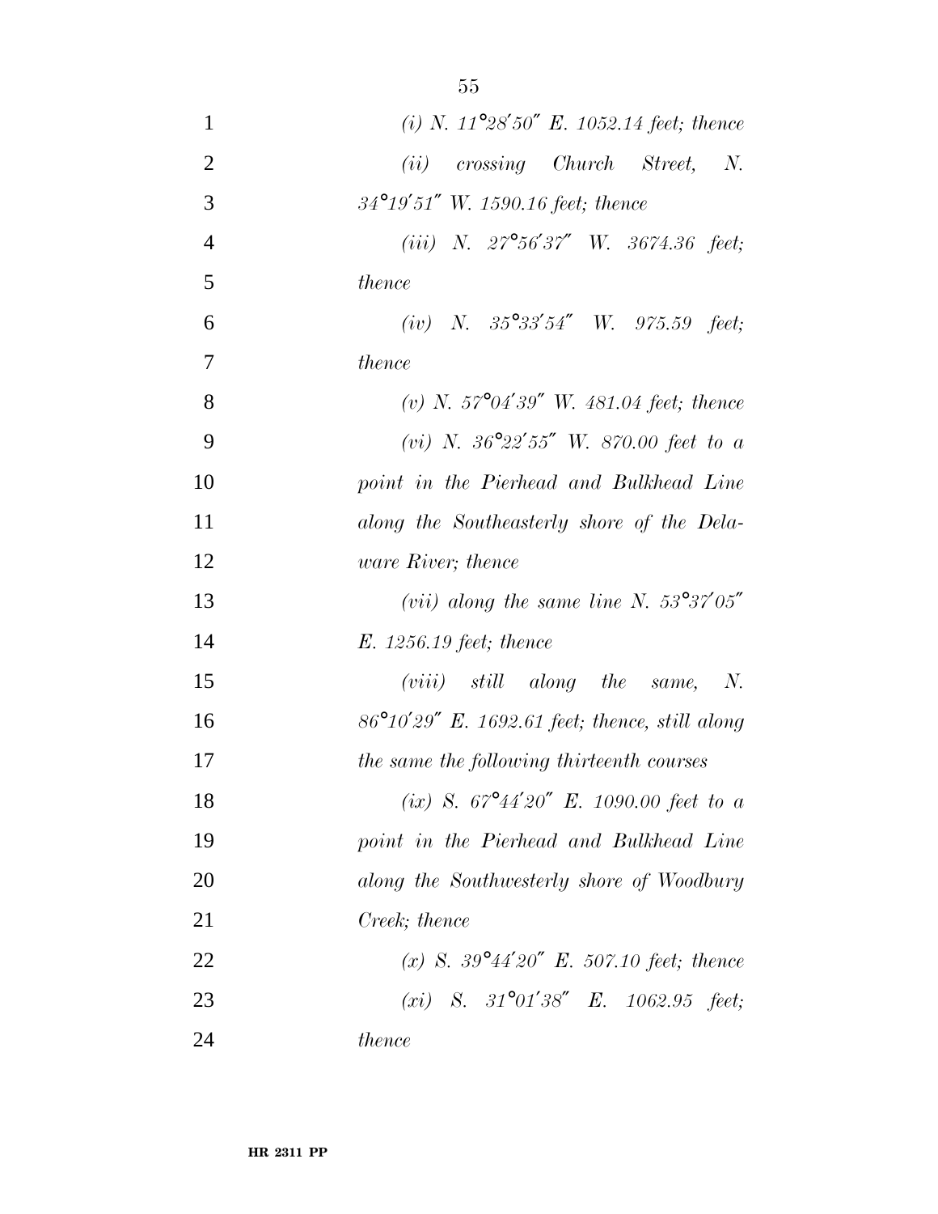*(i) N. 11°28′50″ E. 1052.14 feet; thence*

*(ii) crossing Church Street, N. 34°19′51″ W. 1590.16 feet; thence*

*(iii) N. 27°56′37″ W. 3674.36 feet; thence*

*(iv) N. 35°33′54″ W. 975.59 feet; thence*

*(v) N. 57°04′39″ W. 481.04 feet; thence*

*(vi) N. 36°22′55″ W. 870.00 feet to a point in the Pierhead and Bulkhead Line along the Southeasterly shore of the Delaware River; thence*

*(vii) along the same line N. 53°37′05″ E. 1256.19 feet; thence*

*(viii) still along the same, N. 86°10′29″ E. 1692.61 feet; thence, still along the same the following thirteenth courses*

*(ix) S. 67°44′20″ E. 1090.00 feet to a point in the Pierhead and Bulkhead Line along the Southwesterly shore of Woodbury Creek; thence*

*(x) S. 39°44′20″ E. 507.10 feet; thence*

*(xi) S. 31°01′38″ E. 1062.95 feet; thence*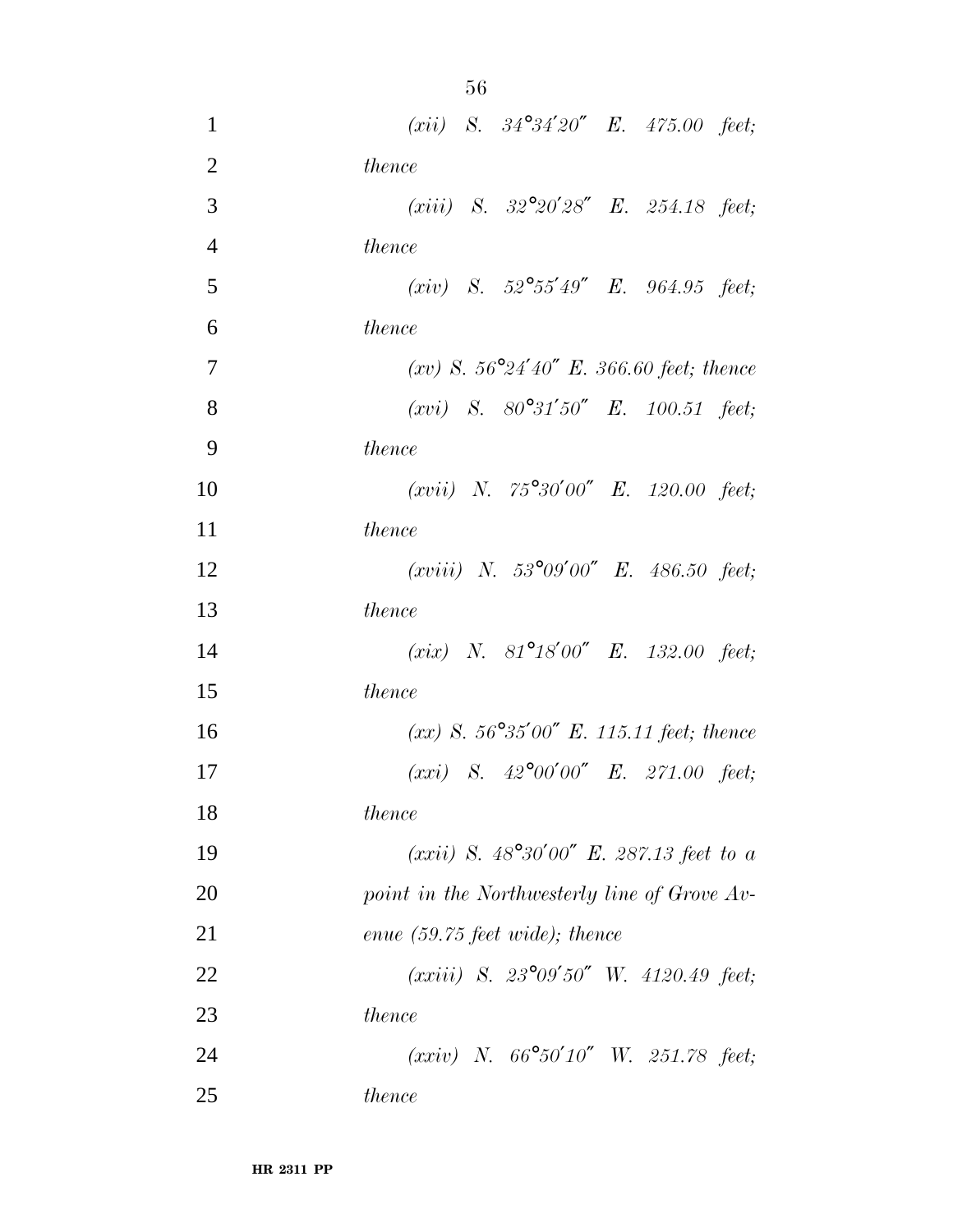*(xii) S. 34°34′20″ E. 475.00 feet; thence*

*(xiii) S. 32°20′28″ E. 254.18 feet; thence*

*(xiv) S. 52°55′49″ E. 964.95 feet; thence*

*(xv) S. 56°24′40″ E. 366.60 feet; thence*

*(xvi) S. 80°31′50″ E. 100.51 feet; thence*

*(xvii) N. 75°30′00″ E. 120.00 feet; thence*

*(xviii) N. 53°09′00″ E. 486.50 feet; thence*

*(xix) N. 81°18′00″ E. 132.00 feet; thence*

*(xx) S. 56°35′00″ E. 115.11 feet; thence*

*(xxi) S. 42°00′00″ E. 271.00 feet; thence*

*(xxii) S. 48°30′00″ E. 287.13 feet to a point in the Northwesterly line of Grove Avenue (59.75 feet wide); thence*

*(xxiii) S. 23°09′50″ W. 4120.49 feet; thence*

*(xxiv) N. 66°50′10″ W. 251.78 feet; thence*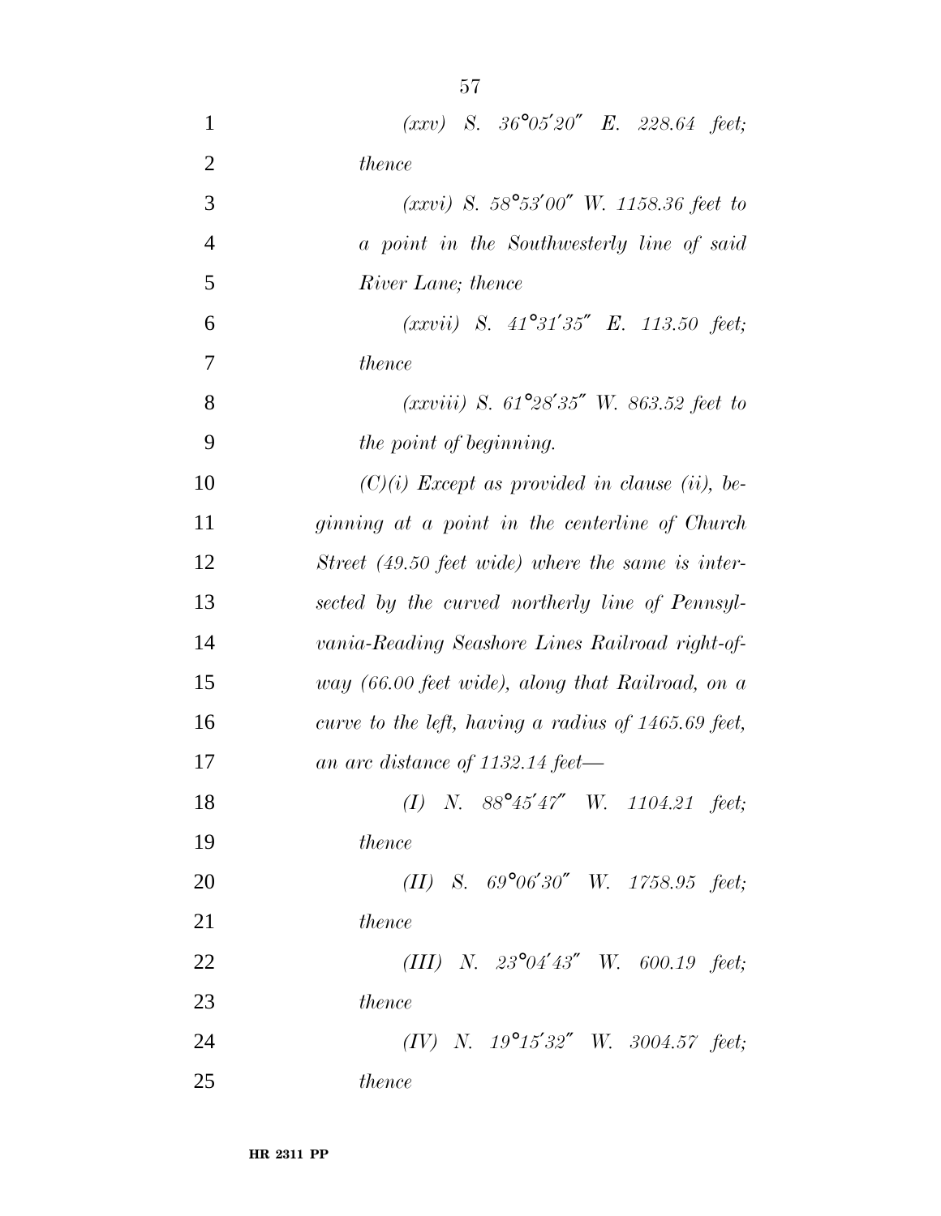*(xxv) S. 36°05′20″ E. 228.64 feet; thence*

*(xxvi) S. 58°53′00″ W. 1158.36 feet to a point in the Southwesterly line of said River Lane; thence*

*(xxvii) S. 41°31′35″ E. 113.50 feet; thence*

*(xxviii) S. 61°28′35″ W. 863.52 feet to the point of beginning.*

*(C)(i) Except as provided in clause (ii), beginning at a point in the centerline of Church Street (49.50 feet wide) where the same is intersected by the curved northerly line of Pennsylvania-Reading Seashore Lines Railroad right-of-way (66.00 feet wide), along that Railroad, on a curve to the left, having a radius of 1465.69 feet, an arc distance of 1132.14 feet—*

*(I) N. 88°45′47″ W. 1104.21 feet; thence*

*(II) S. 69°06′30″ W. 1758.95 feet; thence*

*(III) N. 23°04′43″ W. 600.19 feet; thence*

*(IV) N. 19°15′32″ W. 3004.57 feet; thence*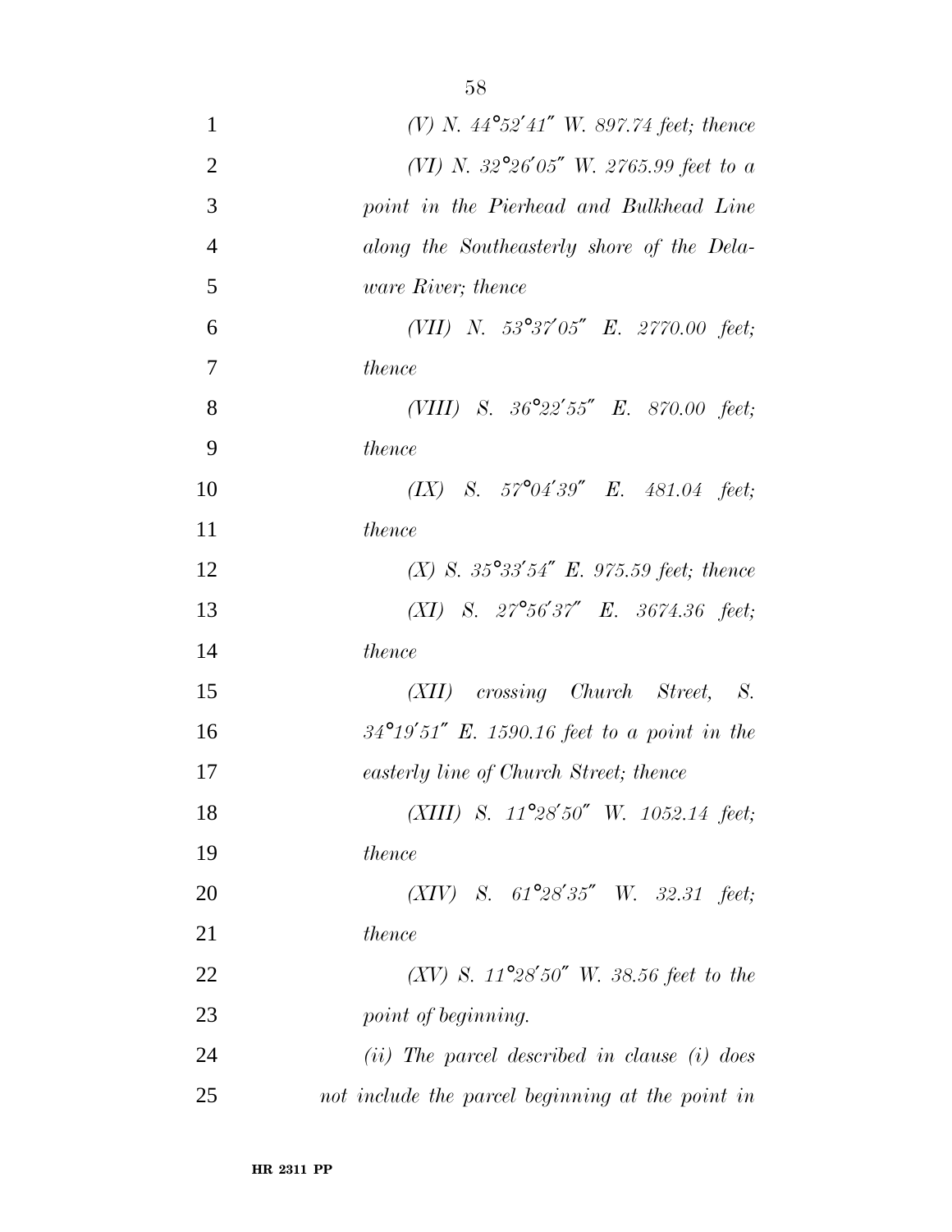*(V) N. 44°52′41″ W. 897.74 feet; thence*

*(VI) N. 32°26′05″ W. 2765.99 feet to a point in the Pierhead and Bulkhead Line along the Southeasterly shore of the Delaware River; thence*

*(VII) N. 53°37′05″ E. 2770.00 feet; thence*

*(VIII) S. 36°22′55″ E. 870.00 feet; thence*

*(IX) S. 57°04′39″ E. 481.04 feet; thence*

*(X) S. 35°33′54″ E. 975.59 feet; thence*

*(XI) S. 27°56′37″ E. 3674.36 feet; thence*

*(XII) crossing Church Street, S. 34°19′51″ E. 1590.16 feet to a point in the easterly line of Church Street; thence*

*(XIII) S. 11°28′50″ W. 1052.14 feet; thence*

*(XIV) S. 61°28′35″ W. 32.31 feet; thence*

*(XV) S. 11°28′50″ W. 38.56 feet to the point of beginning.*

*(ii) The parcel described in clause (i) does not include the parcel beginning at the point in*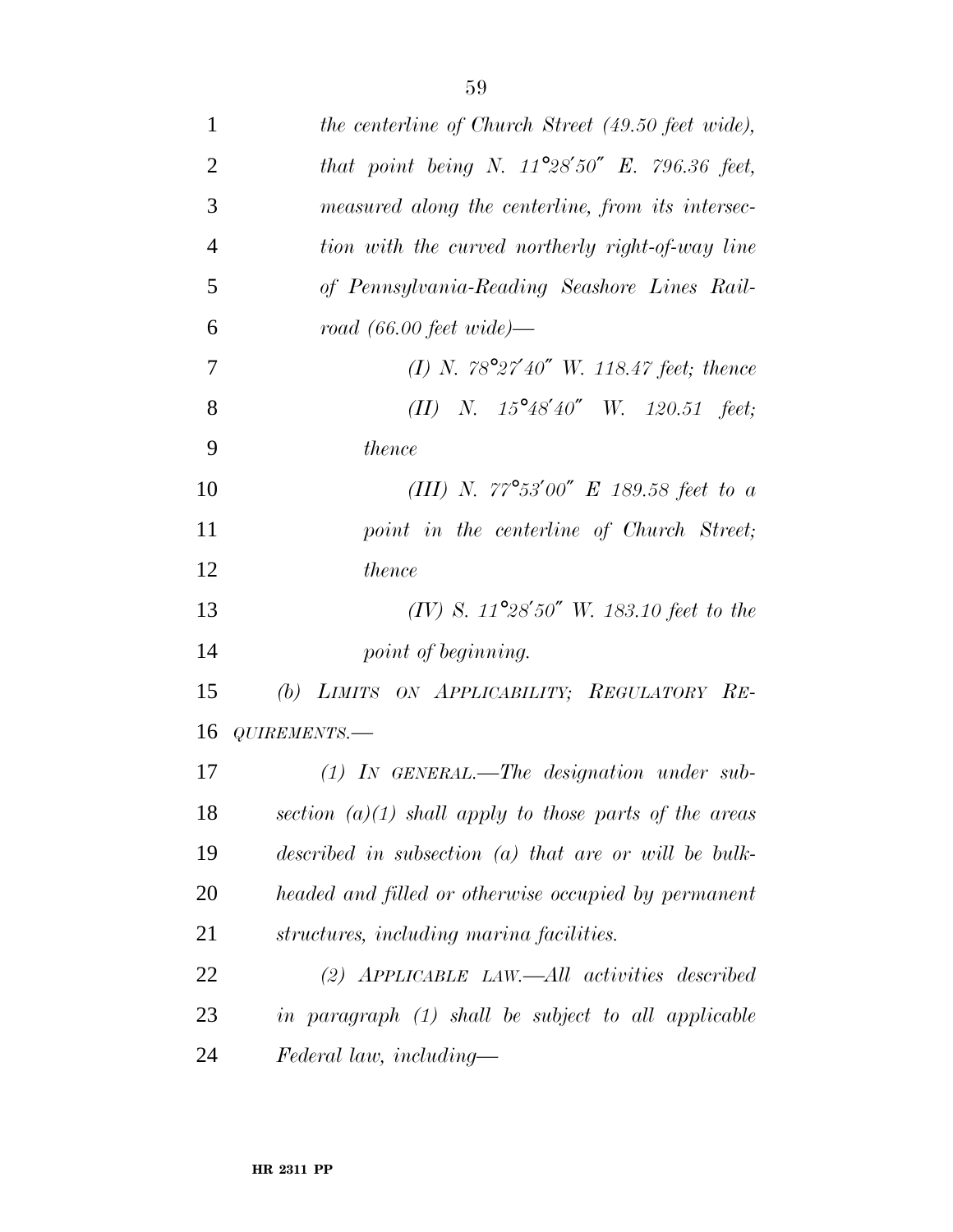*the centerline of Church Street (49.50 feet wide), that point being N. 11°28′50″ E. 796.36 feet, measured along the centerline, from its intersection with the curved northerly right-of-way line of Pennsylvania-Reading Seashore Lines Railroad (66.00 feet wide)—*

*(I) N. 78°27′40″ W. 118.47 feet; thence*

*(II) N. 15°48′40″ W. 120.51 feet; thence*

*(III) N. 77°53′00″ E 189.58 feet to a point in the centerline of Church Street; thence*

*(IV) S. 11°28′50″ W. 183.10 feet to the point of beginning.*

*(b) LIMITS ON APPLICABILITY; REGULATORY REQUIREMENTS.—*

*(1) IN GENERAL.—The designation under subsection (a)(1) shall apply to those parts of the areas described in subsection (a) that are or will be bulkheaded and filled or otherwise occupied by permanent structures, including marina facilities.*

*(2) APPLICABLE LAW.—All activities described in paragraph (1) shall be subject to all applicable Federal law, including—*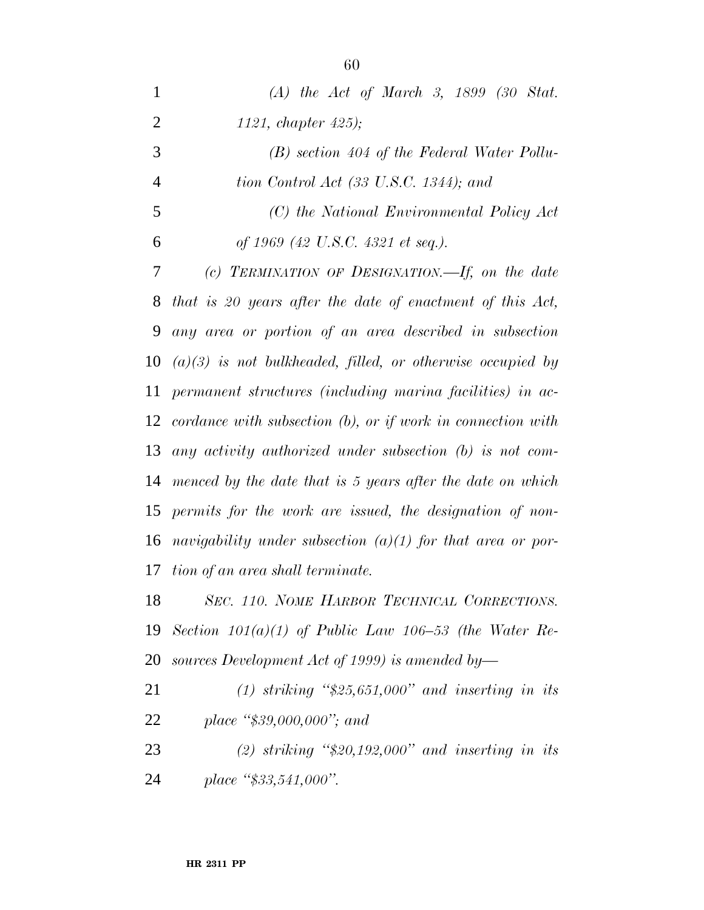*(A) the Act of March 3, 1899 (30 Stat. 1121, chapter 425);*

*(B) section 404 of the Federal Water Pollution Control Act (33 U.S.C. 1344); and*

*(C) the National Environmental Policy Act of 1969 (42 U.S.C. 4321 et seq.).*

*(c) TERMINATION OF DESIGNATION.—If, on the date that is 20 years after the date of enactment of this Act, any area or portion of an area described in subsection (a)(3) is not bulkheaded, filled, or otherwise occupied by permanent structures (including marina facilities) in accordance with subsection (b), or if work in connection with any activity authorized under subsection (b) is not commenced by the date that is 5 years after the date on which permits for the work are issued, the designation of nonnavigability under subsection (a)(1) for that area or portion of an area shall terminate.*

*SEC. 110. NOME HARBOR TECHNICAL CORRECTIONS.*

*Section 101(a)(1) of Public Law 106–53 (the Water Resources Development Act of 1999) is amended by—*

*(1) striking "$25,651,000" and inserting in its place "$39,000,000"; and*

*(2) striking "$20,192,000" and inserting in its place "$33,541,000".*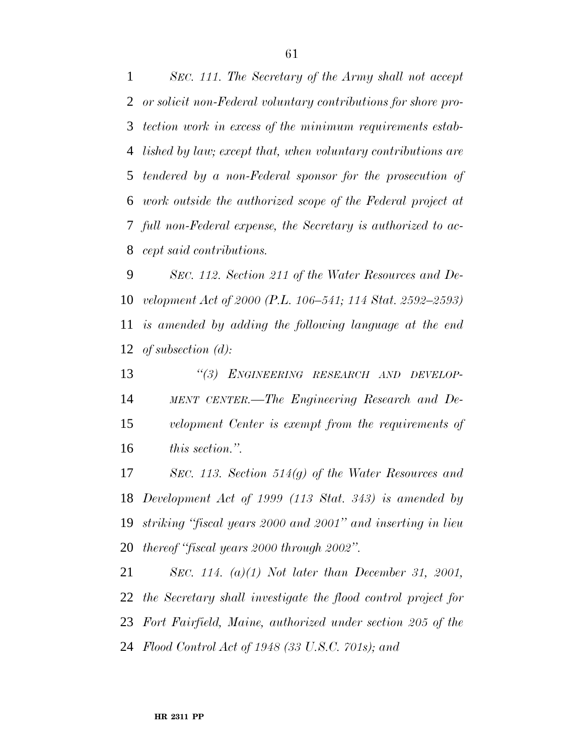*SEC. 111. The Secretary of the Army shall not accept or solicit non-Federal voluntary contributions for shore protection work in excess of the minimum requirements established by law; except that, when voluntary contributions are tendered by a non-Federal sponsor for the prosecution of work outside the authorized scope of the Federal project at full non-Federal expense, the Secretary is authorized to accept said contributions.*

*SEC. 112. Section 211 of the Water Resources and Development Act of 2000 (P.L. 106–541; 114 Stat. 2592–2593) is amended by adding the following language at the end of subsection (d):*

> *''(3) ENGINEERING RESEARCH AND DEVELOPMENT CENTER.—The Engineering Research and Development Center is exempt from the requirements of this section.''.*

*SEC. 113. Section 514(g) of the Water Resources and Development Act of 1999 (113 Stat. 343) is amended by striking ''fiscal years 2000 and 2001'' and inserting in lieu thereof ''fiscal years 2000 through 2002''.*

*SEC. 114. (a)(1) Not later than December 31, 2001, the Secretary shall investigate the flood control project for Fort Fairfield, Maine, authorized under section 205 of the Flood Control Act of 1948 (33 U.S.C. 701s); and*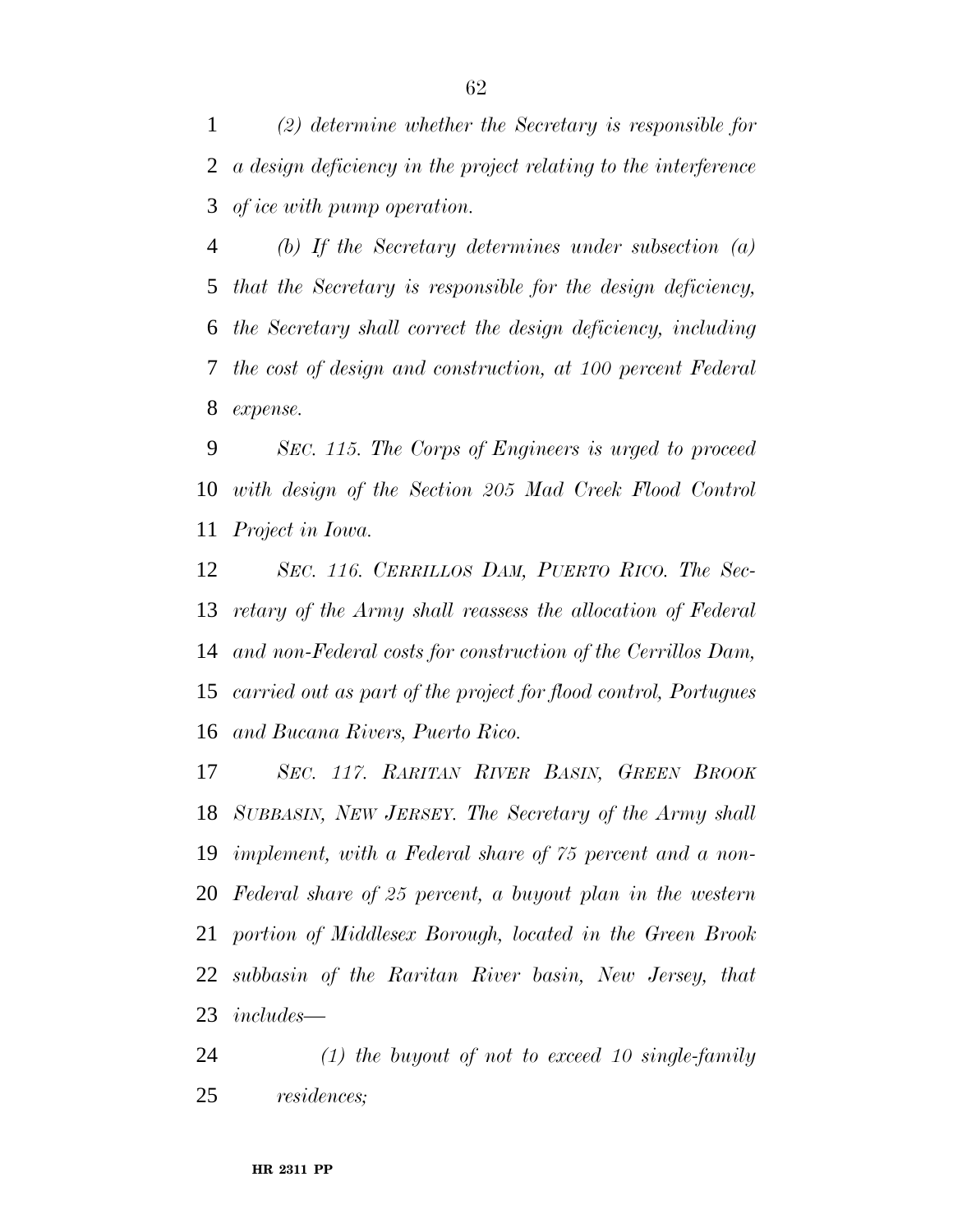*(2) determine whether the Secretary is responsible for a design deficiency in the project relating to the interference of ice with pump operation.*

*(b) If the Secretary determines under subsection (a) that the Secretary is responsible for the design deficiency, the Secretary shall correct the design deficiency, including the cost of design and construction, at 100 percent Federal expense.*

*SEC. 115. The Corps of Engineers is urged to proceed with design of the Section 205 Mad Creek Flood Control Project in Iowa.*

*SEC. 116. CERRILLOS DAM, PUERTO RICO. The Secretary of the Army shall reassess the allocation of Federal and non-Federal costs for construction of the Cerrillos Dam, carried out as part of the project for flood control, Portugues and Bucana Rivers, Puerto Rico.*

*SEC. 117. RARITAN RIVER BASIN, GREEN BROOK SUBBASIN, NEW JERSEY. The Secretary of the Army shall implement, with a Federal share of 75 percent and a non-Federal share of 25 percent, a buyout plan in the western portion of Middlesex Borough, located in the Green Brook subbasin of the Raritan River basin, New Jersey, that includes—*

*(1) the buyout of not to exceed 10 single-family residences;*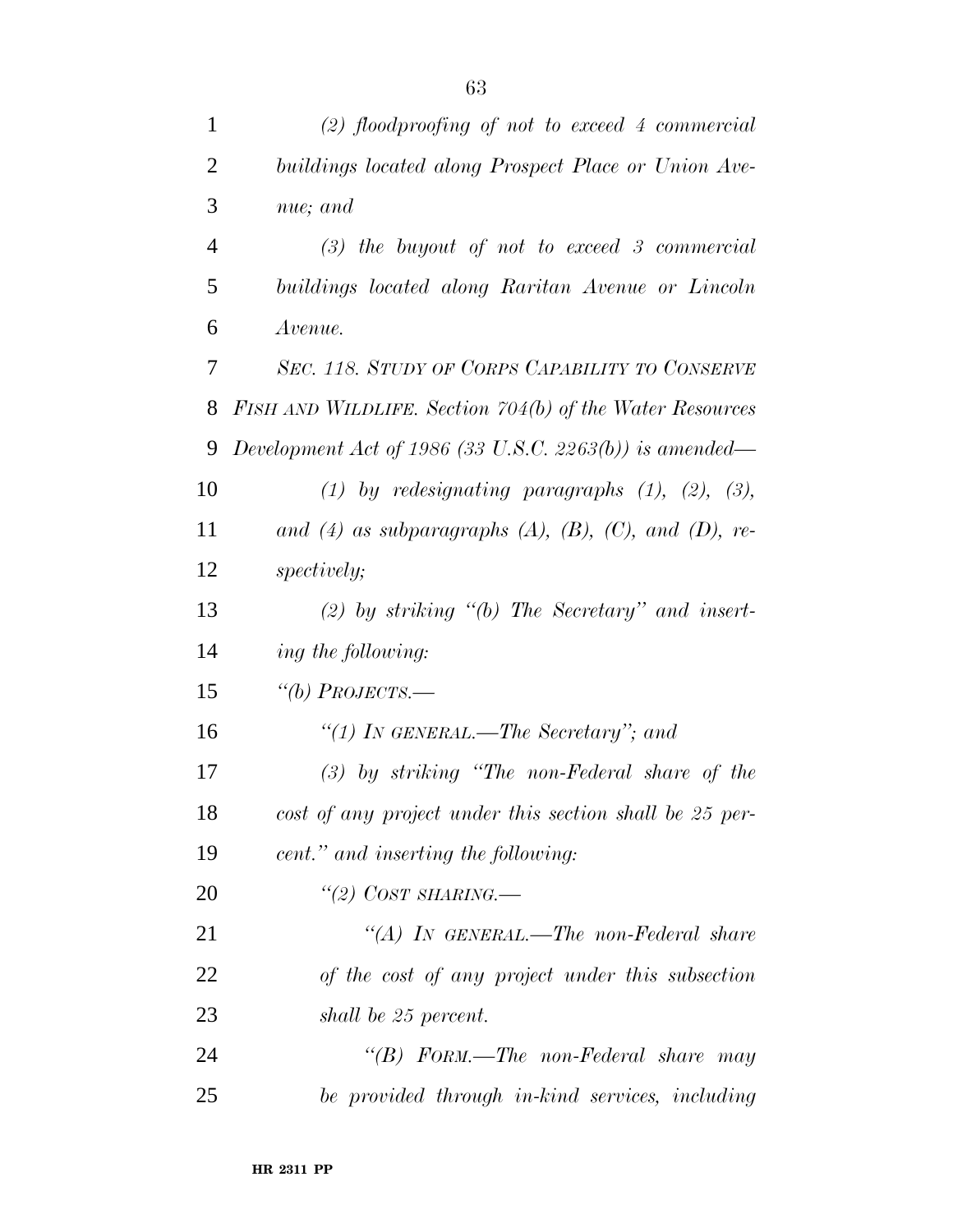*(2) floodproofing of not to exceed 4 commercial buildings located along Prospect Place or Union Avenue; and*

*(3) the buyout of not to exceed 3 commercial buildings located along Raritan Avenue or Lincoln Avenue.*

*SEC. 118. STUDY OF CORPS CAPABILITY TO CONSERVE FISH AND WILDLIFE. Section 704(b) of the Water Resources Development Act of 1986 (33 U.S.C. 2263(b)) is amended—*

*(1) by redesignating paragraphs (1), (2), (3), and (4) as subparagraphs (A), (B), (C), and (D), respectively;*

*(2) by striking "(b) The Secretary" and inserting the following:*

*"(b) PROJECTS.—*

*"(1) IN GENERAL.—The Secretary"; and*

*(3) by striking "The non-Federal share of the cost of any project under this section shall be 25 percent." and inserting the following:*

*"(2) COST SHARING.—*

*"(A) IN GENERAL.—The non-Federal share of the cost of any project under this subsection shall be 25 percent.*

*"(B) FORM.—The non-Federal share may be provided through in-kind services, including*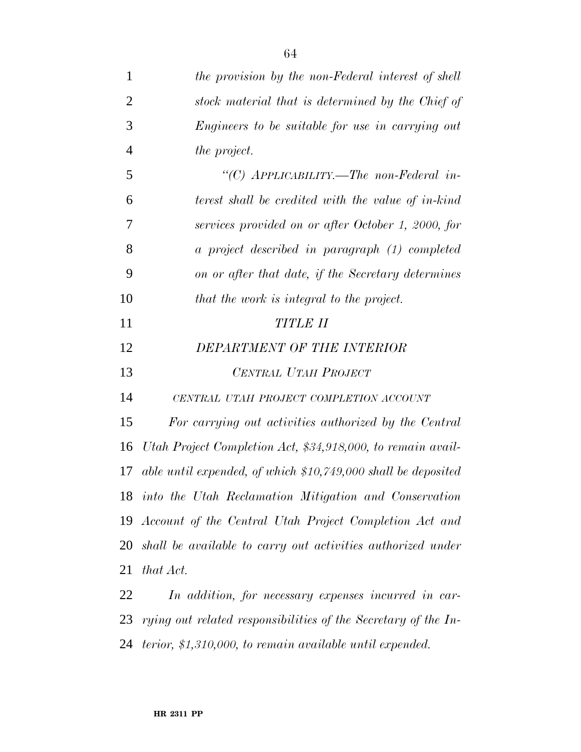*the provision by the non-Federal interest of shell stock material that is determined by the Chief of Engineers to be suitable for use in carrying out the project.*

*"(C) APPLICABILITY.—The non-Federal interest shall be credited with the value of in-kind services provided on or after October 1, 2000, for a project described in paragraph (1) completed on or after that date, if the Secretary determines that the work is integral to the project.*

## *TITLE II*

## *DEPARTMENT OF THE INTERIOR*

### *CENTRAL UTAH PROJECT*

#### *CENTRAL UTAH PROJECT COMPLETION ACCOUNT*

*For carrying out activities authorized by the Central Utah Project Completion Act, $34,918,000, to remain available until expended, of which $10,749,000 shall be deposited into the Utah Reclamation Mitigation and Conservation Account of the Central Utah Project Completion Act and shall be available to carry out activities authorized under that Act.*

*In addition, for necessary expenses incurred in carrying out related responsibilities of the Secretary of the Interior, $1,310,000, to remain available until expended.*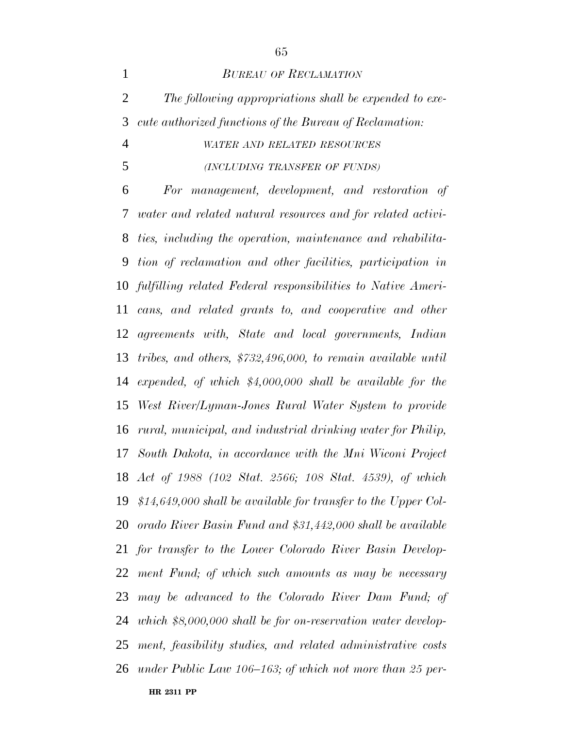*BUREAU OF RECLAMATION*

*The following appropriations shall be expended to execute authorized functions of the Bureau of Reclamation:*

*WATER AND RELATED RESOURCES*

*(INCLUDING TRANSFER OF FUNDS)*

*For management, development, and restoration of water and related natural resources and for related activities, including the operation, maintenance and rehabilitation of reclamation and other facilities, participation in fulfilling related Federal responsibilities to Native Americans, and related grants to, and cooperative and other agreements with, State and local governments, Indian tribes, and others, $732,496,000, to remain available until expended, of which $4,000,000 shall be available for the West River/Lyman-Jones Rural Water System to provide rural, municipal, and industrial drinking water for Philip, South Dakota, in accordance with the Mni Wiconi Project Act of 1988 (102 Stat. 2566; 108 Stat. 4539), of which $14,649,000 shall be available for transfer to the Upper Colorado River Basin Fund and $31,442,000 shall be available for transfer to the Lower Colorado River Basin Development Fund; of which such amounts as may be necessary may be advanced to the Colorado River Dam Fund; of which $8,000,000 shall be for on-reservation water development, feasibility studies, and related administrative costs under Public Law 106–163; of which not more than 25 per-*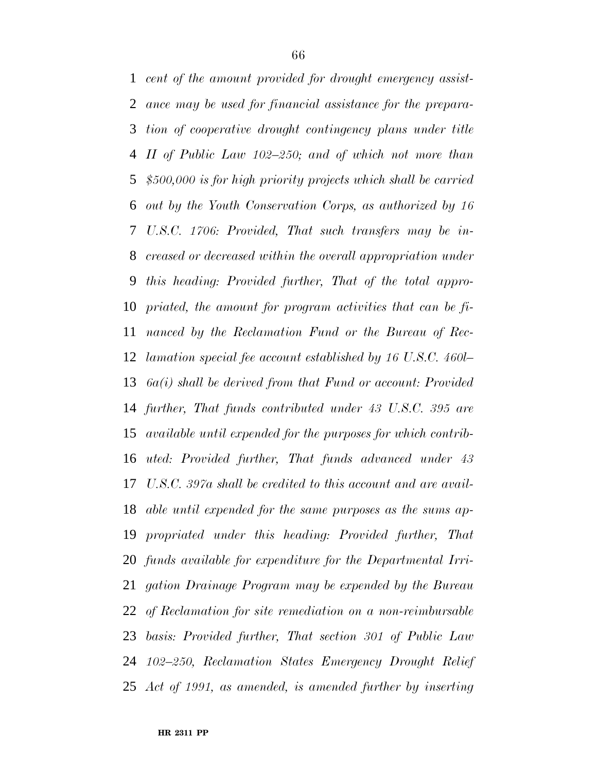*cent of the amount provided for drought emergency assistance may be used for financial assistance for the preparation of cooperative drought contingency plans under title II of Public Law 102–250; and of which not more than $500,000 is for high priority projects which shall be carried out by the Youth Conservation Corps, as authorized by 16 U.S.C. 1706: Provided, That such transfers may be increased or decreased within the overall appropriation under this heading: Provided further, That of the total appropriated, the amount for program activities that can be financed by the Reclamation Fund or the Bureau of Reclamation special fee account established by 16 U.S.C. 460l–6a(i) shall be derived from that Fund or account: Provided further, That funds contributed under 43 U.S.C. 395 are available until expended for the purposes for which contributed: Provided further, That funds advanced under 43 U.S.C. 397a shall be credited to this account and are available until expended for the same purposes as the sums appropriated under this heading: Provided further, That funds available for expenditure for the Departmental Irrigation Drainage Program may be expended by the Bureau of Reclamation for site remediation on a non-reimbursable basis: Provided further, That section 301 of Public Law 102–250, Reclamation States Emergency Drought Relief Act of 1991, as amended, is amended further by inserting*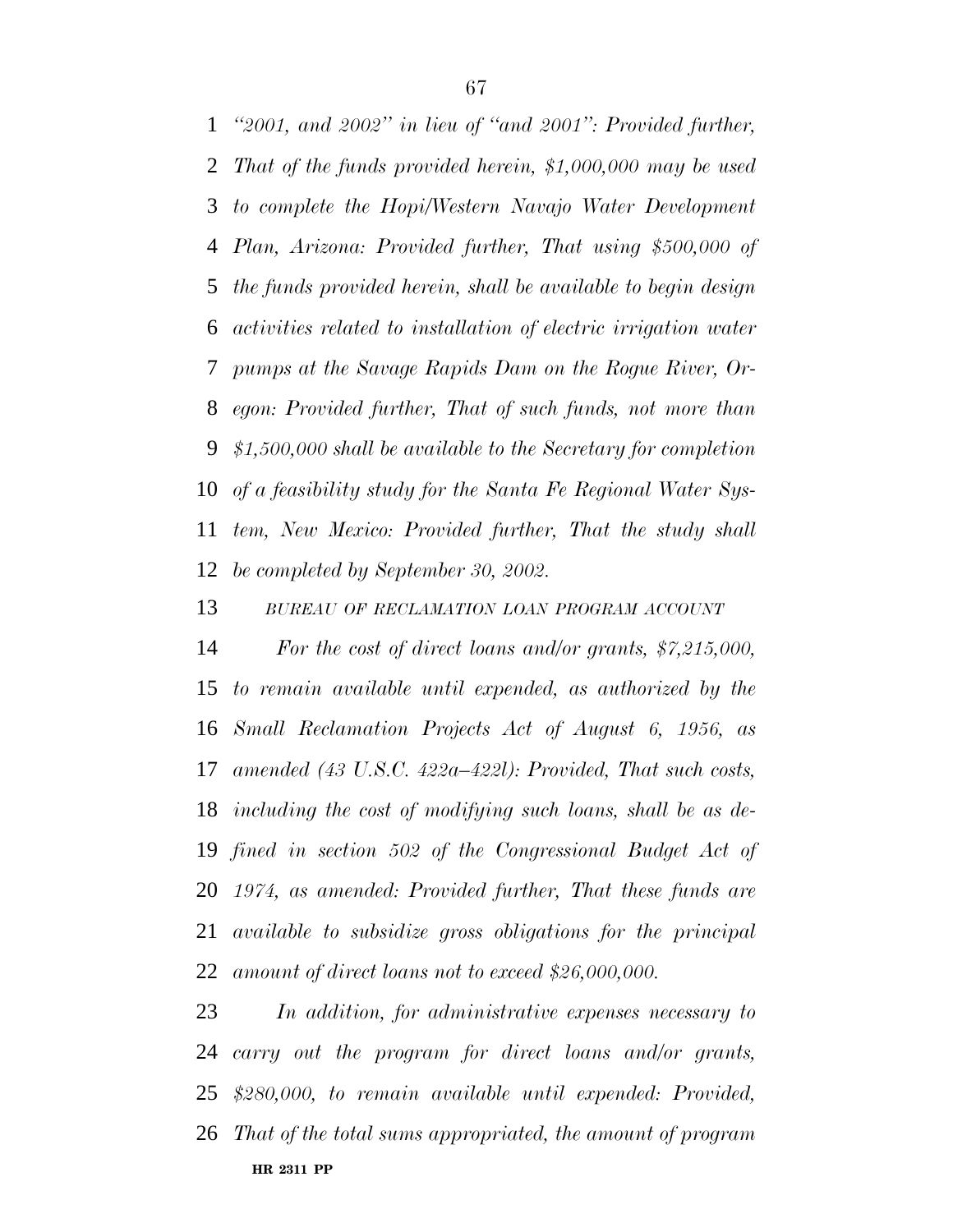*"2001, and 2002" in lieu of "and 2001": Provided further, That of the funds provided herein, $1,000,000 may be used to complete the Hopi/Western Navajo Water Development Plan, Arizona: Provided further, That using $500,000 of the funds provided herein, shall be available to begin design activities related to installation of electric irrigation water pumps at the Savage Rapids Dam on the Rogue River, Oregon: Provided further, That of such funds, not more than $1,500,000 shall be available to the Secretary for completion of a feasibility study for the Santa Fe Regional Water System, New Mexico: Provided further, That the study shall be completed by September 30, 2002.*

*BUREAU OF RECLAMATION LOAN PROGRAM ACCOUNT*

*For the cost of direct loans and/or grants, $7,215,000, to remain available until expended, as authorized by the Small Reclamation Projects Act of August 6, 1956, as amended (43 U.S.C. 422a–422l): Provided, That such costs, including the cost of modifying such loans, shall be as defined in section 502 of the Congressional Budget Act of 1974, as amended: Provided further, That these funds are available to subsidize gross obligations for the principal amount of direct loans not to exceed $26,000,000.*

*In addition, for administrative expenses necessary to carry out the program for direct loans and/or grants, $280,000, to remain available until expended: Provided, That of the total sums appropriated, the amount of program*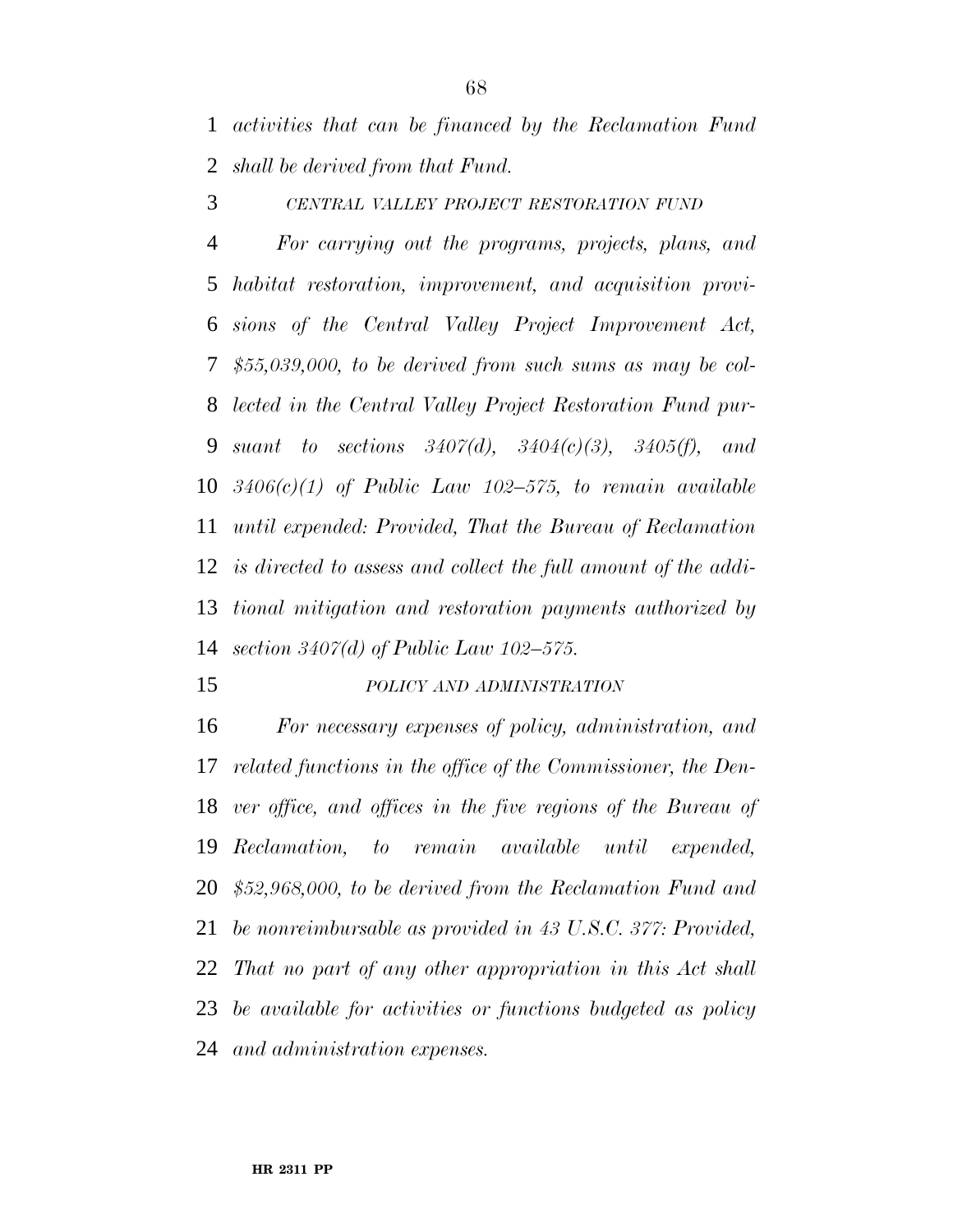*activities that can be financed by the Reclamation Fund shall be derived from that Fund.*

CENTRAL VALLEY PROJECT RESTORATION FUND

*For carrying out the programs, projects, plans, and habitat restoration, improvement, and acquisition provisions of the Central Valley Project Improvement Act, $55,039,000, to be derived from such sums as may be collected in the Central Valley Project Restoration Fund pursuant to sections 3407(d), 3404(c)(3), 3405(f), and 3406(c)(1) of Public Law 102–575, to remain available until expended: Provided, That the Bureau of Reclamation is directed to assess and collect the full amount of the additional mitigation and restoration payments authorized by section 3407(d) of Public Law 102–575.*

POLICY AND ADMINISTRATION

*For necessary expenses of policy, administration, and related functions in the office of the Commissioner, the Denver office, and offices in the five regions of the Bureau of Reclamation, to remain available until expended, $52,968,000, to be derived from the Reclamation Fund and be nonreimbursable as provided in 43 U.S.C. 377: Provided, That no part of any other appropriation in this Act shall be available for activities or functions budgeted as policy and administration expenses.*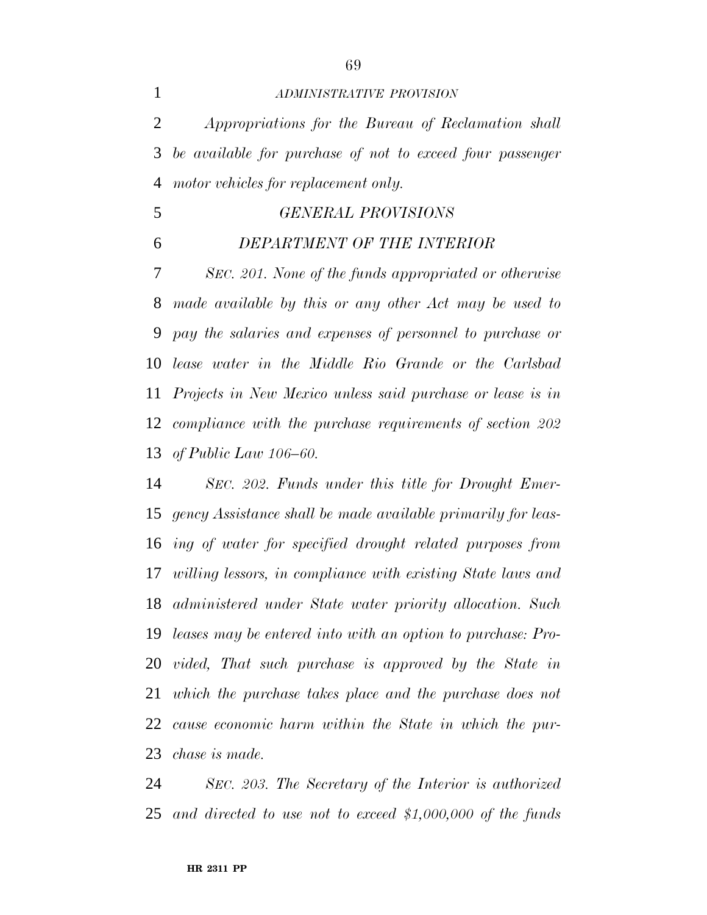*ADMINISTRATIVE PROVISION*

*Appropriations for the Bureau of Reclamation shall be available for purchase of not to exceed four passenger motor vehicles for replacement only.*

*GENERAL PROVISIONS*

*DEPARTMENT OF THE INTERIOR*

*SEC. 201. None of the funds appropriated or otherwise made available by this or any other Act may be used to pay the salaries and expenses of personnel to purchase or lease water in the Middle Rio Grande or the Carlsbad Projects in New Mexico unless said purchase or lease is in compliance with the purchase requirements of section 202 of Public Law 106–60.*

*SEC. 202. Funds under this title for Drought Emergency Assistance shall be made available primarily for leasing of water for specified drought related purposes from willing lessors, in compliance with existing State laws and administered under State water priority allocation. Such leases may be entered into with an option to purchase: Provided, That such purchase is approved by the State in which the purchase takes place and the purchase does not cause economic harm within the State in which the purchase is made.*

*SEC. 203. The Secretary of the Interior is authorized and directed to use not to exceed $1,000,000 of the funds*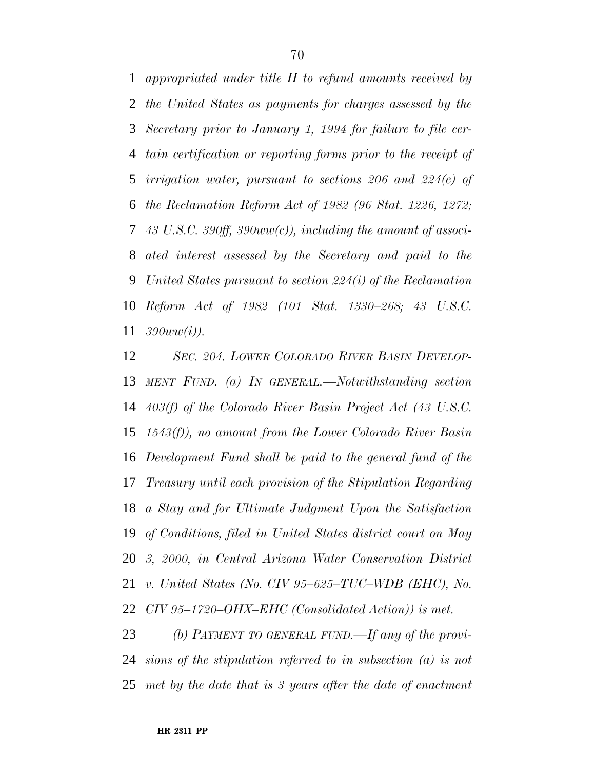*appropriated under title II to refund amounts received by the United States as payments for charges assessed by the Secretary prior to January 1, 1994 for failure to file certain certification or reporting forms prior to the receipt of irrigation water, pursuant to sections 206 and 224(c) of the Reclamation Reform Act of 1982 (96 Stat. 1226, 1272; 43 U.S.C. 390ff, 390ww(c)), including the amount of associated interest assessed by the Secretary and paid to the United States pursuant to section 224(i) of the Reclamation Reform Act of 1982 (101 Stat. 1330–268; 43 U.S.C. 390ww(i)).*

*SEC. 204. LOWER COLORADO RIVER BASIN DEVELOPMENT FUND. (a) IN GENERAL.—Notwithstanding section 403(f) of the Colorado River Basin Project Act (43 U.S.C. 1543(f)), no amount from the Lower Colorado River Basin Development Fund shall be paid to the general fund of the Treasury until each provision of the Stipulation Regarding a Stay and for Ultimate Judgment Upon the Satisfaction of Conditions, filed in United States district court on May 3, 2000, in Central Arizona Water Conservation District v. United States (No. CIV 95–625–TUC–WDB (EHC), No. CIV 95–1720–OHX–EHC (Consolidated Action)) is met.*

*(b) PAYMENT TO GENERAL FUND.—If any of the provisions of the stipulation referred to in subsection (a) is not met by the date that is 3 years after the date of enactment*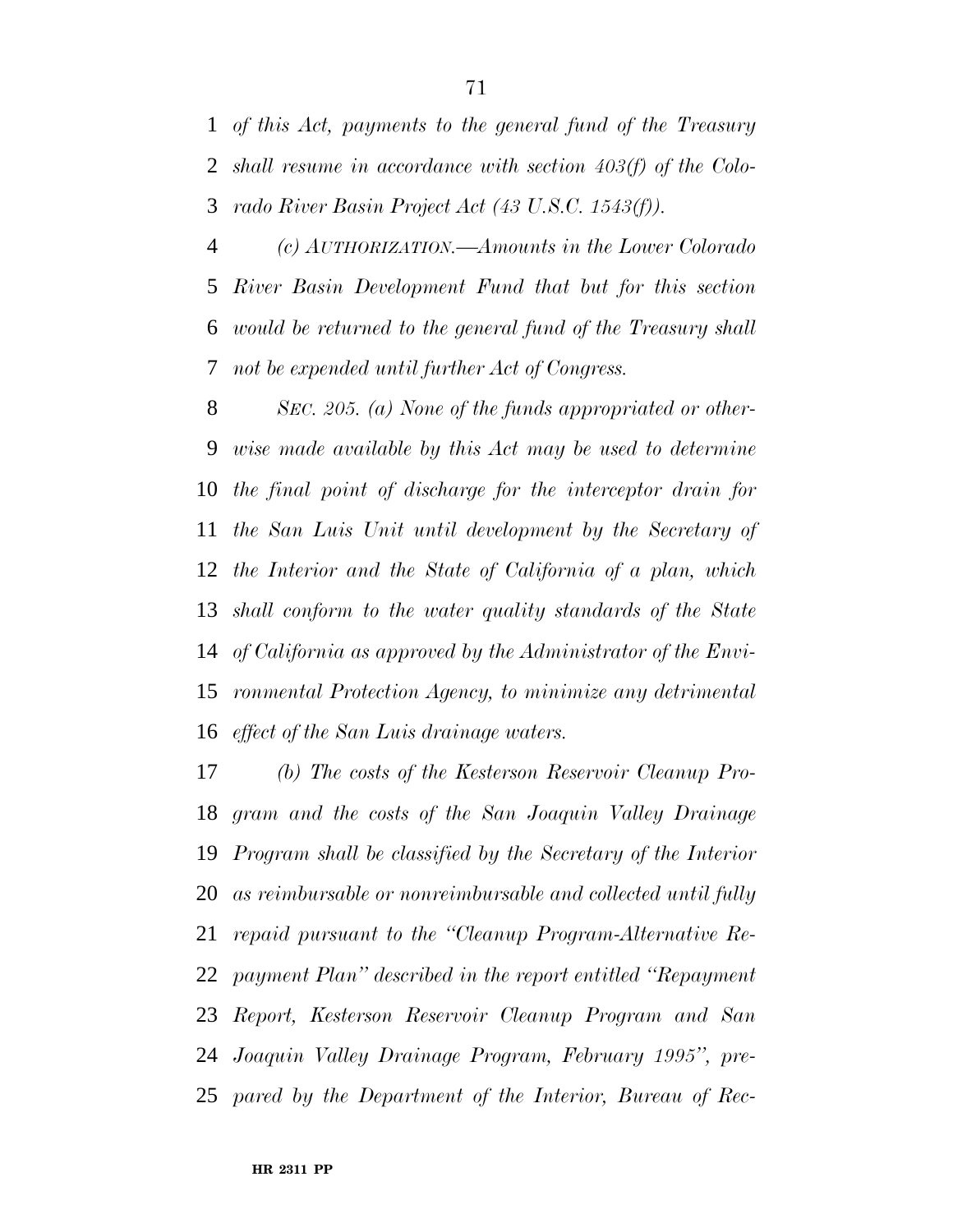*of this Act, payments to the general fund of the Treasury shall resume in accordance with section 403(f) of the Colorado River Basin Project Act (43 U.S.C. 1543(f)).*

*(c) AUTHORIZATION.—Amounts in the Lower Colorado River Basin Development Fund that but for this section would be returned to the general fund of the Treasury shall not be expended until further Act of Congress.*

*SEC. 205. (a) None of the funds appropriated or otherwise made available by this Act may be used to determine the final point of discharge for the interceptor drain for the San Luis Unit until development by the Secretary of the Interior and the State of California of a plan, which shall conform to the water quality standards of the State of California as approved by the Administrator of the Environmental Protection Agency, to minimize any detrimental effect of the San Luis drainage waters.*

*(b) The costs of the Kesterson Reservoir Cleanup Program and the costs of the San Joaquin Valley Drainage Program shall be classified by the Secretary of the Interior as reimbursable or nonreimbursable and collected until fully repaid pursuant to the "Cleanup Program-Alternative Repayment Plan" described in the report entitled "Repayment Report, Kesterson Reservoir Cleanup Program and San Joaquin Valley Drainage Program, February 1995", prepared by the Department of the Interior, Bureau of Rec-*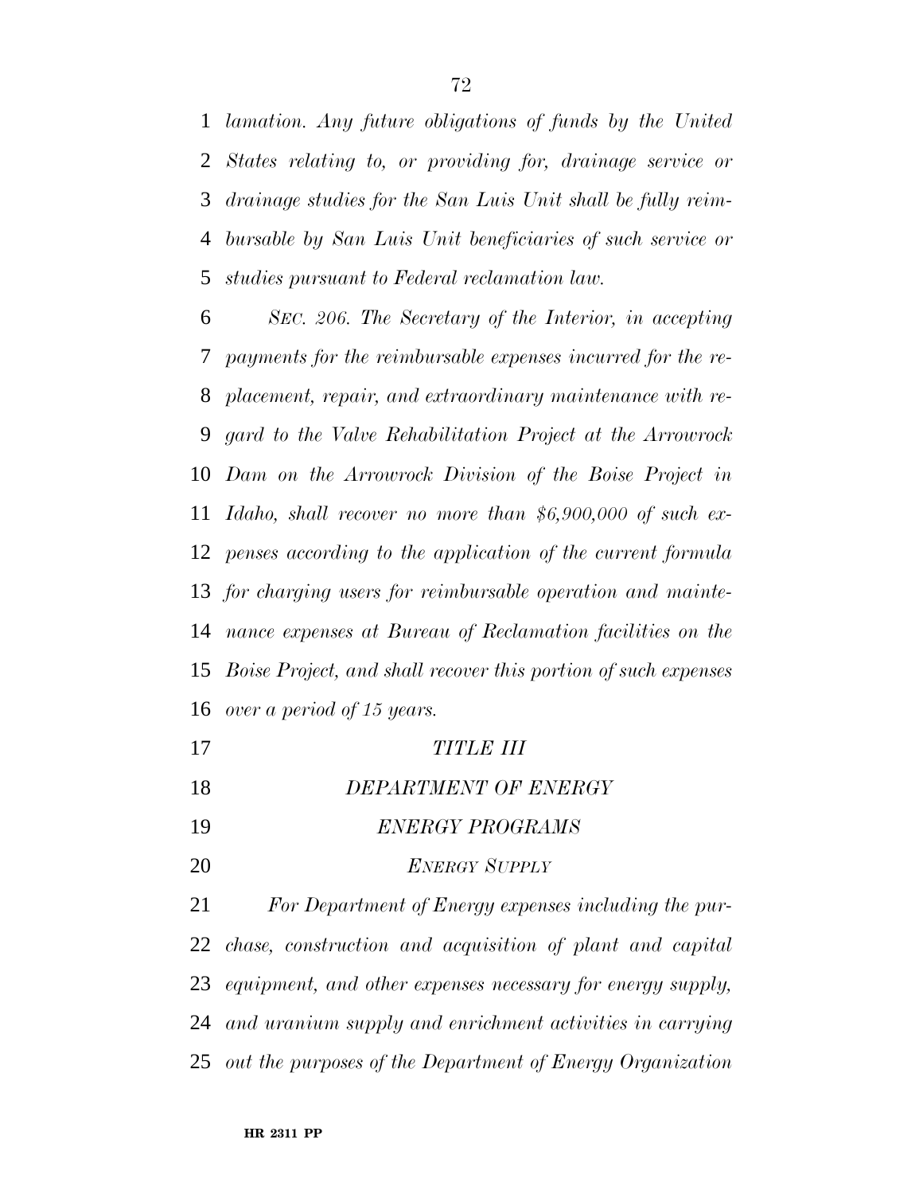*lamation. Any future obligations of funds by the United States relating to, or providing for, drainage service or drainage studies for the San Luis Unit shall be fully reimbursable by San Luis Unit beneficiaries of such service or studies pursuant to Federal reclamation law.*

*SEC. 206. The Secretary of the Interior, in accepting payments for the reimbursable expenses incurred for the replacement, repair, and extraordinary maintenance with regard to the Valve Rehabilitation Project at the Arrowrock Dam on the Arrowrock Division of the Boise Project in Idaho, shall recover no more than $6,900,000 of such expenses according to the application of the current formula for charging users for reimbursable operation and maintenance expenses at Bureau of Reclamation facilities on the Boise Project, and shall recover this portion of such expenses over a period of 15 years.*

## *TITLE III*

## *DEPARTMENT OF ENERGY*

### *ENERGY PROGRAMS*

#### *ENERGY SUPPLY*

*For Department of Energy expenses including the purchase, construction and acquisition of plant and capital equipment, and other expenses necessary for energy supply, and uranium supply and enrichment activities in carrying out the purposes of the Department of Energy Organization*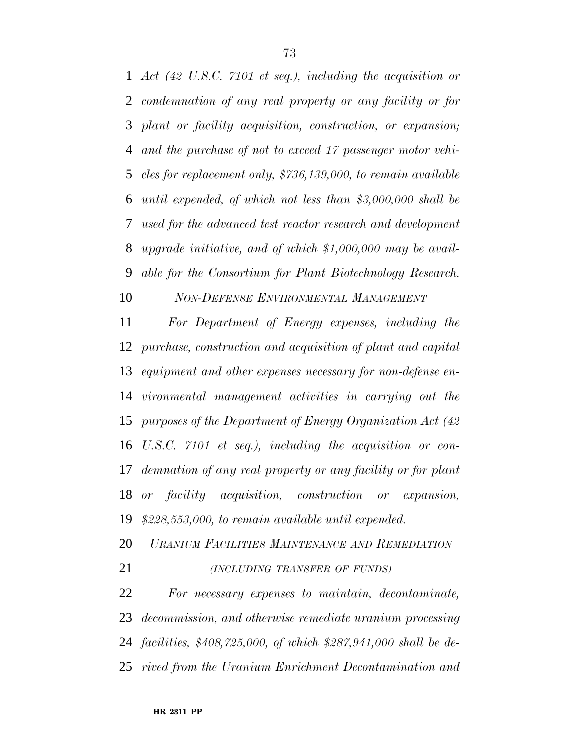*Act (42 U.S.C. 7101 et seq.), including the acquisition or condemnation of any real property or any facility or for plant or facility acquisition, construction, or expansion; and the purchase of not to exceed 17 passenger motor vehicles for replacement only, $736,139,000, to remain available until expended, of which not less than $3,000,000 shall be used for the advanced test reactor research and development upgrade initiative, and of which $1,000,000 may be available for the Consortium for Plant Biotechnology Research.*

*NON-DEFENSE ENVIRONMENTAL MANAGEMENT*

*For Department of Energy expenses, including the purchase, construction and acquisition of plant and capital equipment and other expenses necessary for non-defense environmental management activities in carrying out the purposes of the Department of Energy Organization Act (42 U.S.C. 7101 et seq.), including the acquisition or condemnation of any real property or any facility or for plant or facility acquisition, construction or expansion, $228,553,000, to remain available until expended.*

*URANIUM FACILITIES MAINTENANCE AND REMEDIATION*

*(INCLUDING TRANSFER OF FUNDS)*

*For necessary expenses to maintain, decontaminate, decommission, and otherwise remediate uranium processing facilities, $408,725,000, of which $287,941,000 shall be derived from the Uranium Enrichment Decontamination and*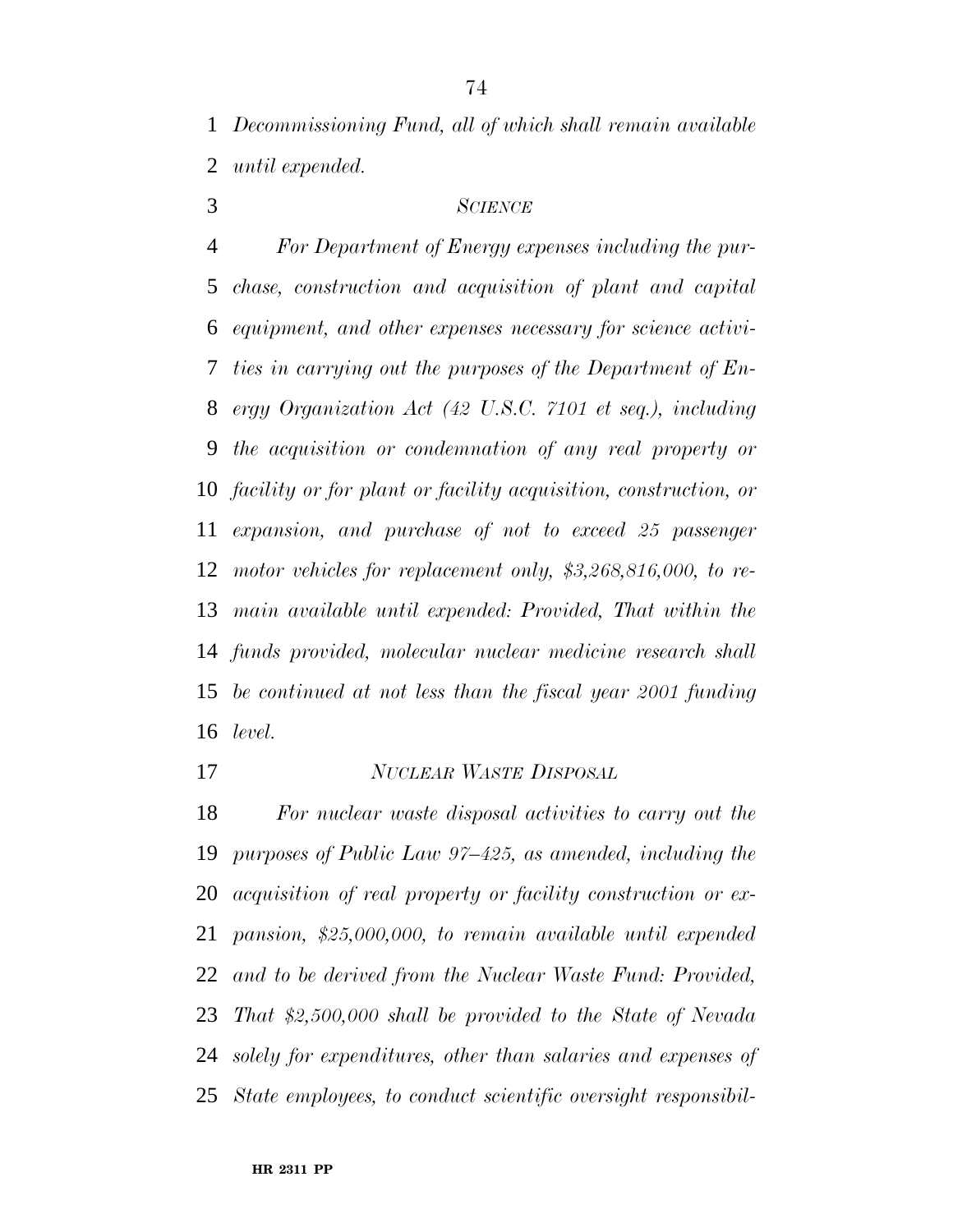*Decommissioning Fund, all of which shall remain available until expended.*

*SCIENCE*

*For Department of Energy expenses including the purchase, construction and acquisition of plant and capital equipment, and other expenses necessary for science activities in carrying out the purposes of the Department of Energy Organization Act (42 U.S.C. 7101 et seq.), including the acquisition or condemnation of any real property or facility or for plant or facility acquisition, construction, or expansion, and purchase of not to exceed 25 passenger motor vehicles for replacement only, $3,268,816,000, to remain available until expended: Provided, That within the funds provided, molecular nuclear medicine research shall be continued at not less than the fiscal year 2001 funding level.*

*NUCLEAR WASTE DISPOSAL*

*For nuclear waste disposal activities to carry out the purposes of Public Law 97–425, as amended, including the acquisition of real property or facility construction or expansion, $25,000,000, to remain available until expended and to be derived from the Nuclear Waste Fund: Provided, That $2,500,000 shall be provided to the State of Nevada solely for expenditures, other than salaries and expenses of State employees, to conduct scientific oversight responsibil-*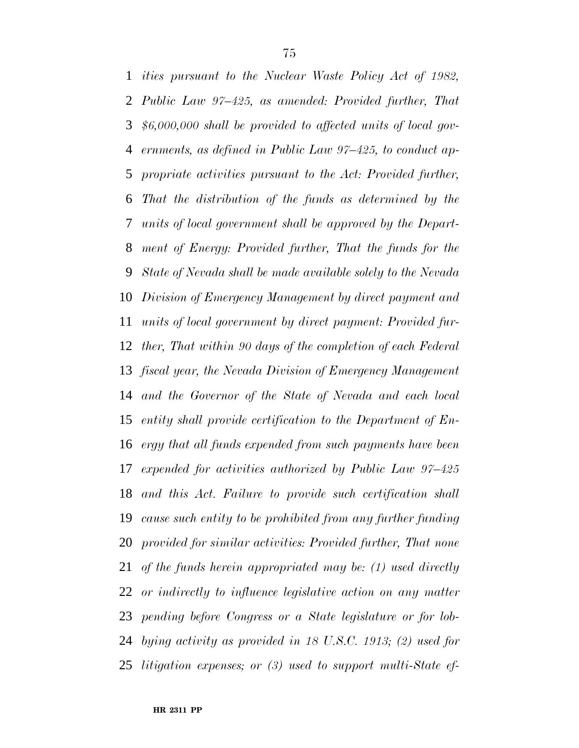*ities pursuant to the Nuclear Waste Policy Act of 1982, Public Law 97–425, as amended: Provided further, That $6,000,000 shall be provided to affected units of local governments, as defined in Public Law 97–425, to conduct appropriate activities pursuant to the Act: Provided further, That the distribution of the funds as determined by the units of local government shall be approved by the Department of Energy: Provided further, That the funds for the State of Nevada shall be made available solely to the Nevada Division of Emergency Management by direct payment and units of local government by direct payment: Provided further, That within 90 days of the completion of each Federal fiscal year, the Nevada Division of Emergency Management and the Governor of the State of Nevada and each local entity shall provide certification to the Department of Energy that all funds expended from such payments have been expended for activities authorized by Public Law 97–425 and this Act. Failure to provide such certification shall cause such entity to be prohibited from any further funding provided for similar activities: Provided further, That none of the funds herein appropriated may be: (1) used directly or indirectly to influence legislative action on any matter pending before Congress or a State legislature or for lobbying activity as provided in 18 U.S.C. 1913; (2) used for litigation expenses; or (3) used to support multi-State ef-*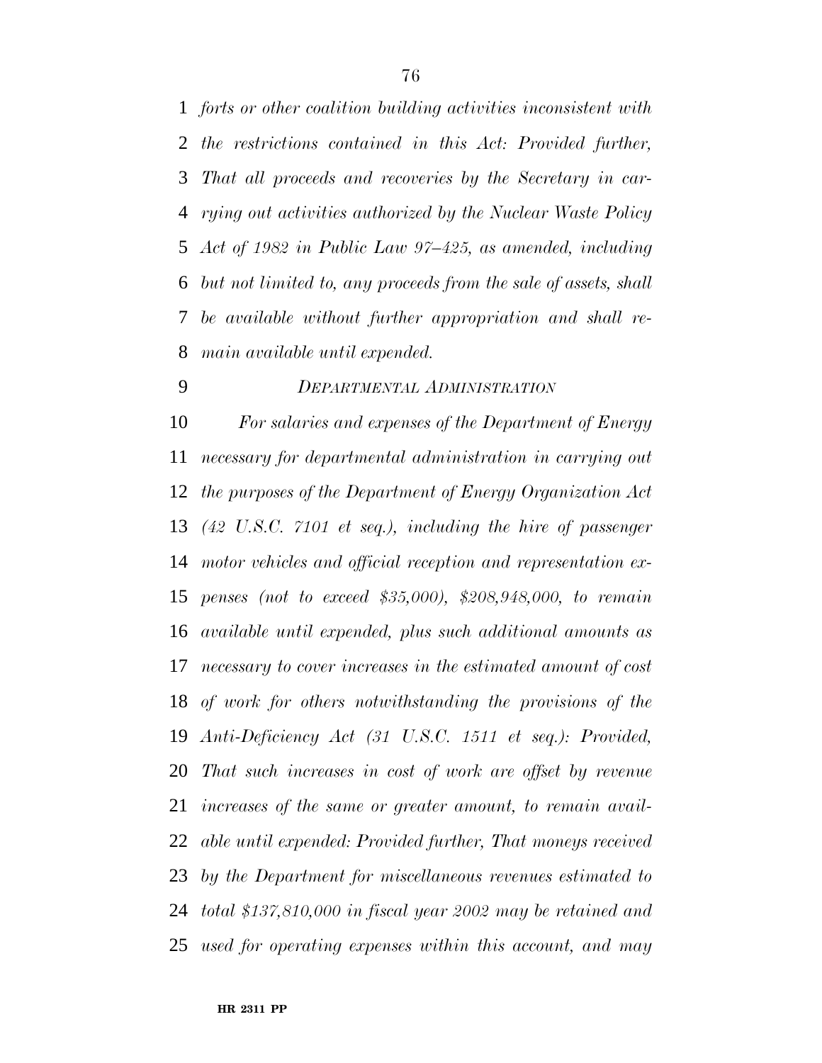*forts or other coalition building activities inconsistent with the restrictions contained in this Act: Provided further, That all proceeds and recoveries by the Secretary in carrying out activities authorized by the Nuclear Waste Policy Act of 1982 in Public Law 97–425, as amended, including but not limited to, any proceeds from the sale of assets, shall be available without further appropriation and shall remain available until expended.*

*DEPARTMENTAL ADMINISTRATION*

*For salaries and expenses of the Department of Energy necessary for departmental administration in carrying out the purposes of the Department of Energy Organization Act (42 U.S.C. 7101 et seq.), including the hire of passenger motor vehicles and official reception and representation expenses (not to exceed $35,000), $208,948,000, to remain available until expended, plus such additional amounts as necessary to cover increases in the estimated amount of cost of work for others notwithstanding the provisions of the Anti-Deficiency Act (31 U.S.C. 1511 et seq.): Provided, That such increases in cost of work are offset by revenue increases of the same or greater amount, to remain available until expended: Provided further, That moneys received by the Department for miscellaneous revenues estimated to total $137,810,000 in fiscal year 2002 may be retained and used for operating expenses within this account, and may*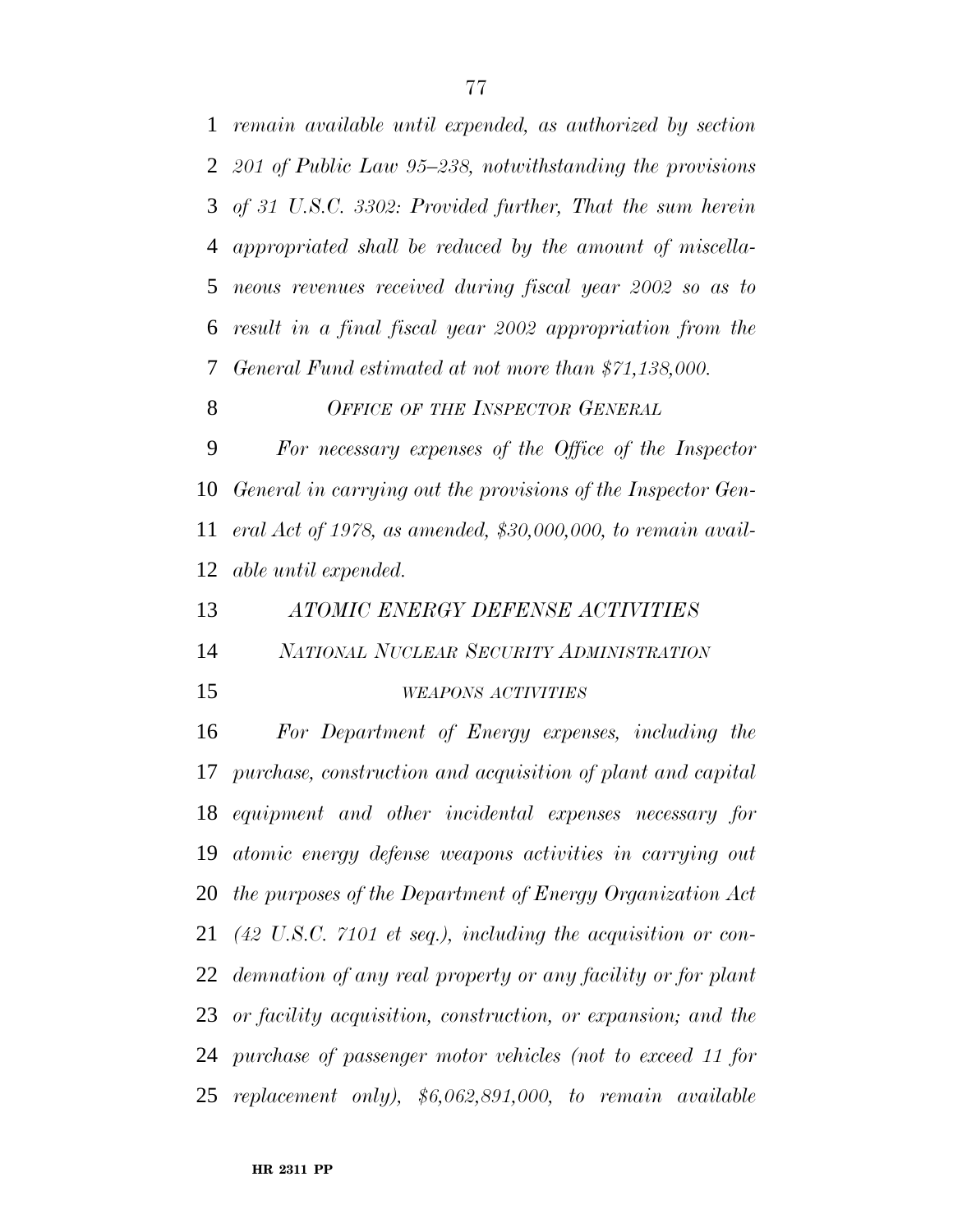*remain available until expended, as authorized by section 201 of Public Law 95–238, notwithstanding the provisions of 31 U.S.C. 3302: Provided further, That the sum herein appropriated shall be reduced by the amount of miscellaneous revenues received during fiscal year 2002 so as to result in a final fiscal year 2002 appropriation from the General Fund estimated at not more than $71,138,000.*

*OFFICE OF THE INSPECTOR GENERAL*

*For necessary expenses of the Office of the Inspector General in carrying out the provisions of the Inspector General Act of 1978, as amended, $30,000,000, to remain available until expended.*

*ATOMIC ENERGY DEFENSE ACTIVITIES*

*NATIONAL NUCLEAR SECURITY ADMINISTRATION*

*WEAPONS ACTIVITIES*

*For Department of Energy expenses, including the purchase, construction and acquisition of plant and capital equipment and other incidental expenses necessary for atomic energy defense weapons activities in carrying out the purposes of the Department of Energy Organization Act (42 U.S.C. 7101 et seq.), including the acquisition or condemnation of any real property or any facility or for plant or facility acquisition, construction, or expansion; and the purchase of passenger motor vehicles (not to exceed 11 for replacement only), $6,062,891,000, to remain available*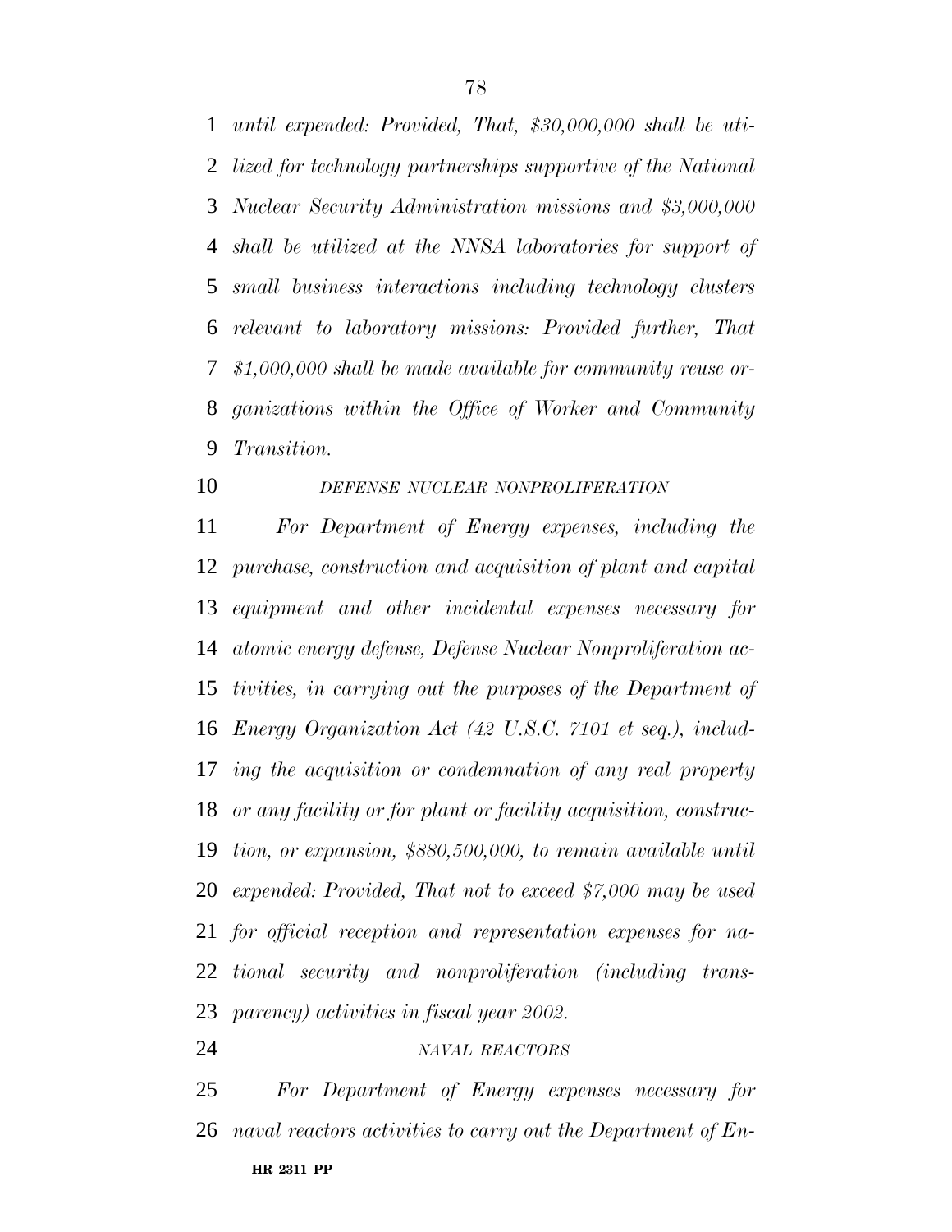*until expended: Provided, That, $30,000,000 shall be utilized for technology partnerships supportive of the National Nuclear Security Administration missions and $3,000,000 shall be utilized at the NNSA laboratories for support of small business interactions including technology clusters relevant to laboratory missions: Provided further, That $1,000,000 shall be made available for community reuse organizations within the Office of Worker and Community Transition.*

*DEFENSE NUCLEAR NONPROLIFERATION*

*For Department of Energy expenses, including the purchase, construction and acquisition of plant and capital equipment and other incidental expenses necessary for atomic energy defense, Defense Nuclear Nonproliferation activities, in carrying out the purposes of the Department of Energy Organization Act (42 U.S.C. 7101 et seq.), including the acquisition or condemnation of any real property or any facility or for plant or facility acquisition, construction, or expansion, $880,500,000, to remain available until expended: Provided, That not to exceed $7,000 may be used for official reception and representation expenses for national security and nonproliferation (including transparency) activities in fiscal year 2002.*

*NAVAL REACTORS*

*For Department of Energy expenses necessary for naval reactors activities to carry out the Department of En-*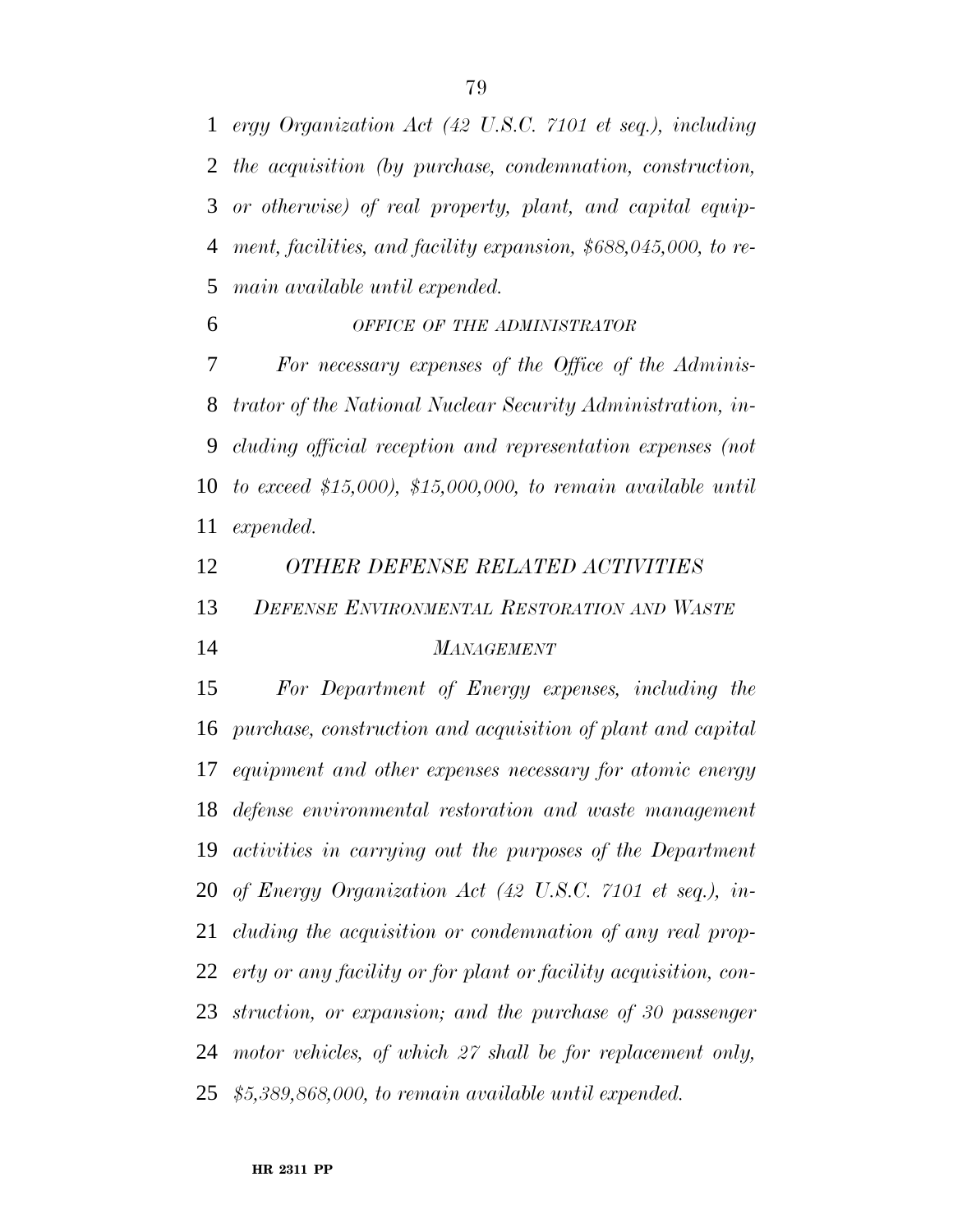*ergy Organization Act (42 U.S.C. 7101 et seq.), including the acquisition (by purchase, condemnation, construction, or otherwise) of real property, plant, and capital equipment, facilities, and facility expansion, $688,045,000, to remain available until expended.*

*OFFICE OF THE ADMINISTRATOR*

*For necessary expenses of the Office of the Administrator of the National Nuclear Security Administration, including official reception and representation expenses (not to exceed $15,000), $15,000,000, to remain available until expended.*

## *OTHER DEFENSE RELATED ACTIVITIES*

### *DEFENSE ENVIRONMENTAL RESTORATION AND WASTE MANAGEMENT*

*For Department of Energy expenses, including the purchase, construction and acquisition of plant and capital equipment and other expenses necessary for atomic energy defense environmental restoration and waste management activities in carrying out the purposes of the Department of Energy Organization Act (42 U.S.C. 7101 et seq.), including the acquisition or condemnation of any real property or any facility or for plant or facility acquisition, construction, or expansion; and the purchase of 30 passenger motor vehicles, of which 27 shall be for replacement only, $5,389,868,000, to remain available until expended.*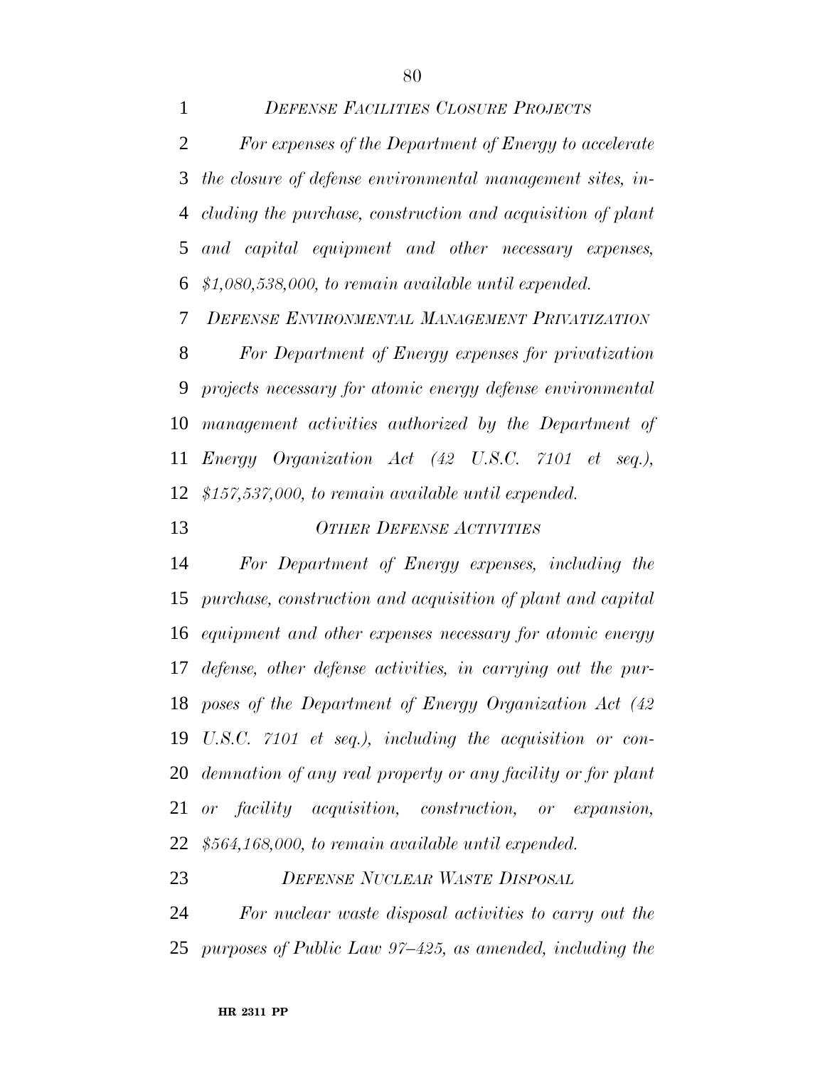*DEFENSE FACILITIES CLOSURE PROJECTS*

*For expenses of the Department of Energy to accelerate the closure of defense environmental management sites, including the purchase, construction and acquisition of plant and capital equipment and other necessary expenses, $1,080,538,000, to remain available until expended.*

*DEFENSE ENVIRONMENTAL MANAGEMENT PRIVATIZATION*

*For Department of Energy expenses for privatization projects necessary for atomic energy defense environmental management activities authorized by the Department of Energy Organization Act (42 U.S.C. 7101 et seq.), $157,537,000, to remain available until expended.*

*OTHER DEFENSE ACTIVITIES*

*For Department of Energy expenses, including the purchase, construction and acquisition of plant and capital equipment and other expenses necessary for atomic energy defense, other defense activities, in carrying out the purposes of the Department of Energy Organization Act (42 U.S.C. 7101 et seq.), including the acquisition or condemnation of any real property or any facility or for plant or facility acquisition, construction, or expansion, $564,168,000, to remain available until expended.*

*DEFENSE NUCLEAR WASTE DISPOSAL*

*For nuclear waste disposal activities to carry out the purposes of Public Law 97–425, as amended, including the*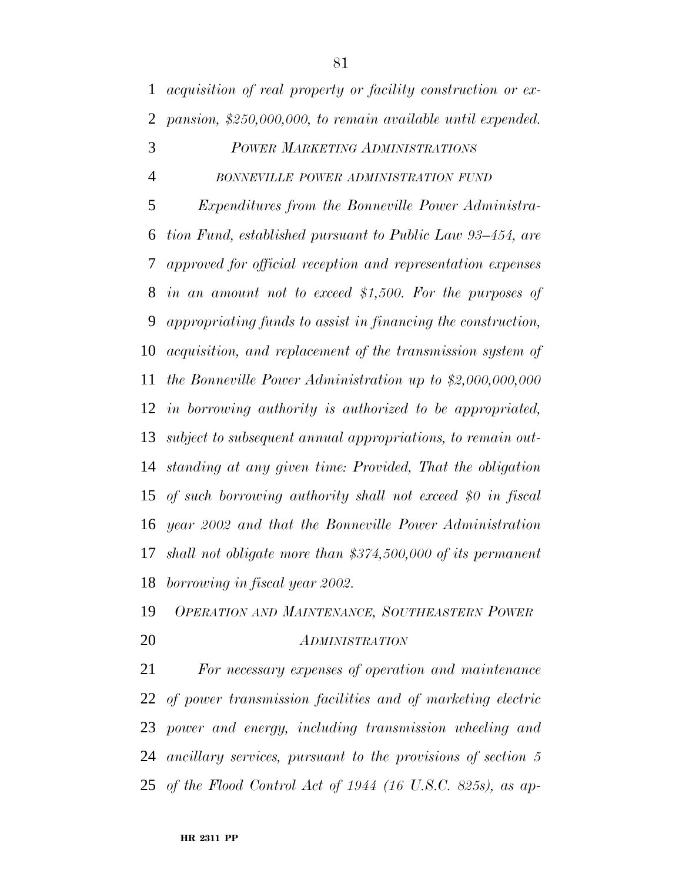*acquisition of real property or facility construction or expansion, $250,000,000, to remain available until expended.*

### *POWER MARKETING ADMINISTRATIONS*

#### *BONNEVILLE POWER ADMINISTRATION FUND*

*Expenditures from the Bonneville Power Administration Fund, established pursuant to Public Law 93–454, are approved for official reception and representation expenses in an amount not to exceed $1,500. For the purposes of appropriating funds to assist in financing the construction, acquisition, and replacement of the transmission system of the Bonneville Power Administration up to $2,000,000,000 in borrowing authority is authorized to be appropriated, subject to subsequent annual appropriations, to remain outstanding at any given time: Provided, That the obligation of such borrowing authority shall not exceed $0 in fiscal year 2002 and that the Bonneville Power Administration shall not obligate more than $374,500,000 of its permanent borrowing in fiscal year 2002.*

#### *OPERATION AND MAINTENANCE, SOUTHEASTERN POWER ADMINISTRATION*

*For necessary expenses of operation and maintenance of power transmission facilities and of marketing electric power and energy, including transmission wheeling and ancillary services, pursuant to the provisions of section 5 of the Flood Control Act of 1944 (16 U.S.C. 825s), as ap-*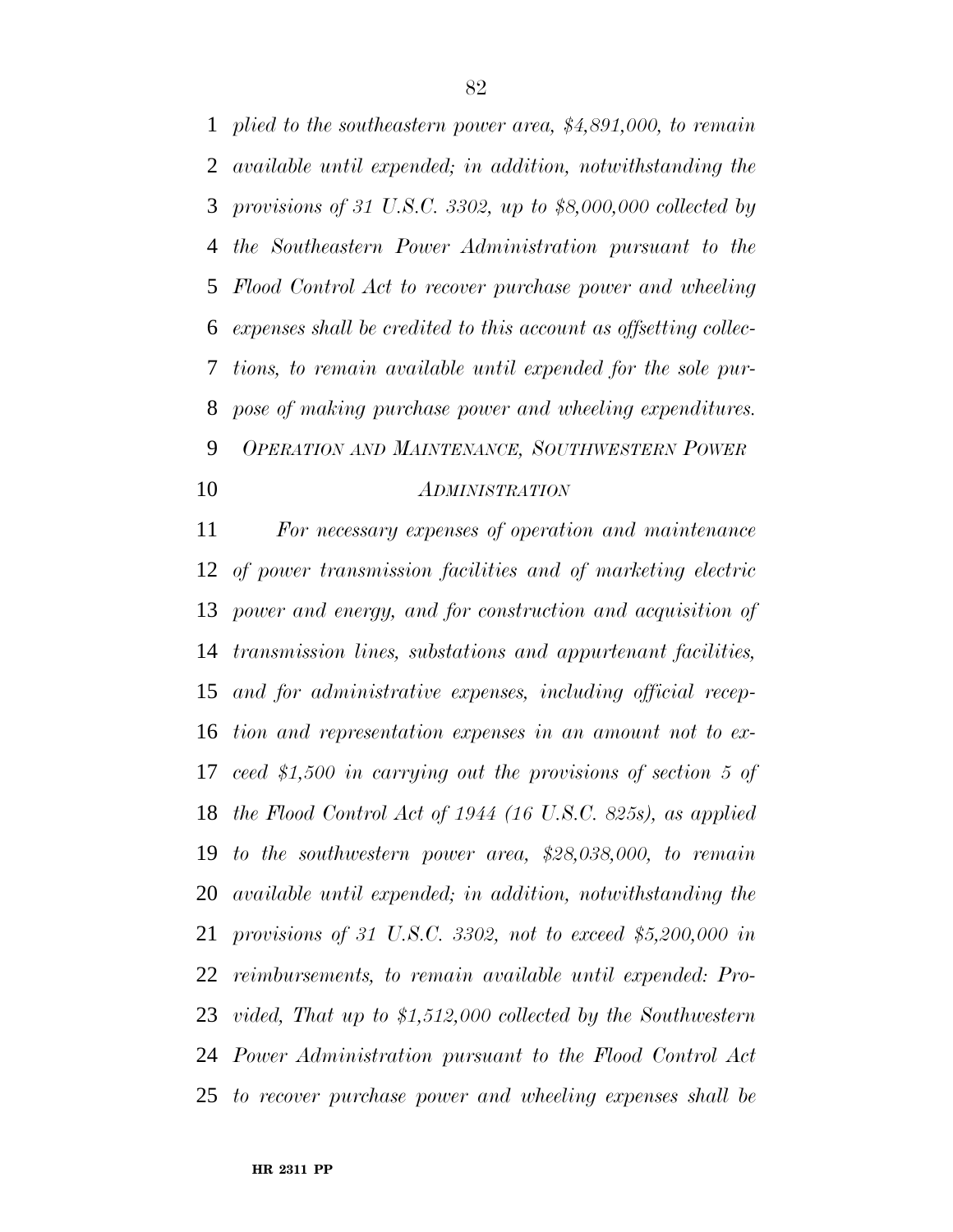*plied to the southeastern power area, $4,891,000, to remain available until expended; in addition, notwithstanding the provisions of 31 U.S.C. 3302, up to $8,000,000 collected by the Southeastern Power Administration pursuant to the Flood Control Act to recover purchase power and wheeling expenses shall be credited to this account as offsetting collections, to remain available until expended for the sole purpose of making purchase power and wheeling expenditures.*

*OPERATION AND MAINTENANCE, SOUTHWESTERN POWER ADMINISTRATION*

*For necessary expenses of operation and maintenance of power transmission facilities and of marketing electric power and energy, and for construction and acquisition of transmission lines, substations and appurtenant facilities, and for administrative expenses, including official reception and representation expenses in an amount not to exceed $1,500 in carrying out the provisions of section 5 of the Flood Control Act of 1944 (16 U.S.C. 825s), as applied to the southwestern power area, $28,038,000, to remain available until expended; in addition, notwithstanding the provisions of 31 U.S.C. 3302, not to exceed $5,200,000 in reimbursements, to remain available until expended: Provided, That up to $1,512,000 collected by the Southwestern Power Administration pursuant to the Flood Control Act to recover purchase power and wheeling expenses shall be*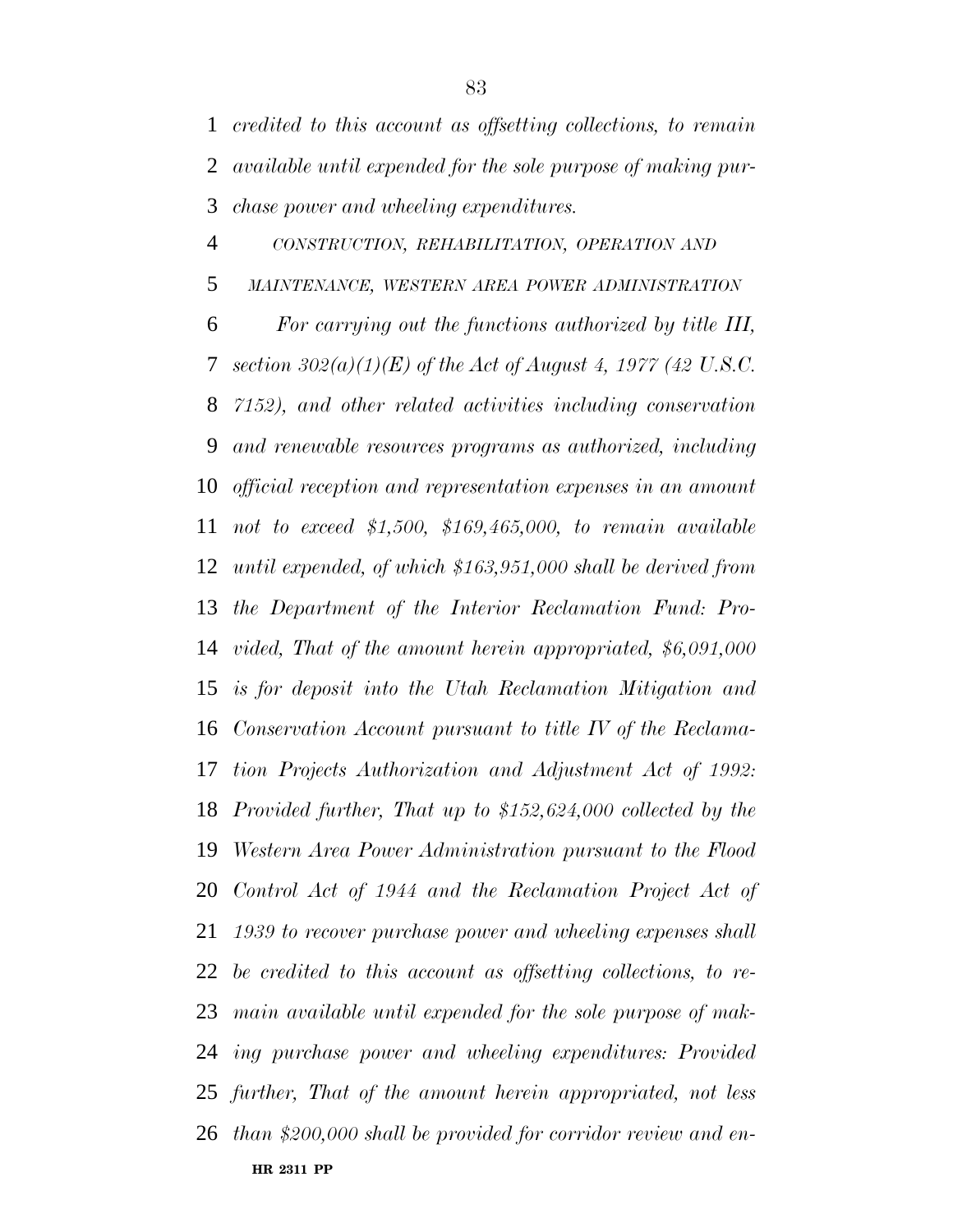*credited to this account as offsetting collections, to remain available until expended for the sole purpose of making purchase power and wheeling expenditures.*

*CONSTRUCTION, REHABILITATION, OPERATION AND MAINTENANCE, WESTERN AREA POWER ADMINISTRATION*

*For carrying out the functions authorized by title III, section 302(a)(1)(E) of the Act of August 4, 1977 (42 U.S.C. 7152), and other related activities including conservation and renewable resources programs as authorized, including official reception and representation expenses in an amount not to exceed $1,500, $169,465,000, to remain available until expended, of which $163,951,000 shall be derived from the Department of the Interior Reclamation Fund: Provided, That of the amount herein appropriated, $6,091,000 is for deposit into the Utah Reclamation Mitigation and Conservation Account pursuant to title IV of the Reclamation Projects Authorization and Adjustment Act of 1992: Provided further, That up to $152,624,000 collected by the Western Area Power Administration pursuant to the Flood Control Act of 1944 and the Reclamation Project Act of 1939 to recover purchase power and wheeling expenses shall be credited to this account as offsetting collections, to remain available until expended for the sole purpose of making purchase power and wheeling expenditures: Provided further, That of the amount herein appropriated, not less than $200,000 shall be provided for corridor review and en-*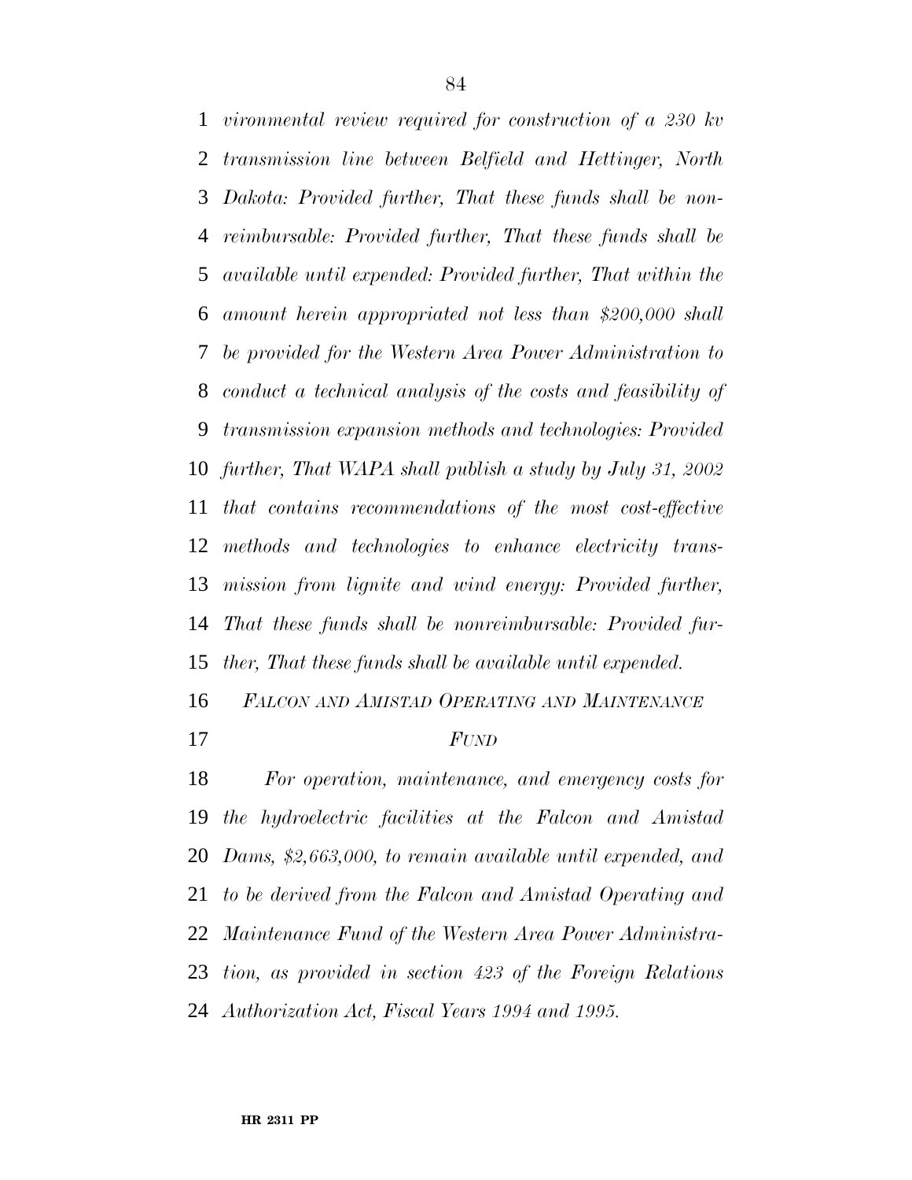*vironmental review required for construction of a 230 kv transmission line between Belfield and Hettinger, North Dakota: Provided further, That these funds shall be nonreimbursable: Provided further, That these funds shall be available until expended: Provided further, That within the amount herein appropriated not less than $200,000 shall be provided for the Western Area Power Administration to conduct a technical analysis of the costs and feasibility of transmission expansion methods and technologies: Provided further, That WAPA shall publish a study by July 31, 2002 that contains recommendations of the most cost-effective methods and technologies to enhance electricity transmission from lignite and wind energy: Provided further, That these funds shall be nonreimbursable: Provided further, That these funds shall be available until expended.*

*FALCON AND AMISTAD OPERATING AND MAINTENANCE FUND*

*For operation, maintenance, and emergency costs for the hydroelectric facilities at the Falcon and Amistad Dams, $2,663,000, to remain available until expended, and to be derived from the Falcon and Amistad Operating and Maintenance Fund of the Western Area Power Administration, as provided in section 423 of the Foreign Relations Authorization Act, Fiscal Years 1994 and 1995.*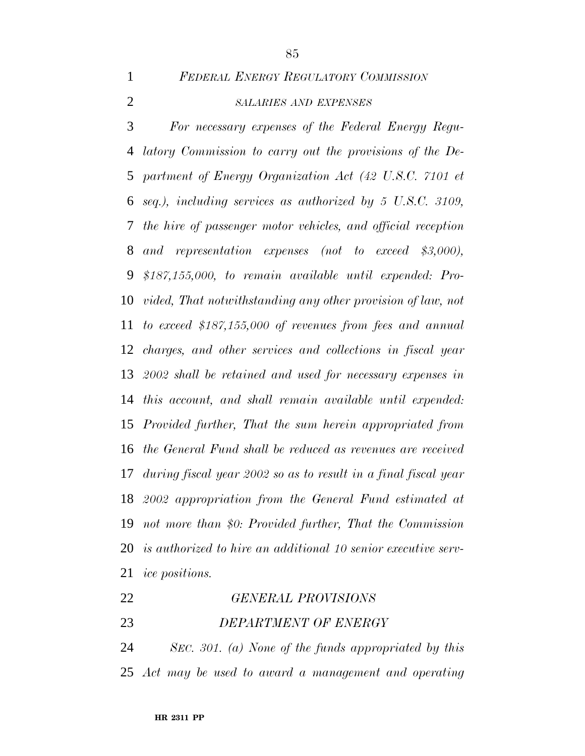### *FEDERAL ENERGY REGULATORY COMMISSION*

#### *SALARIES AND EXPENSES*

*For necessary expenses of the Federal Energy Regulatory Commission to carry out the provisions of the Department of Energy Organization Act (42 U.S.C. 7101 et seq.), including services as authorized by 5 U.S.C. 3109, the hire of passenger motor vehicles, and official reception and representation expenses (not to exceed $3,000), $187,155,000, to remain available until expended: Provided, That notwithstanding any other provision of law, not to exceed $187,155,000 of revenues from fees and annual charges, and other services and collections in fiscal year 2002 shall be retained and used for necessary expenses in this account, and shall remain available until expended: Provided further, That the sum herein appropriated from the General Fund shall be reduced as revenues are received during fiscal year 2002 so as to result in a final fiscal year 2002 appropriation from the General Fund estimated at not more than $0: Provided further, That the Commission is authorized to hire an additional 10 senior executive service positions.*

### *GENERAL PROVISIONS*

### *DEPARTMENT OF ENERGY*

*SEC. 301. (a) None of the funds appropriated by this Act may be used to award a management and operating*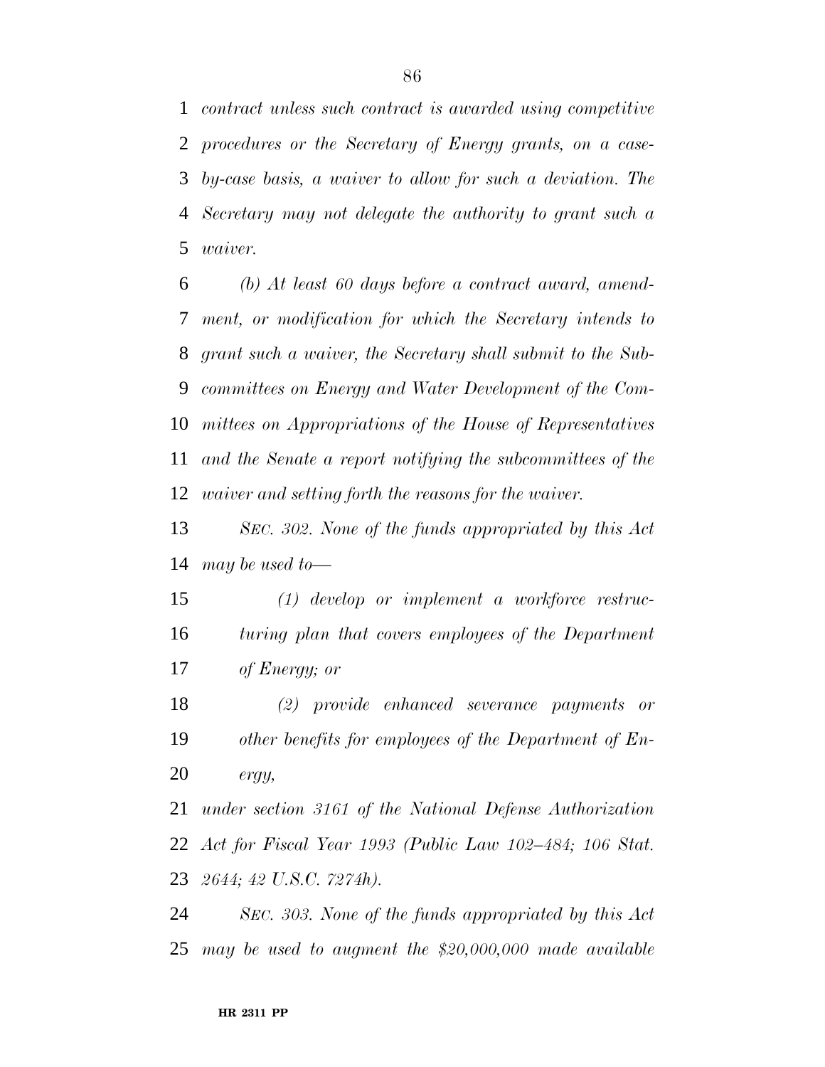*contract unless such contract is awarded using competitive procedures or the Secretary of Energy grants, on a case-by-case basis, a waiver to allow for such a deviation. The Secretary may not delegate the authority to grant such a waiver.*

*(b) At least 60 days before a contract award, amendment, or modification for which the Secretary intends to grant such a waiver, the Secretary shall submit to the Subcommittees on Energy and Water Development of the Committees on Appropriations of the House of Representatives and the Senate a report notifying the subcommittees of the waiver and setting forth the reasons for the waiver.*

*SEC. 302. None of the funds appropriated by this Act may be used to—*

*(1) develop or implement a workforce restructuring plan that covers employees of the Department of Energy; or*

*(2) provide enhanced severance payments or other benefits for employees of the Department of Energy,*

*under section 3161 of the National Defense Authorization Act for Fiscal Year 1993 (Public Law 102–484; 106 Stat. 2644; 42 U.S.C. 7274h).*

*SEC. 303. None of the funds appropriated by this Act may be used to augment the $20,000,000 made available*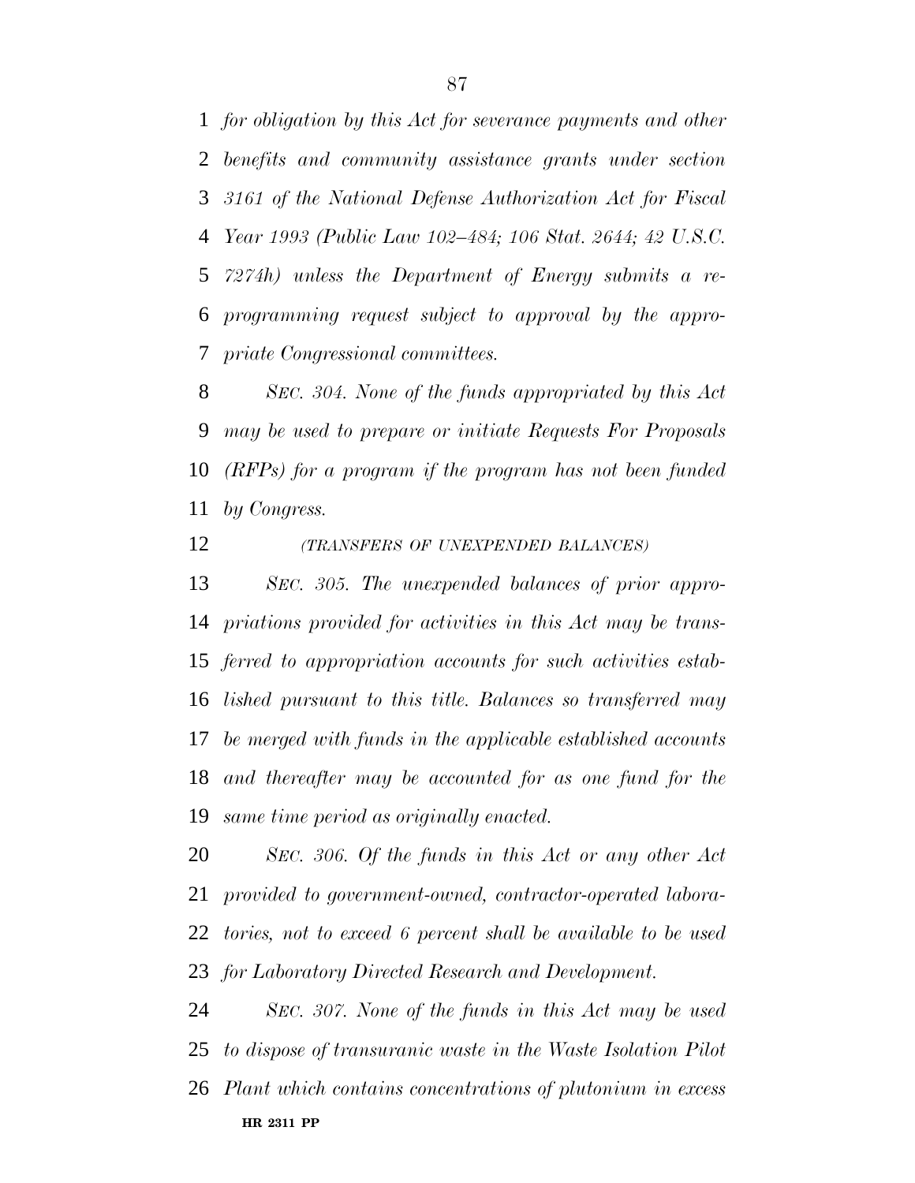*for obligation by this Act for severance payments and other benefits and community assistance grants under section 3161 of the National Defense Authorization Act for Fiscal Year 1993 (Public Law 102–484; 106 Stat. 2644; 42 U.S.C. 7274h) unless the Department of Energy submits a reprogramming request subject to approval by the appropriate Congressional committees.*

*SEC. 304. None of the funds appropriated by this Act may be used to prepare or initiate Requests For Proposals (RFPs) for a program if the program has not been funded by Congress.*

*(TRANSFERS OF UNEXPENDED BALANCES)*

*SEC. 305. The unexpended balances of prior appropriations provided for activities in this Act may be transferred to appropriation accounts for such activities established pursuant to this title. Balances so transferred may be merged with funds in the applicable established accounts and thereafter may be accounted for as one fund for the same time period as originally enacted.*

*SEC. 306. Of the funds in this Act or any other Act provided to government-owned, contractor-operated laboratories, not to exceed 6 percent shall be available to be used for Laboratory Directed Research and Development.*

*SEC. 307. None of the funds in this Act may be used to dispose of transuranic waste in the Waste Isolation Pilot Plant which contains concentrations of plutonium in excess*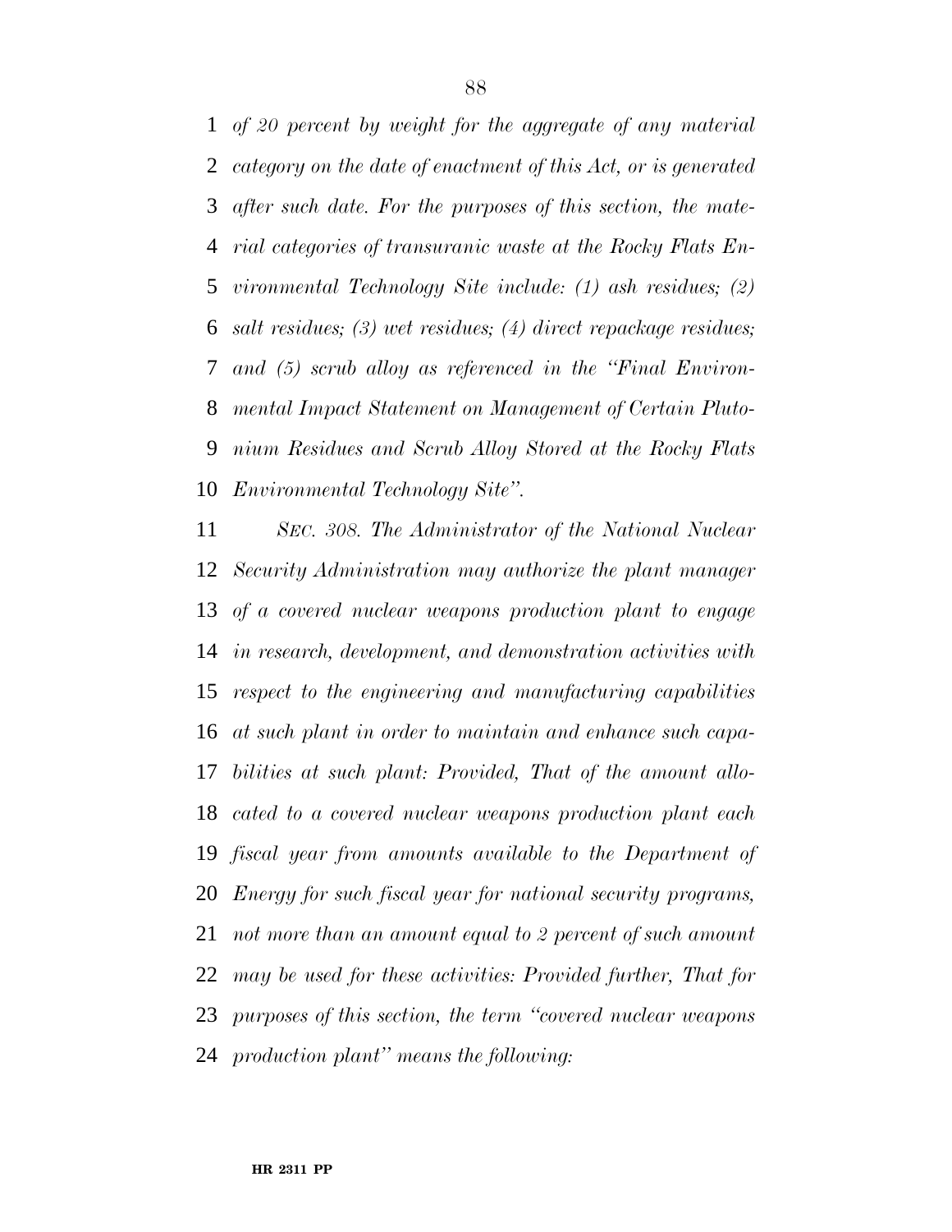*of 20 percent by weight for the aggregate of any material category on the date of enactment of this Act, or is generated after such date. For the purposes of this section, the material categories of transuranic waste at the Rocky Flats Environmental Technology Site include: (1) ash residues; (2) salt residues; (3) wet residues; (4) direct repackage residues; and (5) scrub alloy as referenced in the "Final Environmental Impact Statement on Management of Certain Plutonium Residues and Scrub Alloy Stored at the Rocky Flats Environmental Technology Site".*

*SEC. 308. The Administrator of the National Nuclear Security Administration may authorize the plant manager of a covered nuclear weapons production plant to engage in research, development, and demonstration activities with respect to the engineering and manufacturing capabilities at such plant in order to maintain and enhance such capabilities at such plant: Provided, That of the amount allocated to a covered nuclear weapons production plant each fiscal year from amounts available to the Department of Energy for such fiscal year for national security programs, not more than an amount equal to 2 percent of such amount may be used for these activities: Provided further, That for purposes of this section, the term "covered nuclear weapons production plant" means the following:*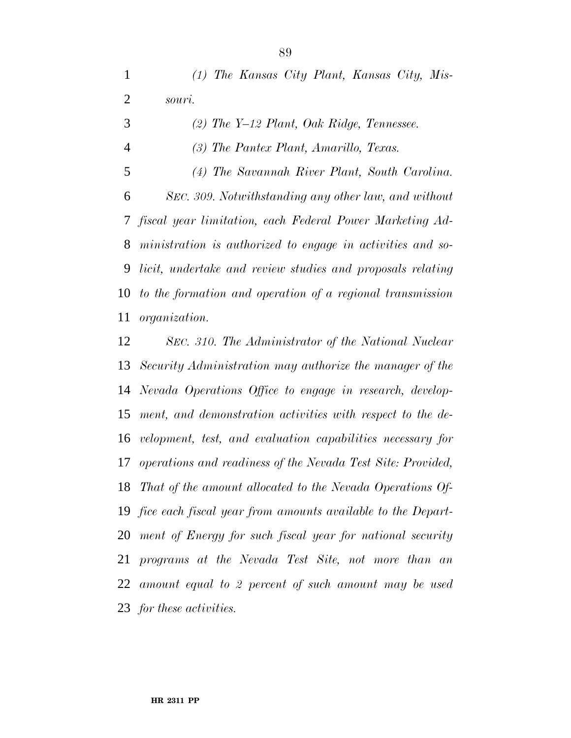*(1) The Kansas City Plant, Kansas City, Missouri.*

*(2) The Y–12 Plant, Oak Ridge, Tennessee.*

*(3) The Pantex Plant, Amarillo, Texas.*

*(4) The Savannah River Plant, South Carolina.*

*SEC. 309. Notwithstanding any other law, and without fiscal year limitation, each Federal Power Marketing Administration is authorized to engage in activities and solicit, undertake and review studies and proposals relating to the formation and operation of a regional transmission organization.*

*SEC. 310. The Administrator of the National Nuclear Security Administration may authorize the manager of the Nevada Operations Office to engage in research, development, and demonstration activities with respect to the development, test, and evaluation capabilities necessary for operations and readiness of the Nevada Test Site: Provided, That of the amount allocated to the Nevada Operations Office each fiscal year from amounts available to the Department of Energy for such fiscal year for national security programs at the Nevada Test Site, not more than an amount equal to 2 percent of such amount may be used for these activities.*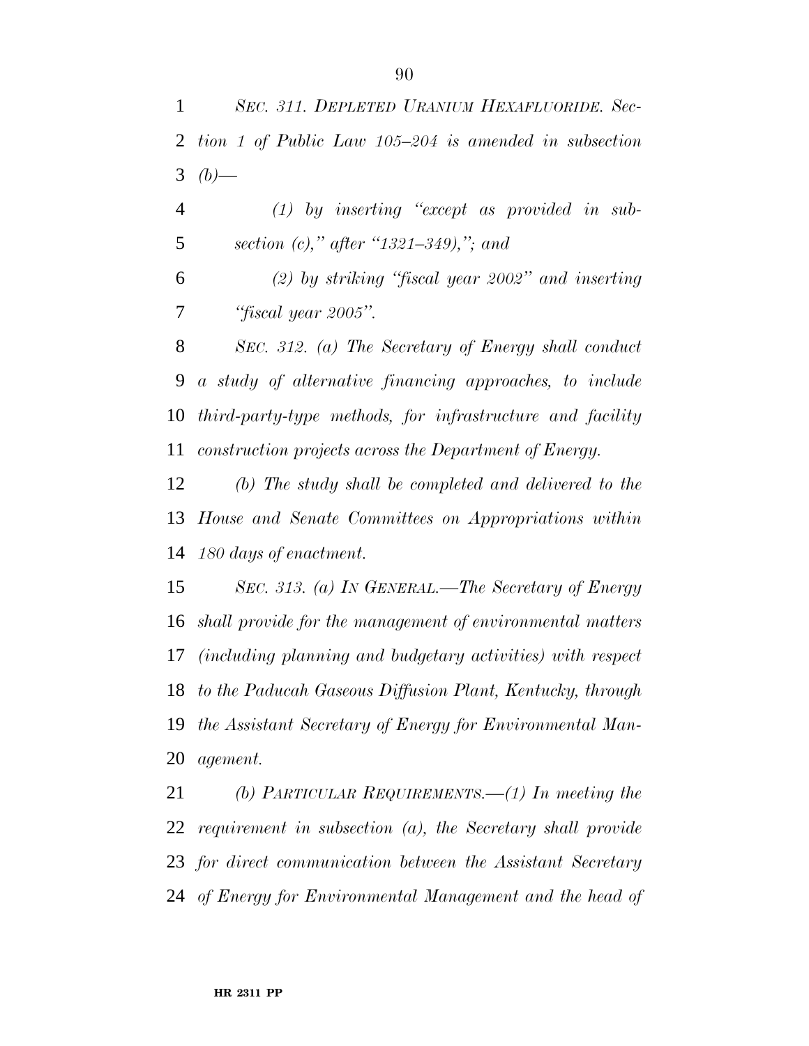*SEC. 311. DEPLETED URANIUM HEXAFLUORIDE. Section 1 of Public Law 105–204 is amended in subsection (b)—*

*(1) by inserting "except as provided in subsection (c)," after "1321–349),"; and*

*(2) by striking "fiscal year 2002" and inserting "fiscal year 2005".*

*SEC. 312. (a) The Secretary of Energy shall conduct a study of alternative financing approaches, to include third-party-type methods, for infrastructure and facility construction projects across the Department of Energy.*

*(b) The study shall be completed and delivered to the House and Senate Committees on Appropriations within 180 days of enactment.*

*SEC. 313. (a) IN GENERAL.—The Secretary of Energy shall provide for the management of environmental matters (including planning and budgetary activities) with respect to the Paducah Gaseous Diffusion Plant, Kentucky, through the Assistant Secretary of Energy for Environmental Management.*

*(b) PARTICULAR REQUIREMENTS.—(1) In meeting the requirement in subsection (a), the Secretary shall provide for direct communication between the Assistant Secretary of Energy for Environmental Management and the head of*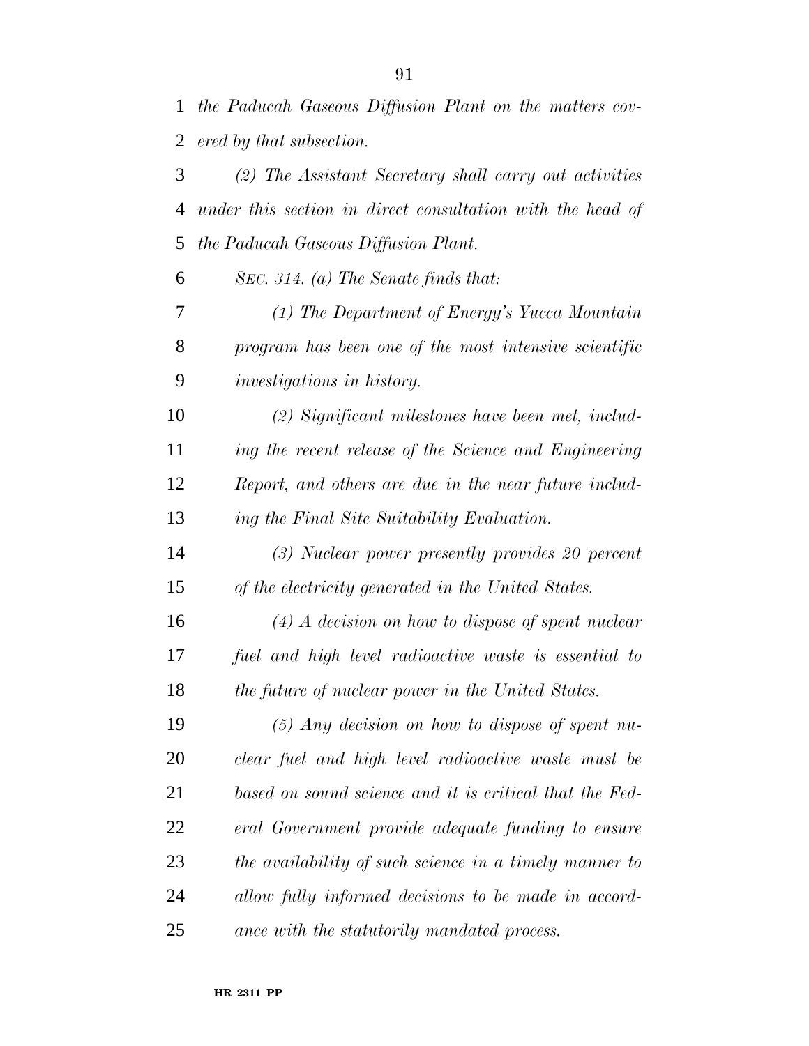*the Paducah Gaseous Diffusion Plant on the matters covered by that subsection.*

*(2) The Assistant Secretary shall carry out activities under this section in direct consultation with the head of the Paducah Gaseous Diffusion Plant.*

*SEC. 314. (a) The Senate finds that:*

*(1) The Department of Energy's Yucca Mountain program has been one of the most intensive scientific investigations in history.*

*(2) Significant milestones have been met, including the recent release of the Science and Engineering Report, and others are due in the near future including the Final Site Suitability Evaluation.*

*(3) Nuclear power presently provides 20 percent of the electricity generated in the United States.*

*(4) A decision on how to dispose of spent nuclear fuel and high level radioactive waste is essential to the future of nuclear power in the United States.*

*(5) Any decision on how to dispose of spent nuclear fuel and high level radioactive waste must be based on sound science and it is critical that the Federal Government provide adequate funding to ensure the availability of such science in a timely manner to allow fully informed decisions to be made in accordance with the statutorily mandated process.*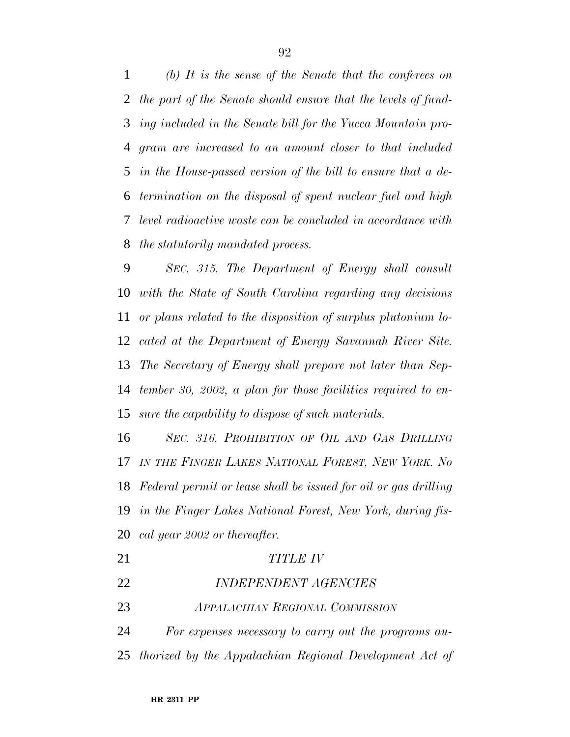*(b) It is the sense of the Senate that the conferees on the part of the Senate should ensure that the levels of funding included in the Senate bill for the Yucca Mountain program are increased to an amount closer to that included in the House-passed version of the bill to ensure that a determination on the disposal of spent nuclear fuel and high level radioactive waste can be concluded in accordance with the statutorily mandated process.*

*SEC. 315. The Department of Energy shall consult with the State of South Carolina regarding any decisions or plans related to the disposition of surplus plutonium located at the Department of Energy Savannah River Site. The Secretary of Energy shall prepare not later than September 30, 2002, a plan for those facilities required to ensure the capability to dispose of such materials.*

*SEC. 316. PROHIBITION OF OIL AND GAS DRILLING IN THE FINGER LAKES NATIONAL FOREST, NEW YORK. No Federal permit or lease shall be issued for oil or gas drilling in the Finger Lakes National Forest, New York, during fiscal year 2002 or thereafter.*

## *TITLE IV*

## *INDEPENDENT AGENCIES*

### *APPALACHIAN REGIONAL COMMISSION*

*For expenses necessary to carry out the programs authorized by the Appalachian Regional Development Act of*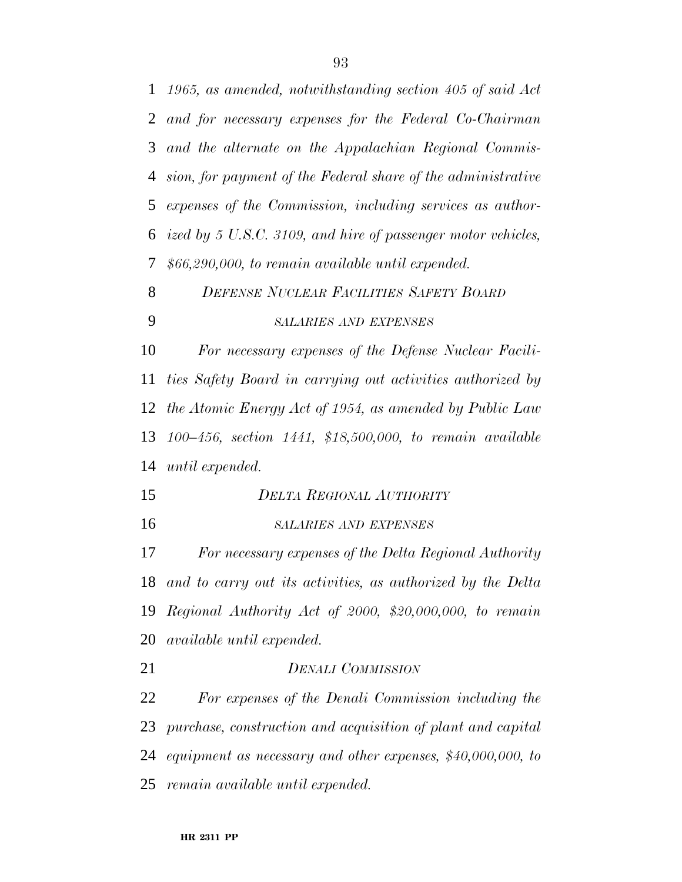*1965, as amended, notwithstanding section 405 of said Act and for necessary expenses for the Federal Co-Chairman and the alternate on the Appalachian Regional Commission, for payment of the Federal share of the administrative expenses of the Commission, including services as authorized by 5 U.S.C. 3109, and hire of passenger motor vehicles, $66,290,000, to remain available until expended.*

### *DEFENSE NUCLEAR FACILITIES SAFETY BOARD*

#### *SALARIES AND EXPENSES*

*For necessary expenses of the Defense Nuclear Facilities Safety Board in carrying out activities authorized by the Atomic Energy Act of 1954, as amended by Public Law 100–456, section 1441, $18,500,000, to remain available until expended.*

### *DELTA REGIONAL AUTHORITY*

#### *SALARIES AND EXPENSES*

*For necessary expenses of the Delta Regional Authority and to carry out its activities, as authorized by the Delta Regional Authority Act of 2000, $20,000,000, to remain available until expended.*

### *DENALI COMMISSION*

*For expenses of the Denali Commission including the purchase, construction and acquisition of plant and capital equipment as necessary and other expenses, $40,000,000, to remain available until expended.*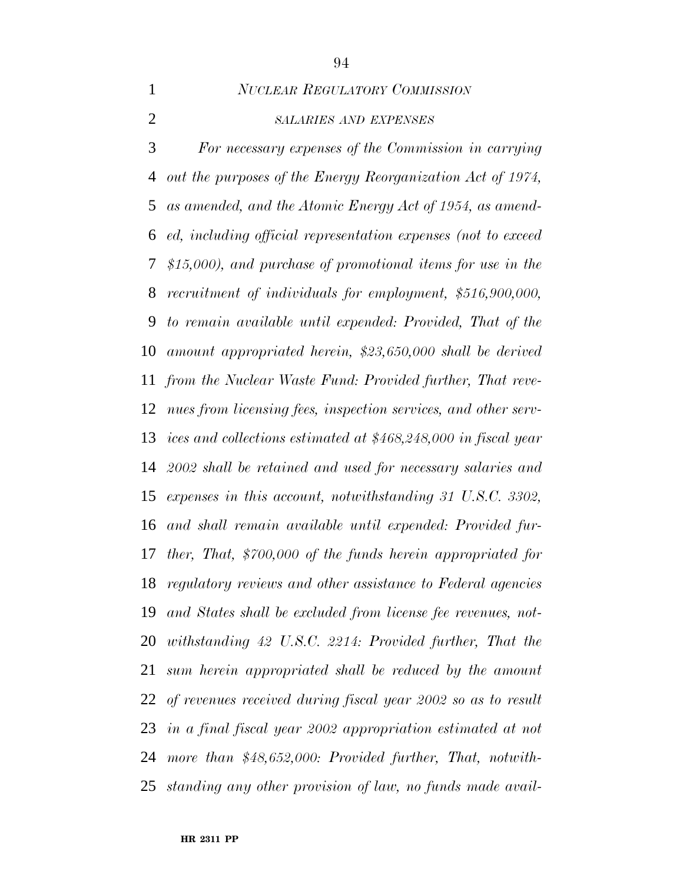*NUCLEAR REGULATORY COMMISSION*

*SALARIES AND EXPENSES*

*For necessary expenses of the Commission in carrying out the purposes of the Energy Reorganization Act of 1974, as amended, and the Atomic Energy Act of 1954, as amended, including official representation expenses (not to exceed $15,000), and purchase of promotional items for use in the recruitment of individuals for employment, $516,900,000, to remain available until expended: Provided, That of the amount appropriated herein, $23,650,000 shall be derived from the Nuclear Waste Fund: Provided further, That revenues from licensing fees, inspection services, and other services and collections estimated at $468,248,000 in fiscal year 2002 shall be retained and used for necessary salaries and expenses in this account, notwithstanding 31 U.S.C. 3302, and shall remain available until expended: Provided further, That, $700,000 of the funds herein appropriated for regulatory reviews and other assistance to Federal agencies and States shall be excluded from license fee revenues, notwithstanding 42 U.S.C. 2214: Provided further, That the sum herein appropriated shall be reduced by the amount of revenues received during fiscal year 2002 so as to result in a final fiscal year 2002 appropriation estimated at not more than $48,652,000: Provided further, That, notwithstanding any other provision of law, no funds made avail-*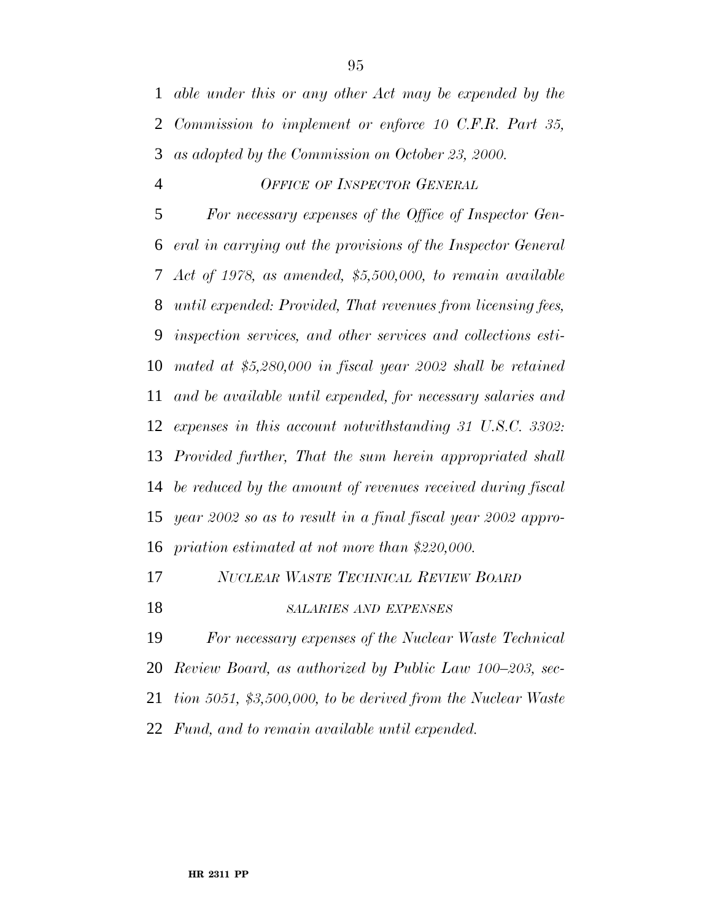*able under this or any other Act may be expended by the Commission to implement or enforce 10 C.F.R. Part 35, as adopted by the Commission on October 23, 2000.*

*OFFICE OF INSPECTOR GENERAL*

*For necessary expenses of the Office of Inspector General in carrying out the provisions of the Inspector General Act of 1978, as amended, $5,500,000, to remain available until expended: Provided, That revenues from licensing fees, inspection services, and other services and collections estimated at $5,280,000 in fiscal year 2002 shall be retained and be available until expended, for necessary salaries and expenses in this account notwithstanding 31 U.S.C. 3302: Provided further, That the sum herein appropriated shall be reduced by the amount of revenues received during fiscal year 2002 so as to result in a final fiscal year 2002 appropriation estimated at not more than $220,000.*

*NUCLEAR WASTE TECHNICAL REVIEW BOARD*

*SALARIES AND EXPENSES*

*For necessary expenses of the Nuclear Waste Technical Review Board, as authorized by Public Law 100–203, section 5051, $3,500,000, to be derived from the Nuclear Waste Fund, and to remain available until expended.*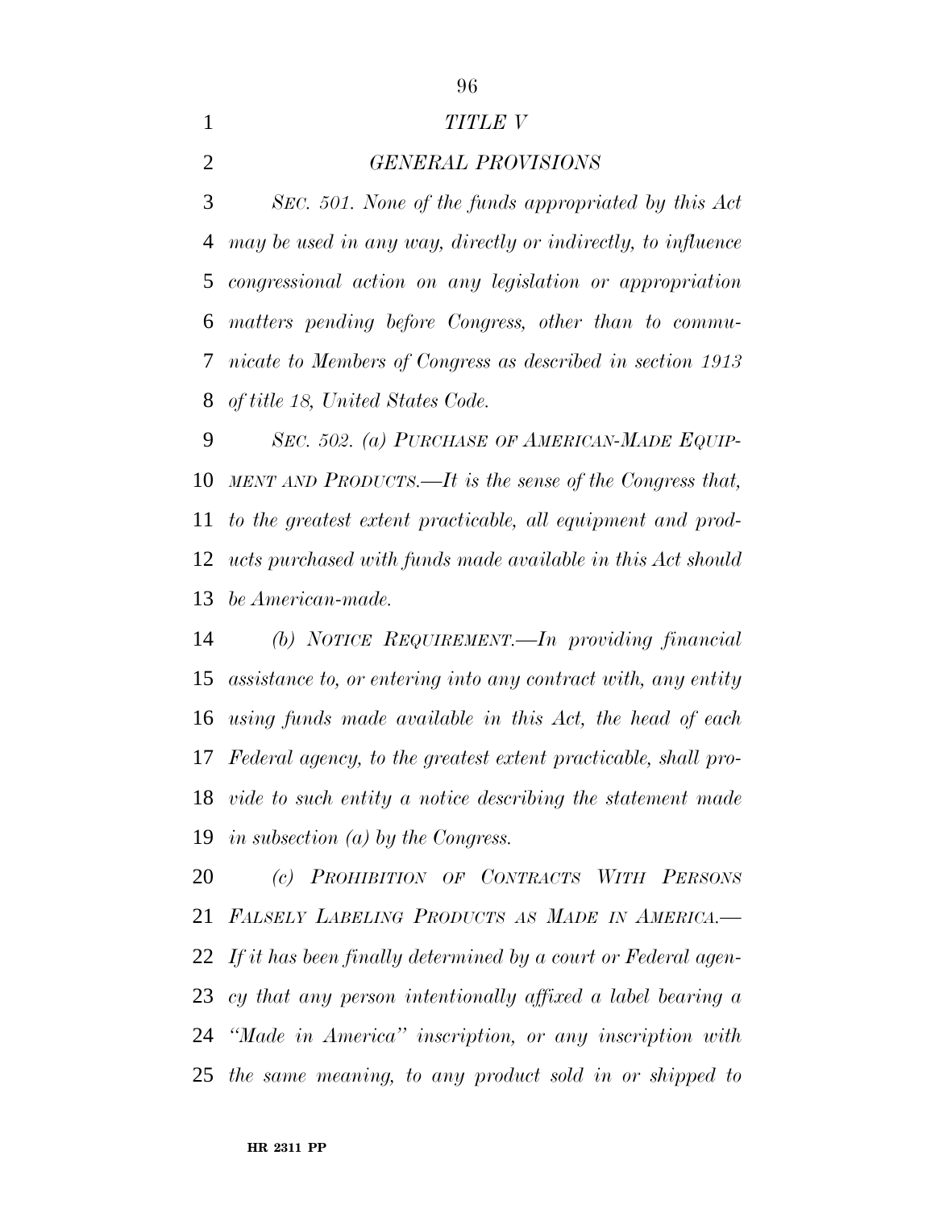## *TITLE V*

## *GENERAL PROVISIONS*

*SEC. 501. None of the funds appropriated by this Act may be used in any way, directly or indirectly, to influence congressional action on any legislation or appropriation matters pending before Congress, other than to communicate to Members of Congress as described in section 1913 of title 18, United States Code.*

*SEC. 502. (a) PURCHASE OF AMERICAN-MADE EQUIPMENT AND PRODUCTS.—It is the sense of the Congress that, to the greatest extent practicable, all equipment and products purchased with funds made available in this Act should be American-made.*

*(b) NOTICE REQUIREMENT.—In providing financial assistance to, or entering into any contract with, any entity using funds made available in this Act, the head of each Federal agency, to the greatest extent practicable, shall provide to such entity a notice describing the statement made in subsection (a) by the Congress.*

*(c) PROHIBITION OF CONTRACTS WITH PERSONS FALSELY LABELING PRODUCTS AS MADE IN AMERICA.—If it has been finally determined by a court or Federal agency that any person intentionally affixed a label bearing a "Made in America" inscription, or any inscription with the same meaning, to any product sold in or shipped to*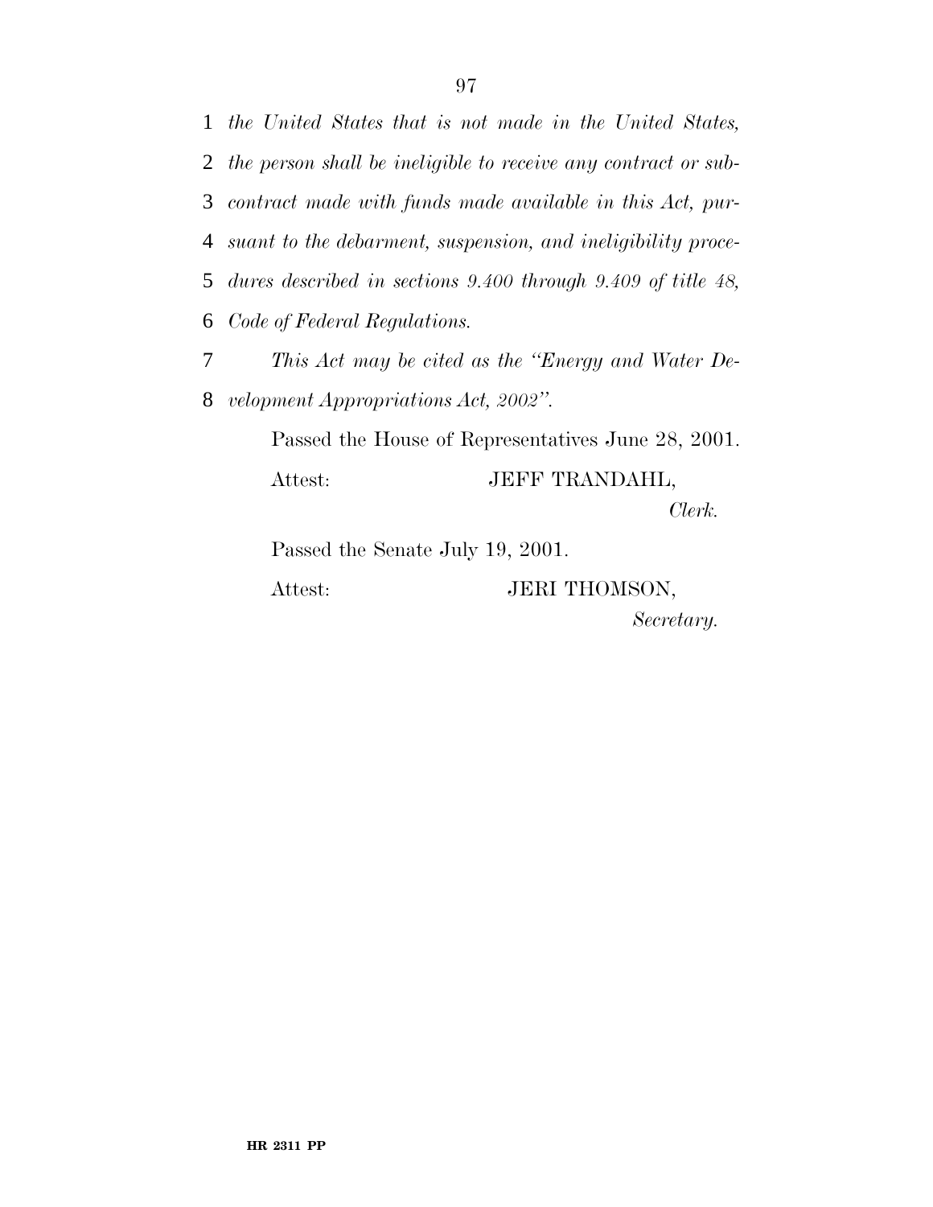*the United States that is not made in the United States, the person shall be ineligible to receive any contract or subcontract made with funds made available in this Act, pursuant to the debarment, suspension, and ineligibility procedures described in sections 9.400 through 9.409 of title 48, Code of Federal Regulations.*

*This Act may be cited as the "Energy and Water Development Appropriations Act, 2002".*

Passed the House of Representatives June 28, 2001.

Attest: JEFF TRANDAHL,

*Clerk.*

Passed the Senate July 19, 2001.

Attest: JERI THOMSON,

*Secretary.*